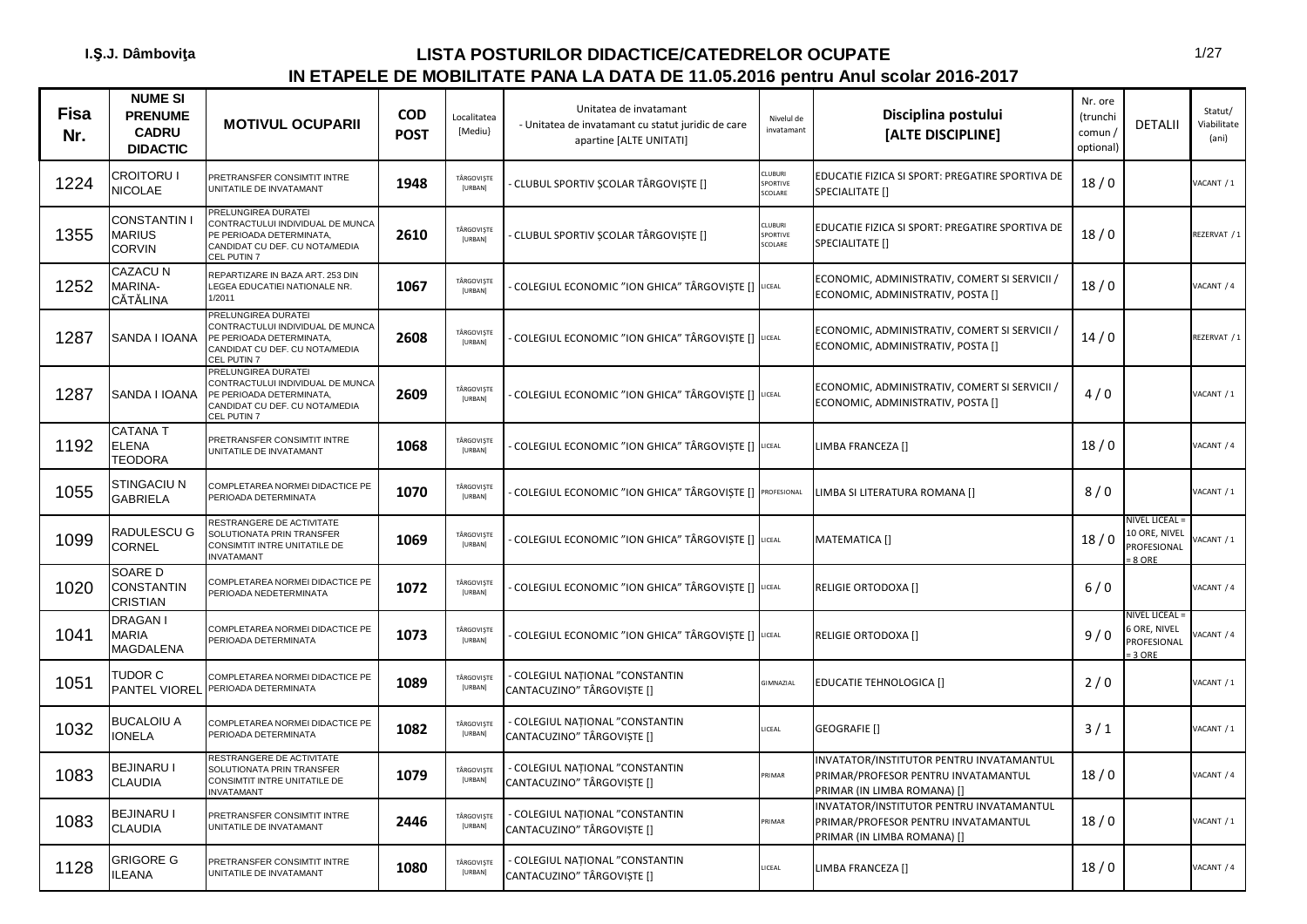I.Ş.J. Dâmboviţa

# LISTA POSTURILOR DIDACTICE/CATEDRELOR OCUPATE IN ETAPELE DE MOBILITATE PANA LA DATA DE 11.05.2016 pentru Anul scolar 2016-2017

| Fisa Nr. | NUME SI PRENUME CADRU DIDACTIC | MOTIVUL OCUPARII | COD POST | Localitatea [Mediu] | Unitatea de invatamant - Unitatea de invatamant cu statut juridic de care apartine [ALTE UNITATI] | Nivelul de invatamant | Disciplina postului [ALTE DISCIPLINE] | Nr. ore (trunchi comun / optional) | DETALII | Statut/ Viabilitate (ani) |
|---|---|---|---|---|---|---|---|---|---|---|
| 1224 | CROITORU I NICOLAE | PRETRANSFER CONSIMTIT INTRE UNITATILE DE INVATAMANT | 1948 | TÂRGOVIŞTE [URBAN] | - CLUBUL SPORTIV ŞCOLAR TÂRGOVIŞTE [] | CLUBURI SPORTIVE SCOLARE | EDUCATIE FIZICA SI SPORT: PREGATIRE SPORTIVA DE SPECIALITATE [] | 18 / 0 | | VACANT / 1 |
| 1355 | CONSTANTIN I MARIUS CORVIN | PRELUNGIREA DURATEI CONTRACTULUI INDIVIDUAL DE MUNCA PE PERIOADA DETERMINATA, CANDIDAT CU DEF. CU NOTA/MEDIA CEL PUTIN 7 | 2610 | TÂRGOVIŞTE [URBAN] | - CLUBUL SPORTIV ŞCOLAR TÂRGOVIŞTE [] | CLUBURI SPORTIVE SCOLARE | EDUCATIE FIZICA SI SPORT: PREGATIRE SPORTIVA DE SPECIALITATE [] | 18 / 0 | | REZERVAT / 1 |
| 1252 | CAZACU N MARINA-CĂTĂLINA | REPARTIZARE IN BAZA ART. 253 DIN LEGEA EDUCATIEI NATIONALE NR. 1/2011 | 1067 | TÂRGOVIŞTE [URBAN] | - COLEGIUL ECONOMIC "ION GHICA" TÂRGOVIŞTE [] | LICEAL | ECONOMIC, ADMINISTRATIV, COMERT SI SERVICII / ECONOMIC, ADMINISTRATIV, POSTA [] | 18 / 0 | | VACANT / 4 |
| 1287 | SANDA I IOANA | PRELUNGIREA DURATEI CONTRACTULUI INDIVIDUAL DE MUNCA PE PERIOADA DETERMINATA, CANDIDAT CU DEF. CU NOTA/MEDIA CEL PUTIN 7 | 2608 | TÂRGOVIŞTE [URBAN] | - COLEGIUL ECONOMIC "ION GHICA" TÂRGOVIŞTE [] | LICEAL | ECONOMIC, ADMINISTRATIV, COMERT SI SERVICII / ECONOMIC, ADMINISTRATIV, POSTA [] | 14 / 0 | | REZERVAT / 1 |
| 1287 | SANDA I IOANA | PRELUNGIREA DURATEI CONTRACTULUI INDIVIDUAL DE MUNCA PE PERIOADA DETERMINATA, CANDIDAT CU DEF. CU NOTA/MEDIA CEL PUTIN 7 | 2609 | TÂRGOVIŞTE [URBAN] | - COLEGIUL ECONOMIC "ION GHICA" TÂRGOVIŞTE [] | LICEAL | ECONOMIC, ADMINISTRATIV, COMERT SI SERVICII / ECONOMIC, ADMINISTRATIV, POSTA [] | 4 / 0 | | VACANT / 1 |
| 1192 | CATANA T ELENA TEODORA | PRETRANSFER CONSIMTIT INTRE UNITATILE DE INVATAMANT | 1068 | TÂRGOVIŞTE [URBAN] | - COLEGIUL ECONOMIC "ION GHICA" TÂRGOVIŞTE [] | LICEAL | LIMBA FRANCEZA [] | 18 / 0 | | VACANT / 4 |
| 1055 | STINGACIU N GABRIELA | COMPLETAREA NORMEI DIDACTICE PE PERIOADA DETERMINATA | 1070 | TÂRGOVIŞTE [URBAN] | - COLEGIUL ECONOMIC "ION GHICA" TÂRGOVIŞTE [] | PROFESIONAL | LIMBA SI LITERATURA ROMANA [] | 8 / 0 | | VACANT / 1 |
| 1099 | RADULESCU G CORNEL | RESTRANGERE DE ACTIVITATE SOLUTIONATA PRIN TRANSFER CONSIMTIT INTRE UNITATILE DE INVATAMANT | 1069 | TÂRGOVIŞTE [URBAN] | - COLEGIUL ECONOMIC "ION GHICA" TÂRGOVIŞTE [] | LICEAL | MATEMATICA [] | 18 / 0 | NIVEL LICEAL = 10 ORE, NIVEL PROFESIONAL = 8 ORE | VACANT / 1 |
| 1020 | SOARE D CONSTANTIN CRISTIAN | COMPLETAREA NORMEI DIDACTICE PE PERIOADA NEDETERMINATA | 1072 | TÂRGOVIŞTE [URBAN] | - COLEGIUL ECONOMIC "ION GHICA" TÂRGOVIŞTE [] | LICEAL | RELIGIE ORTODOXA [] | 6 / 0 | | VACANT / 4 |
| 1041 | DRAGAN I MARIA MAGDALENA | COMPLETAREA NORMEI DIDACTICE PE PERIOADA DETERMINATA | 1073 | TÂRGOVIŞTE [URBAN] | - COLEGIUL ECONOMIC "ION GHICA" TÂRGOVIŞTE [] | LICEAL | RELIGIE ORTODOXA [] | 9 / 0 | NIVEL LICEAL = 6 ORE, NIVEL PROFESIONAL = 3 ORE | VACANT / 4 |
| 1051 | TUDOR C PANTEL VIOREL | COMPLETAREA NORMEI DIDACTICE PE PERIOADA DETERMINATA | 1089 | TÂRGOVIŞTE [URBAN] | - COLEGIUL NAȚIONAL "CONSTANTIN CANTACUZINO" TÂRGOVIȘTE [] | GIMNAZIAL | EDUCATIE TEHNOLOGICA [] | 2 / 0 | | VACANT / 1 |
| 1032 | BUCALOIU A IONELA | COMPLETAREA NORMEI DIDACTICE PE PERIOADA DETERMINATA | 1082 | TÂRGOVIŞTE [URBAN] | - COLEGIUL NAȚIONAL "CONSTANTIN CANTACUZINO" TÂRGOVIȘTE [] | LICEAL | GEOGRAFIE [] | 3 / 1 | | VACANT / 1 |
| 1083 | BEJINARU I CLAUDIA | RESTRANGERE DE ACTIVITATE SOLUTIONATA PRIN TRANSFER CONSIMTIT INTRE UNITATILE DE INVATAMANT | 1079 | TÂRGOVIŞTE [URBAN] | - COLEGIUL NAȚIONAL "CONSTANTIN CANTACUZINO" TÂRGOVIȘTE [] | PRIMAR | INVATATOR/INSTITUTOR PENTRU INVATAMANTUL PRIMAR/PROFESOR PENTRU INVATAMANTUL PRIMAR (IN LIMBA ROMANA) [] | 18 / 0 | | VACANT / 4 |
| 1083 | BEJINARU I CLAUDIA | PRETRANSFER CONSIMTIT INTRE UNITATILE DE INVATAMANT | 2446 | TÂRGOVIŞTE [URBAN] | - COLEGIUL NAȚIONAL "CONSTANTIN CANTACUZINO" TÂRGOVIȘTE [] | PRIMAR | INVATATOR/INSTITUTOR PENTRU INVATAMANTUL PRIMAR/PROFESOR PENTRU INVATAMANTUL PRIMAR (IN LIMBA ROMANA) [] | 18 / 0 | | VACANT / 1 |
| 1128 | GRIGORE G ILEANA | PRETRANSFER CONSIMTIT INTRE UNITATILE DE INVATAMANT | 1080 | TÂRGOVIŞTE [URBAN] | - COLEGIUL NAȚIONAL "CONSTANTIN CANTACUZINO" TÂRGOVIȘTE [] | LICEAL | LIMBA FRANCEZA [] | 18 / 0 | | VACANT / 4 |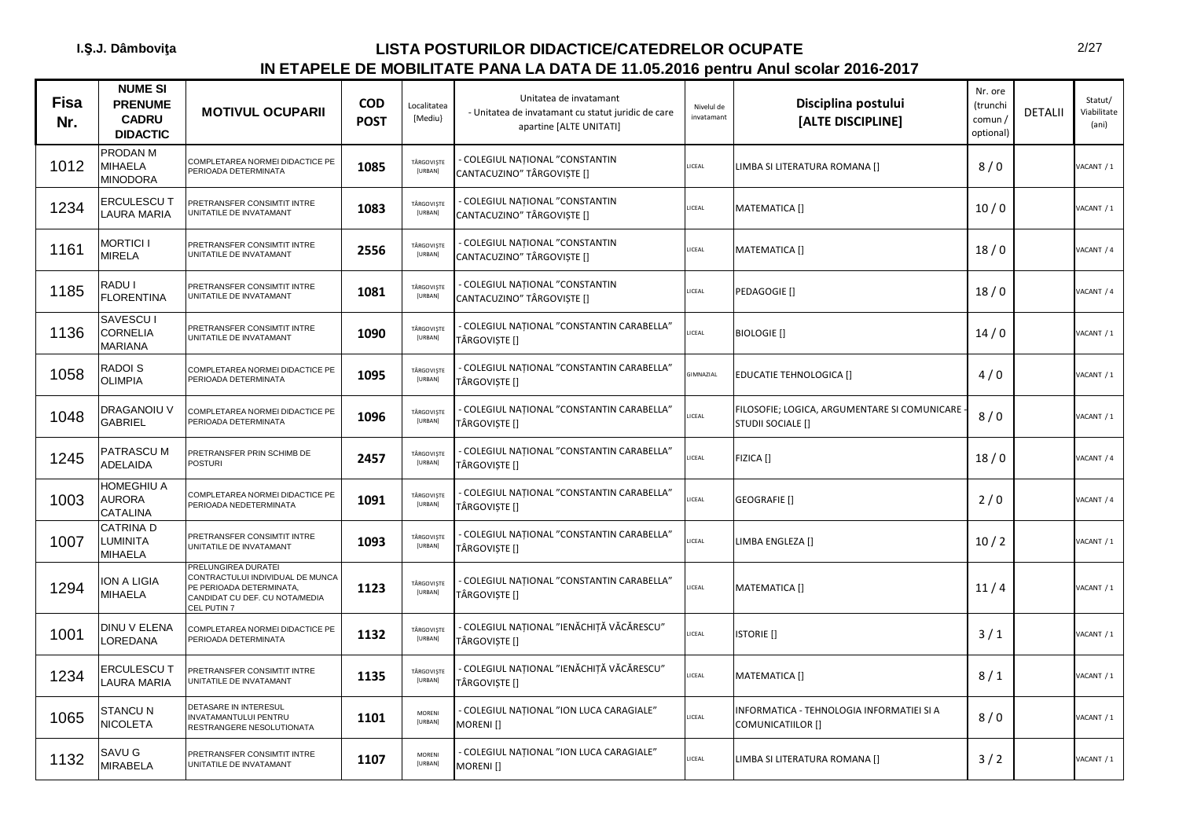I.Ş.J. Dâmboviţa

# LISTA POSTURILOR DIDACTICE/CATEDRELOR OCUPATE
## IN ETAPELE DE MOBILITATE PANA LA DATA DE 11.05.2016 pentru Anul scolar 2016-2017

| Fisa Nr. | NUME SI PRENUME CADRU DIDACTIC | MOTIVUL OCUPARII | COD POST | Localitatea [Mediu] | Unitatea de invatamant - Unitatea de invatamant cu statut juridic de care apartine [ALTE UNITATI] | Nivelul de invatamant | Disciplina postului [ALTE DISCIPLINE] | Nr. ore (trunchi comun / optional) | DETALII | Statut/ Viabilitate (ani) |
|---|---|---|---|---|---|---|---|---|---|---|
| 1012 | PRODAN M MIHAELA MINODORA | COMPLETAREA NORMEI DIDACTICE PE PERIOADA DETERMINATA | 1085 | TÂRGOVIŞTE [URBAN] | - COLEGIUL NAŢIONAL "CONSTANTIN CANTACUZINO" TÂRGOVIŞTE [] | LICEAL | LIMBA SI LITERATURA ROMANA [] | 8 / 0 | | VACANT / 1 |
| 1234 | ERCULESCU T LAURA MARIA | PRETRANSFER CONSIMTIT INTRE UNITATILE DE INVATAMANT | 1083 | TÂRGOVIŞTE [URBAN] | - COLEGIUL NAŢIONAL "CONSTANTIN CANTACUZINO" TÂRGOVIŞTE [] | LICEAL | MATEMATICA [] | 10 / 0 | | VACANT / 1 |
| 1161 | MORTICI I MIRELA | PRETRANSFER CONSIMTIT INTRE UNITATILE DE INVATAMANT | 2556 | TÂRGOVIŞTE [URBAN] | - COLEGIUL NAŢIONAL "CONSTANTIN CANTACUZINO" TÂRGOVIŞTE [] | LICEAL | MATEMATICA [] | 18 / 0 | | VACANT / 4 |
| 1185 | RADU I FLORENTINA | PRETRANSFER CONSIMTIT INTRE UNITATILE DE INVATAMANT | 1081 | TÂRGOVIŞTE [URBAN] | - COLEGIUL NAŢIONAL "CONSTANTIN CANTACUZINO" TÂRGOVIŞTE [] | LICEAL | PEDAGOGIE [] | 18 / 0 | | VACANT / 4 |
| 1136 | SAVESCU I CORNELIA MARIANA | PRETRANSFER CONSIMTIT INTRE UNITATILE DE INVATAMANT | 1090 | TÂRGOVIŞTE [URBAN] | - COLEGIUL NAŢIONAL "CONSTANTIN CARABELLA" TÂRGOVIŞTE [] | LICEAL | BIOLOGIE [] | 14 / 0 | | VACANT / 1 |
| 1058 | RADOI S OLIMPIA | COMPLETAREA NORMEI DIDACTICE PE PERIOADA DETERMINATA | 1095 | TÂRGOVIŞTE [URBAN] | - COLEGIUL NAŢIONAL "CONSTANTIN CARABELLA" TÂRGOVIŞTE [] | GIMNAZIAL | EDUCATIE TEHNOLOGICA [] | 4 / 0 | | VACANT / 1 |
| 1048 | DRAGANOIU V GABRIEL | COMPLETAREA NORMEI DIDACTICE PE PERIOADA DETERMINATA | 1096 | TÂRGOVIŞTE [URBAN] | - COLEGIUL NAŢIONAL "CONSTANTIN CARABELLA" TÂRGOVIŞTE [] | LICEAL | FILOSOFIE; LOGICA, ARGUMENTARE SI COMUNICARE - STUDII SOCIALE [] | 8 / 0 | | VACANT / 1 |
| 1245 | PATRASCU M ADELAIDA | PRETRANSFER PRIN SCHIMB DE POSTURI | 2457 | TÂRGOVIŞTE [URBAN] | - COLEGIUL NAŢIONAL "CONSTANTIN CARABELLA" TÂRGOVIŞTE [] | LICEAL | FIZICA [] | 18 / 0 | | VACANT / 4 |
| 1003 | HOMEGHIU A AURORA CATALINA | COMPLETAREA NORMEI DIDACTICE PE PERIOADA NEDETERMINATA | 1091 | TÂRGOVIŞTE [URBAN] | - COLEGIUL NAŢIONAL "CONSTANTIN CARABELLA" TÂRGOVIŞTE [] | LICEAL | GEOGRAFIE [] | 2 / 0 | | VACANT / 4 |
| 1007 | CATRINA D LUMINITA MIHAELA | PRETRANSFER CONSIMTIT INTRE UNITATILE DE INVATAMANT | 1093 | TÂRGOVIŞTE [URBAN] | - COLEGIUL NAŢIONAL "CONSTANTIN CARABELLA" TÂRGOVIŞTE [] | LICEAL | LIMBA ENGLEZA [] | 10 / 2 | | VACANT / 1 |
| 1294 | ION A LIGIA MIHAELA | PRELUNGIREA DURATEI CONTRACTULUI INDIVIDUAL DE MUNCA PE PERIOADA DETERMINATA, CANDIDAT CU DEF. CU NOTA/MEDIA CEL PUTIN 7 | 1123 | TÂRGOVIŞTE [URBAN] | - COLEGIUL NAŢIONAL "CONSTANTIN CARABELLA" TÂRGOVIŞTE [] | LICEAL | MATEMATICA [] | 11 / 4 | | VACANT / 1 |
| 1001 | DINU V ELENA LOREDANA | COMPLETAREA NORMEI DIDACTICE PE PERIOADA DETERMINATA | 1132 | TÂRGOVIŞTE [URBAN] | - COLEGIUL NAŢIONAL "IENĂCHIŢĂ VĂCĂRESCU" TÂRGOVIŞTE [] | LICEAL | ISTORIE [] | 3 / 1 | | VACANT / 1 |
| 1234 | ERCULESCU T LAURA MARIA | PRETRANSFER CONSIMTIT INTRE UNITATILE DE INVATAMANT | 1135 | TÂRGOVIŞTE [URBAN] | - COLEGIUL NAŢIONAL "IENĂCHIŢĂ VĂCĂRESCU" TÂRGOVIŞTE [] | LICEAL | MATEMATICA [] | 8 / 1 | | VACANT / 1 |
| 1065 | STANCU N NICOLETA | DETASARE IN INTERESUL INVATAMANTULUI PENTRU RESTRANGERE NESOLUTIONATA | 1101 | MORENI [URBAN] | - COLEGIUL NAŢIONAL "ION LUCA CARAGIALE" MORENI [] | LICEAL | INFORMATICA - TEHNOLOGIA INFORMATIEI SI A COMUNICATIILOR [] | 8 / 0 | | VACANT / 1 |
| 1132 | SAVU G MIRABELA | PRETRANSFER CONSIMTIT INTRE UNITATILE DE INVATAMANT | 1107 | MORENI [URBAN] | - COLEGIUL NAŢIONAL "ION LUCA CARAGIALE" MORENI [] | LICEAL | LIMBA SI LITERATURA ROMANA [] | 3 / 2 | | VACANT / 1 |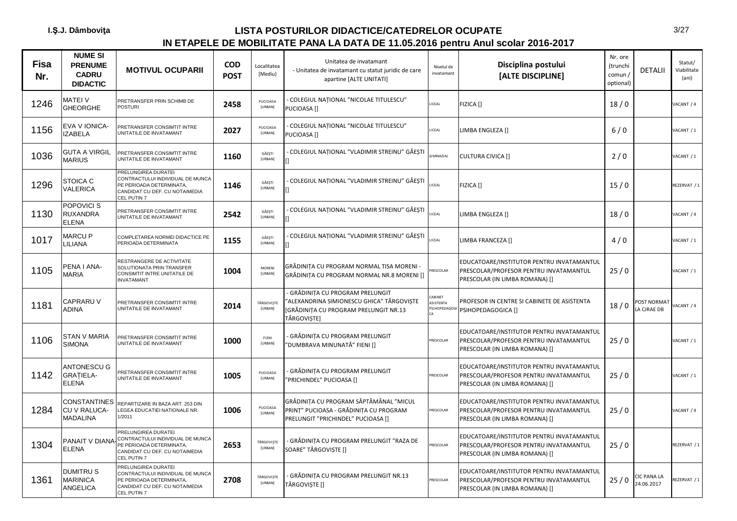I.Ş.J. Dâmboviţa

# LISTA POSTURILOR DIDACTICE/CATEDRELOR OCUPATE
## IN ETAPELE DE MOBILITATE PANA LA DATA DE 11.05.2016 pentru Anul scolar 2016-2017

| Fisa Nr. | NUME SI PRENUME CADRU DIDACTIC | MOTIVUL OCUPARII | COD POST | Localitatea [Mediu] | Unitatea de invatamant - Unitatea de invatamant cu statut juridic de care apartine [ALTE UNITATI] | Nivelul de invatamant | Disciplina postului [ALTE DISCIPLINE] | Nr. ore (trunchi comun / optional) | DETALII | Statut/ Viabilitate (ani) |
|---|---|---|---|---|---|---|---|---|---|---|
| 1246 | MATEI V GHEORGHE | PRETRANSFER PRIN SCHIMB DE POSTURI | 2458 | PUCIOASA [URBAN] | - COLEGIUL NAȚIONAL "NICOLAE TITULESCU" PUCIOASA [] | LICEAL | FIZICA [] | 18 / 0 | | VACANT / 4 |
| 1156 | EVA V IONICA-IZABELA | PRETRANSFER CONSIMTIT INTRE UNITATILE DE INVATAMANT | 2027 | PUCIOASA [URBAN] | - COLEGIUL NAȚIONAL "NICOLAE TITULESCU" PUCIOASA [] | LICEAL | LIMBA ENGLEZA [] | 6 / 0 | | VACANT / 1 |
| 1036 | GUTA A VIRGIL MARIUS | PRETRANSFER CONSIMTIT INTRE UNITATILE DE INVATAMANT | 1160 | GĂEȘTI [URBAN] | - COLEGIUL NAȚIONAL "VLADIMIR STREINU" GĂEȘTI [] | GIMNAZIAL | CULTURA CIVICA [] | 2 / 0 | | VACANT / 1 |
| 1296 | STOICA C VALERICA | PRELUNGIREA DURATEI CONTRACTULUI INDIVIDUAL DE MUNCA PE PERIOADA DETERMINATA, CANDIDAT CU DEF. CU NOTA/MEDIA CEL PUTIN 7 | 1146 | GĂEȘTI [URBAN] | - COLEGIUL NAȚIONAL "VLADIMIR STREINU" GĂEȘTI [] | LICEAL | FIZICA [] | 15 / 0 | | REZERVAT / 1 |
| 1130 | POPOVICI S RUXANDRA ELENA | PRETRANSFER CONSIMTIT INTRE UNITATILE DE INVATAMANT | 2542 | GĂEȘTI [URBAN] | - COLEGIUL NAȚIONAL "VLADIMIR STREINU" GĂEȘTI [] | LICEAL | LIMBA ENGLEZA [] | 18 / 0 | | VACANT / 4 |
| 1017 | MARCU P LILIANA | COMPLETAREA NORMEI DIDACTICE PE PERIOADA DETERMINATA | 1155 | GĂEȘTI [URBAN] | - COLEGIUL NAȚIONAL "VLADIMIR STREINU" GĂEȘTI [] | LICEAL | LIMBA FRANCEZA [] | 4 / 0 | | VACANT / 1 |
| 1105 | PENA I ANA-MARIA | RESTRANGERE DE ACTIVITATE SOLUTIONATA PRIN TRANSFER CONSIMTIT INTRE UNITATILE DE INVATAMANT | 1004 | MORENI [URBAN] | GRĂDINIȚA CU PROGRAM NORMAL TISA MORENI - GRĂDINIȚA CU PROGRAM NORMAL NR.8 MORENI [] | PRESCOLAR | EDUCATOARE/INSTITUTOR PENTRU INVATAMANTUL PRESCOLAR/PROFESOR PENTRU INVATAMANTUL PRESCOLAR (IN LIMBA ROMANA) [] | 25 / 0 | | VACANT / 1 |
| 1181 | CAPRARU V ADINA | PRETRANSFER CONSIMTIT INTRE UNITATILE DE INVATAMANT | 2014 | TÂRGOVIȘTE [URBAN] | - GRĂDINIȚA CU PROGRAM PRELUNGIT "ALEXANDRINA SIMIONESCU GHICA" TÂRGOVIȘTE [GRĂDINIȚA CU PROGRAM PRELUNGIT NR.13 TÂRGOVIȘTE] | CABINET ASISTENTA PSIHOPEDAGOGICA | PROFESOR IN CENTRE SI CABINETE DE ASISTENTA PSIHOPEDAGOGICA [] | 18 / 0 | POST NORMAT LA CJRAE DB | VACANT / 4 |
| 1106 | STAN V MARIA SIMONA | PRETRANSFER CONSIMTIT INTRE UNITATILE DE INVATAMANT | 1000 | FIENI [URBAN] | - GRĂDINIȚA CU PROGRAM PRELUNGIT "DUMBRAVA MINUNATĂ" FIENI [] | PRESCOLAR | EDUCATOARE/INSTITUTOR PENTRU INVATAMANTUL PRESCOLAR/PROFESOR PENTRU INVATAMANTUL PRESCOLAR (IN LIMBA ROMANA) [] | 25 / 0 | | VACANT / 1 |
| 1142 | ANTONESCU G GRAȚIELA-ELENA | PRETRANSFER CONSIMTIT INTRE UNITATILE DE INVATAMANT | 1005 | PUCIOASA [URBAN] | - GRĂDINIȚA CU PROGRAM PRELUNGIT "PRICHINDEL" PUCIOASA [] | PRESCOLAR | EDUCATOARE/INSTITUTOR PENTRU INVATAMANTUL PRESCOLAR/PROFESOR PENTRU INVATAMANTUL PRESCOLAR (IN LIMBA ROMANA) [] | 25 / 0 | | VACANT / 1 |
| 1284 | CONSTANTINESCU V RALUCA-MADALINA | REPARTIZARE IN BAZA ART. 253 DIN LEGEA EDUCATIEI NATIONALE NR. 1/2011 | 1006 | PUCIOASA [URBAN] | GRĂDINIȚA CU PROGRAM SĂPTĂMÂNAL "MICUL PRINȚ" PUCIOASA - GRĂDINIȚA CU PROGRAM PRELUNGIT "PRICHINDEL" PUCIOASA [] | PRESCOLAR | EDUCATOARE/INSTITUTOR PENTRU INVATAMANTUL PRESCOLAR/PROFESOR PENTRU INVATAMANTUL PRESCOLAR (IN LIMBA ROMANA) [] | 25 / 0 | | VACANT / 4 |
| 1304 | PANAIT V DIANA-ELENA | PRELUNGIREA DURATEI CONTRACTULUI INDIVIDUAL DE MUNCA PE PERIOADA DETERMINATA, CANDIDAT CU DEF. CU NOTA/MEDIA CEL PUTIN 7 | 2653 | TÂRGOVIȘTE [URBAN] | - GRĂDINIȚA CU PROGRAM PRELUNGIT "RAZA DE SOARE" TÂRGOVIȘTE [] | PRESCOLAR | EDUCATOARE/INSTITUTOR PENTRU INVATAMANTUL PRESCOLAR/PROFESOR PENTRU INVATAMANTUL PRESCOLAR (IN LIMBA ROMANA) [] | 25 / 0 | | REZERVAT / 1 |
| 1361 | DUMITRU S MARINICA ANGELICA | PRELUNGIREA DURATEI CONTRACTULUI INDIVIDUAL DE MUNCA PE PERIOADA DETERMINATA, CANDIDAT CU DEF. CU NOTA/MEDIA CEL PUTIN 7 | 2708 | TÂRGOVIȘTE [URBAN] | - GRĂDINIȚA CU PROGRAM PRELUNGIT NR.13 TÂRGOVIȘTE [] | PRESCOLAR | EDUCATOARE/INSTITUTOR PENTRU INVATAMANTUL PRESCOLAR/PROFESOR PENTRU INVATAMANTUL PRESCOLAR (IN LIMBA ROMANA) [] | 25 / 0 | CIC PANA LA 24.06.2017 | REZERVAT / 1 |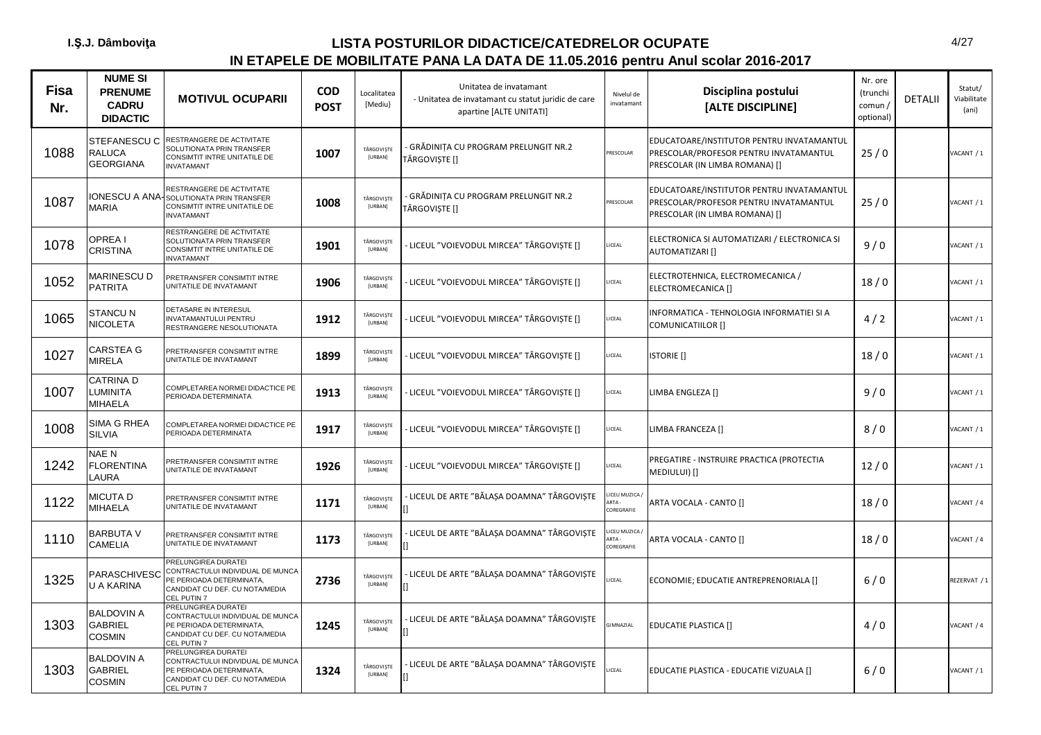I.Ş.J. Dâmboviţa

# LISTA POSTURILOR DIDACTICE/CATEDRELOR OCUPATE
## IN ETAPELE DE MOBILITATE PANA LA DATA DE 11.05.2016 pentru Anul scolar 2016-2017

| Fisa Nr. | NUME SI PRENUME CADRU DIDACTIC | MOTIVUL OCUPARII | COD POST | Localitatea [Mediu] | Unitatea de invatamant - Unitatea de invatamant cu statut juridic de care apartine [ALTE UNITATI] | Nivelul de invatamant | Disciplina postului [ALTE DISCIPLINE] | Nr. ore (trunchi comun / optional) | DETALII | Statut/ Viabilitate (ani) |
|---|---|---|---|---|---|---|---|---|---|---|
| 1088 | STEFANESCU C RALUCA GEORGIANA | RESTRANGERE DE ACTIVITATE SOLUTIONATA PRIN TRANSFER CONSIMTIT INTRE UNITATILE DE INVATAMANT | 1007 | TÂRGOVIŞTE [URBAN] | - GRĂDINIȚA CU PROGRAM PRELUNGIT NR.2 TÂRGOVIȘTE [] | PRESCOLAR | EDUCATOARE/INSTITUTOR PENTRU INVATAMANTUL PRESCOLAR/PROFESOR PENTRU INVATAMANTUL PRESCOLAR (IN LIMBA ROMANA) [] | 25 / 0 | | VACANT / 1 |
| 1087 | IONESCU A ANA-MARIA | RESTRANGERE DE ACTIVITATE SOLUTIONATA PRIN TRANSFER CONSIMTIT INTRE UNITATILE DE INVATAMANT | 1008 | TÂRGOVIŞTE [URBAN] | - GRĂDINIȚA CU PROGRAM PRELUNGIT NR.2 TÂRGOVIȘTE [] | PRESCOLAR | EDUCATOARE/INSTITUTOR PENTRU INVATAMANTUL PRESCOLAR/PROFESOR PENTRU INVATAMANTUL PRESCOLAR (IN LIMBA ROMANA) [] | 25 / 0 | | VACANT / 1 |
| 1078 | OPREA I CRISTINA | RESTRANGERE DE ACTIVITATE SOLUTIONATA PRIN TRANSFER CONSIMTIT INTRE UNITATILE DE INVATAMANT | 1901 | TÂRGOVIŞTE [URBAN] | - LICEUL "VOIEVODUL MIRCEA" TÂRGOVIȘTE [] | LICEAL | ELECTRONICA SI AUTOMATIZARI / ELECTRONICA SI AUTOMATIZARI [] | 9 / 0 | | VACANT / 1 |
| 1052 | MARINESCU D PATRITA | PRETRANSFER CONSIMTIT INTRE UNITATILE DE INVATAMANT | 1906 | TÂRGOVIŞTE [URBAN] | - LICEUL "VOIEVODUL MIRCEA" TÂRGOVIȘTE [] | LICEAL | ELECTROTEHNICA, ELECTROMECANICA / ELECTROMECANICA [] | 18 / 0 | | VACANT / 1 |
| 1065 | STANCU N NICOLETA | DETASARE IN INTERESUL INVATAMANTULUI PENTRU RESTRANGERE NESOLUTIONATA | 1912 | TÂRGOVIŞTE [URBAN] | - LICEUL "VOIEVODUL MIRCEA" TÂRGOVIȘTE [] | LICEAL | INFORMATICA - TEHNOLOGIA INFORMATIEI SI A COMUNICATIILOR [] | 4 / 2 | | VACANT / 1 |
| 1027 | CARSTEA G MIRELA | PRETRANSFER CONSIMTIT INTRE UNITATILE DE INVATAMANT | 1899 | TÂRGOVIŞTE [URBAN] | - LICEUL "VOIEVODUL MIRCEA" TÂRGOVIȘTE [] | LICEAL | ISTORIE [] | 18 / 0 | | VACANT / 1 |
| 1007 | CATRINA D LUMINITA MIHAELA | COMPLETAREA NORMEI DIDACTICE PE PERIOADA DETERMINATA | 1913 | TÂRGOVIŞTE [URBAN] | - LICEUL "VOIEVODUL MIRCEA" TÂRGOVIȘTE [] | LICEAL | LIMBA ENGLEZA [] | 9 / 0 | | VACANT / 1 |
| 1008 | SIMA G RHEA SILVIA | COMPLETAREA NORMEI DIDACTICE PE PERIOADA DETERMINATA | 1917 | TÂRGOVIŞTE [URBAN] | - LICEUL "VOIEVODUL MIRCEA" TÂRGOVIȘTE [] | LICEAL | LIMBA FRANCEZA [] | 8 / 0 | | VACANT / 1 |
| 1242 | NAE N FLORENTINA LAURA | PRETRANSFER CONSIMTIT INTRE UNITATILE DE INVATAMANT | 1926 | TÂRGOVIŞTE [URBAN] | - LICEUL "VOIEVODUL MIRCEA" TÂRGOVIȘTE [] | LICEAL | PREGATIRE - INSTRUIRE PRACTICA (PROTECTIA MEDIULUI) [] | 12 / 0 | | VACANT / 1 |
| 1122 | MICUTA D MIHAELA | PRETRANSFER CONSIMTIT INTRE UNITATILE DE INVATAMANT | 1171 | TÂRGOVIŞTE [URBAN] | - LICEUL DE ARTE "BĂLAȘA DOAMNA" TÂRGOVIȘTE [] | LICEU MUZICA / ARTA - COREGRAFIE | ARTA VOCALA - CANTO [] | 18 / 0 | | VACANT / 4 |
| 1110 | BARBUTA V CAMELIA | PRETRANSFER CONSIMTIT INTRE UNITATILE DE INVATAMANT | 1173 | TÂRGOVIŞTE [URBAN] | - LICEUL DE ARTE "BĂLAȘA DOAMNA" TÂRGOVIȘTE [] | LICEU MUZICA / ARTA - COREGRAFIE | ARTA VOCALA - CANTO [] | 18 / 0 | | VACANT / 4 |
| 1325 | PARASCHIVESCU A KARINA | PRELUNGIREA DURATEI CONTRACTULUI INDIVIDUAL DE MUNCA PE PERIOADA DETERMINATA, CANDIDAT CU DEF. CU NOTA/MEDIA CEL PUTIN 7 | 2736 | TÂRGOVIŞTE [URBAN] | - LICEUL DE ARTE "BĂLAȘA DOAMNA" TÂRGOVIȘTE [] | LICEAL | ECONOMIE; EDUCATIE ANTREPRENORIALA [] | 6 / 0 | | REZERVAT / 1 |
| 1303 | BALDOVIN A GABRIEL COSMIN | PRELUNGIREA DURATEI CONTRACTULUI INDIVIDUAL DE MUNCA PE PERIOADA DETERMINATA, CANDIDAT CU DEF. CU NOTA/MEDIA CEL PUTIN 7 | 1245 | TÂRGOVIŞTE [URBAN] | - LICEUL DE ARTE "BĂLAȘA DOAMNA" TÂRGOVIȘTE [] | GIMNAZIAL | EDUCATIE PLASTICA [] | 4 / 0 | | VACANT / 4 |
| 1303 | BALDOVIN A GABRIEL COSMIN | PRELUNGIREA DURATEI CONTRACTULUI INDIVIDUAL DE MUNCA PE PERIOADA DETERMINATA, CANDIDAT CU DEF. CU NOTA/MEDIA CEL PUTIN 7 | 1324 | TÂRGOVIŞTE [URBAN] | - LICEUL DE ARTE "BĂLAȘA DOAMNA" TÂRGOVIȘTE [] | LICEAL | EDUCATIE PLASTICA - EDUCATIE VIZUALA [] | 6 / 0 | | VACANT / 1 |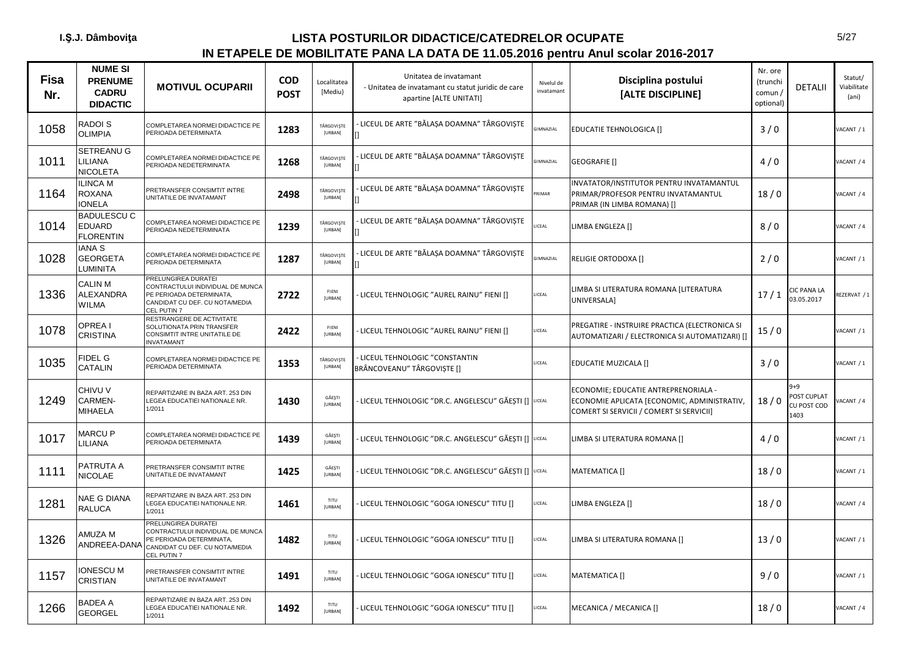# LISTA POSTURILOR DIDACTICE/CATEDRELOR OCUPATE
## IN ETAPELE DE MOBILITATE PANA LA DATA DE 11.05.2016 pentru Anul scolar 2016-2017

I.Ş.J. Dâmboviţa

| Fisa Nr. | NUME SI PRENUME CADRU DIDACTIC | MOTIVUL OCUPARII | COD POST | Localitatea [Mediu] | Unitatea de invatamant - Unitatea de invatamant cu statut juridic de care apartine [ALTE UNITATI] | Nivelul de invatamant | Disciplina postului [ALTE DISCIPLINE] | Nr. ore (trunchi comun / optional) | DETALII | Statut/ Viabilitate (ani) |
|---|---|---|---|---|---|---|---|---|---|---|
| 1058 | RADOI S OLIMPIA | COMPLETAREA NORMEI DIDACTICE PE PERIOADA DETERMINATA | 1283 | TÂRGOVIŞTE [URBAN] | - LICEUL DE ARTE "BĂLAŞA DOAMNA" TÂRGOVIŞTE [] | GIMNAZIAL | EDUCATIE TEHNOLOGICA [] | 3 / 0 | | VACANT / 1 |
| 1011 | SETREANU G LILIANA NICOLETA | COMPLETAREA NORMEI DIDACTICE PE PERIOADA NEDETERMINATA | 1268 | TÂRGOVIŞTE [URBAN] | - LICEUL DE ARTE "BĂLAŞA DOAMNA" TÂRGOVIŞTE [] | GIMNAZIAL | GEOGRAFIE [] | 4 / 0 | | VACANT / 4 |
| 1164 | ILINCA M ROXANA IONELA | PRETRANSFER CONSIMTIT INTRE UNITATILE DE INVATAMANT | 2498 | TÂRGOVIŞTE [URBAN] | - LICEUL DE ARTE "BĂLAŞA DOAMNA" TÂRGOVIŞTE [] | PRIMAR | INVATATOR/INSTITUTOR PENTRU INVATAMANTUL PRIMAR/PROFESOR PENTRU INVATAMANTUL PRIMAR (IN LIMBA ROMANA) [] | 18 / 0 | | VACANT / 4 |
| 1014 | BADULESCU C EDUARD FLORENTIN | COMPLETAREA NORMEI DIDACTICE PE PERIOADA NEDETERMINATA | 1239 | TÂRGOVIŞTE [URBAN] | - LICEUL DE ARTE "BĂLAŞA DOAMNA" TÂRGOVIŞTE [] | LICEAL | LIMBA ENGLEZA [] | 8 / 0 | | VACANT / 4 |
| 1028 | IANA S GEORGETA LUMINITA | COMPLETAREA NORMEI DIDACTICE PE PERIOADA DETERMINATA | 1287 | TÂRGOVIŞTE [URBAN] | - LICEUL DE ARTE "BĂLAŞA DOAMNA" TÂRGOVIŞTE [] | GIMNAZIAL | RELIGIE ORTODOXA [] | 2 / 0 | | VACANT / 1 |
| 1336 | CALIN M ALEXANDRA WILMA | PRELUNGIREA DURATEI CONTRACTULUI INDIVIDUAL DE MUNCA PE PERIOADA DETERMINATA, CANDIDAT CU DEF. CU NOTA/MEDIA CEL PUTIN 7 | 2722 | FIENI [URBAN] | - LICEUL TEHNOLOGIC "AUREL RAINU" FIENI [] | LICEAL | LIMBA SI LITERATURA ROMANA [LITERATURA UNIVERSALA] | 17 / 1 | CIC PANA LA 03.05.2017 | REZERVAT / 1 |
| 1078 | OPREA I CRISTINA | RESTRANGERE DE ACTIVITATE SOLUTIONATA PRIN TRANSFER CONSIMTIT INTRE UNITATILE DE INVATAMANT | 2422 | FIENI [URBAN] | - LICEUL TEHNOLOGIC "AUREL RAINU" FIENI [] | LICEAL | PREGATIRE - INSTRUIRE PRACTICA (ELECTRONICA SI AUTOMATIZARI / ELECTRONICA SI AUTOMATIZARI) [] | 15 / 0 | | VACANT / 1 |
| 1035 | FIDEL G CATALIN | COMPLETAREA NORMEI DIDACTICE PE PERIOADA DETERMINATA | 1353 | TÂRGOVIŞTE [URBAN] | - LICEUL TEHNOLOGIC "CONSTANTIN BRÂNCOVEANU" TÂRGOVIŞTE [] | LICEAL | EDUCATIE MUZICALA [] | 3 / 0 | | VACANT / 1 |
| 1249 | CHIVU V CARMEN-MIHAELA | REPARTIZARE IN BAZA ART. 253 DIN LEGEA EDUCATIEI NATIONALE NR. 1/2011 | 1430 | GĂEŞTI [URBAN] | - LICEUL TEHNOLOGIC "DR.C. ANGELESCU" GĂEŞTI [] | LICEAL | ECONOMIE; EDUCATIE ANTREPRENORIALA - ECONOMIE APLICATA [ECONOMIC, ADMINISTRATIV, COMERT SI SERVICII / COMERT SI SERVICII] | 18 / 0 | 9+9 POST CUPLAT CU POST COD 1403 | VACANT / 4 |
| 1017 | MARCU P LILIANA | COMPLETAREA NORMEI DIDACTICE PE PERIOADA DETERMINATA | 1439 | GĂEŞTI [URBAN] | - LICEUL TEHNOLOGIC "DR.C. ANGELESCU" GĂEŞTI [] | LICEAL | LIMBA SI LITERATURA ROMANA [] | 4 / 0 | | VACANT / 1 |
| 1111 | PATRUTA A NICOLAE | PRETRANSFER CONSIMTIT INTRE UNITATILE DE INVATAMANT | 1425 | GĂEŞTI [URBAN] | - LICEUL TEHNOLOGIC "DR.C. ANGELESCU" GĂEŞTI [] | LICEAL | MATEMATICA [] | 18 / 0 | | VACANT / 1 |
| 1281 | NAE G DIANA RALUCA | REPARTIZARE IN BAZA ART. 253 DIN LEGEA EDUCATIEI NATIONALE NR. 1/2011 | 1461 | TITU [URBAN] | - LICEUL TEHNOLOGIC "GOGA IONESCU" TITU [] | LICEAL | LIMBA ENGLEZA [] | 18 / 0 | | VACANT / 4 |
| 1326 | AMUZA M ANDREEA-DANA | PRELUNGIREA DURATEI CONTRACTULUI INDIVIDUAL DE MUNCA PE PERIOADA DETERMINATA, CANDIDAT CU DEF. CU NOTA/MEDIA CEL PUTIN 7 | 1482 | TITU [URBAN] | - LICEUL TEHNOLOGIC "GOGA IONESCU" TITU [] | LICEAL | LIMBA SI LITERATURA ROMANA [] | 13 / 0 | | VACANT / 1 |
| 1157 | IONESCU M CRISTIAN | PRETRANSFER CONSIMTIT INTRE UNITATILE DE INVATAMANT | 1491 | TITU [URBAN] | - LICEUL TEHNOLOGIC "GOGA IONESCU" TITU [] | LICEAL | MATEMATICA [] | 9 / 0 | | VACANT / 1 |
| 1266 | BADEA A GEORGEL | REPARTIZARE IN BAZA ART. 253 DIN LEGEA EDUCATIEI NATIONALE NR. 1/2011 | 1492 | TITU [URBAN] | - LICEUL TEHNOLOGIC "GOGA IONESCU" TITU [] | LICEAL | MECANICA / MECANICA [] | 18 / 0 | | VACANT / 4 |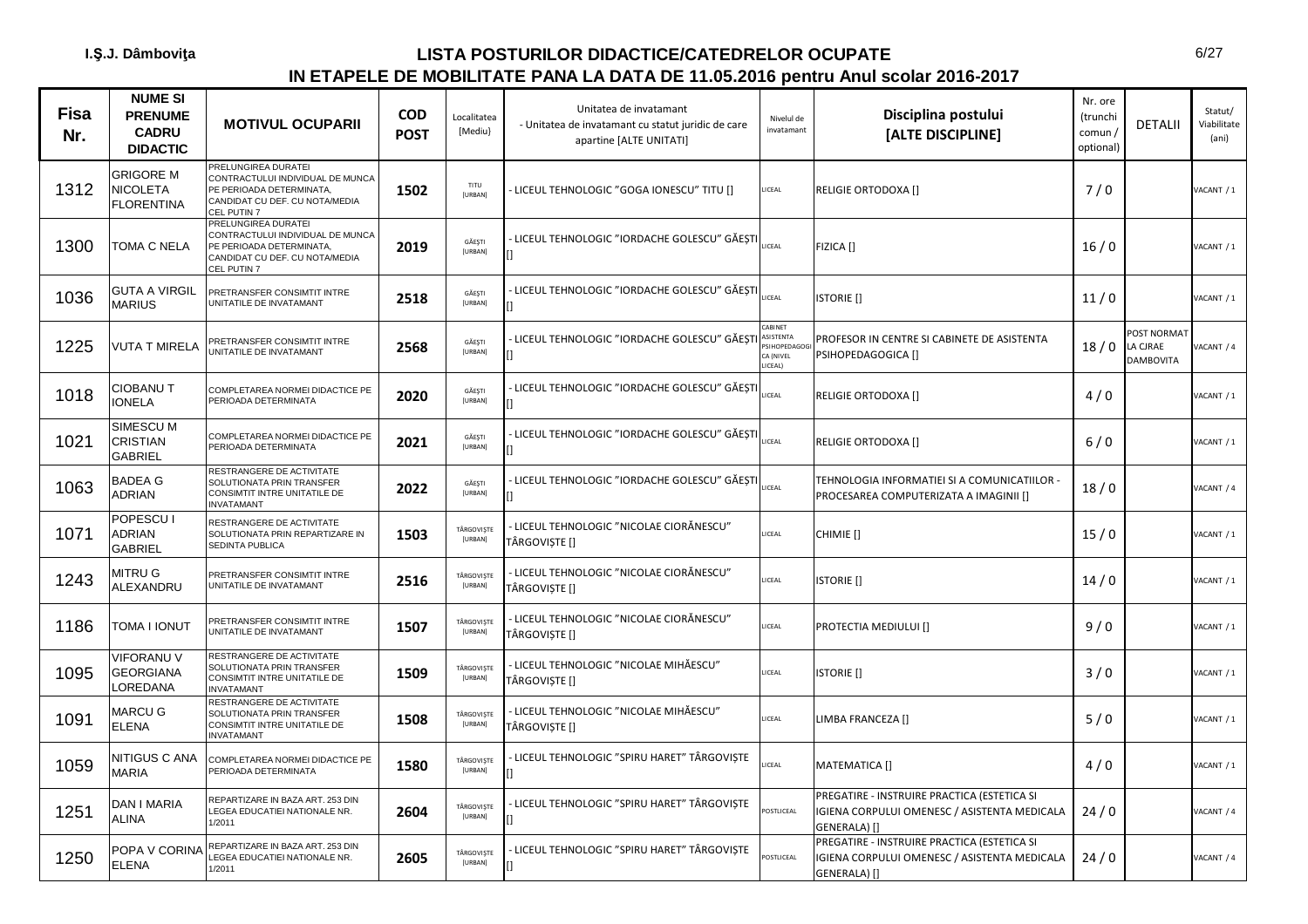I.Ş.J. Dâmboviţa

# LISTA POSTURILOR DIDACTICE/CATEDRELOR OCUPATE
## IN ETAPELE DE MOBILITATE PANA LA DATA DE 11.05.2016 pentru Anul scolar 2016-2017

| Fisa Nr. | NUME SI PRENUME CADRU DIDACTIC | MOTIVUL OCUPARII | COD POST | Localitatea [Mediu] | Unitatea de invatamant - Unitatea de invatamant cu statut juridic de care apartine [ALTE UNITATI] | Nivelul de invatamant | Disciplina postului [ALTE DISCIPLINE] | Nr. ore (trunchi comun / optional) | DETALII | Statut/ Viabilitate (ani) |
|---|---|---|---|---|---|---|---|---|---|---|
| 1312 | GRIGORE M NICOLETA FLORENTINA | PRELUNGIREA DURATEI CONTRACTULUI INDIVIDUAL DE MUNCA PE PERIOADA DETERMINATA, CANDIDAT CU DEF. CU NOTA/MEDIA CEL PUTIN 7 | 1502 | TITU [URBAN] | - LICEUL TEHNOLOGIC "GOGA IONESCU" TITU [] | LICEAL | RELIGIE ORTODOXA [] | 7 / 0 | | VACANT / 1 |
| 1300 | TOMA C NELA | PRELUNGIREA DURATEI CONTRACTULUI INDIVIDUAL DE MUNCA PE PERIOADA DETERMINATA, CANDIDAT CU DEF. CU NOTA/MEDIA CEL PUTIN 7 | 2019 | GĂEŞTI [URBAN] | - LICEUL TEHNOLOGIC "IORDACHE GOLESCU" GĂEŞTI [] | LICEAL | FIZICA [] | 16 / 0 | | VACANT / 1 |
| 1036 | GUTA A VIRGIL MARIUS | PRETRANSFER CONSIMTIT INTRE UNITATILE DE INVATAMANT | 2518 | GĂEŞTI [URBAN] | - LICEUL TEHNOLOGIC "IORDACHE GOLESCU" GĂEŞTI [] | LICEAL | ISTORIE [] | 11 / 0 | | VACANT / 1 |
| 1225 | VUTA T MIRELA | PRETRANSFER CONSIMTIT INTRE UNITATILE DE INVATAMANT | 2568 | GĂEŞTI [URBAN] | - LICEUL TEHNOLOGIC "IORDACHE GOLESCU" GĂEŞTI [] | CABINET ASISTENTA PSIHOPEDAGOGICA (NIVEL LICEAL) | PROFESOR IN CENTRE SI CABINETE DE ASISTENTA PSIHOPEDAGOGICA [] | 18 / 0 | POST NORMAT LA CJRAE DAMBOVITA | VACANT / 4 |
| 1018 | CIOBANU T IONELA | COMPLETAREA NORMEI DIDACTICE PE PERIOADA DETERMINATA | 2020 | GĂEŞTI [URBAN] | - LICEUL TEHNOLOGIC "IORDACHE GOLESCU" GĂEŞTI [] | LICEAL | RELIGIE ORTODOXA [] | 4 / 0 | | VACANT / 1 |
| 1021 | SIMESCU M CRISTIAN GABRIEL | COMPLETAREA NORMEI DIDACTICE PE PERIOADA DETERMINATA | 2021 | GĂEŞTI [URBAN] | - LICEUL TEHNOLOGIC "IORDACHE GOLESCU" GĂEŞTI [] | LICEAL | RELIGIE ORTODOXA [] | 6 / 0 | | VACANT / 1 |
| 1063 | BADEA G ADRIAN | RESTRANGERE DE ACTIVITATE SOLUTIONATA PRIN TRANSFER CONSIMTIT INTRE UNITATILE DE INVATAMANT | 2022 | GĂEŞTI [URBAN] | - LICEUL TEHNOLOGIC "IORDACHE GOLESCU" GĂEŞTI [] | LICEAL | TEHNOLOGIA INFORMATIEI SI A COMUNICATIILOR - PROCESAREA COMPUTERIZATA A IMAGINII [] | 18 / 0 | | VACANT / 4 |
| 1071 | POPESCU I ADRIAN GABRIEL | RESTRANGERE DE ACTIVITATE SOLUTIONATA PRIN REPARTIZARE IN SEDINTA PUBLICA | 1503 | TÂRGOVIŞTE [URBAN] | - LICEUL TEHNOLOGIC "NICOLAE CIORĂNESCU" TÂRGOVIŞTE [] | LICEAL | CHIMIE [] | 15 / 0 | | VACANT / 1 |
| 1243 | MITRU G ALEXANDRU | PRETRANSFER CONSIMTIT INTRE UNITATILE DE INVATAMANT | 2516 | TÂRGOVIŞTE [URBAN] | - LICEUL TEHNOLOGIC "NICOLAE CIORĂNESCU" TÂRGOVIŞTE [] | LICEAL | ISTORIE [] | 14 / 0 | | VACANT / 1 |
| 1186 | TOMA I IONUT | PRETRANSFER CONSIMTIT INTRE UNITATILE DE INVATAMANT | 1507 | TÂRGOVIŞTE [URBAN] | - LICEUL TEHNOLOGIC "NICOLAE CIORĂNESCU" TÂRGOVIŞTE [] | LICEAL | PROTECTIA MEDIULUI [] | 9 / 0 | | VACANT / 1 |
| 1095 | VIFORANU V GEORGIANA LOREDANA | RESTRANGERE DE ACTIVITATE SOLUTIONATA PRIN TRANSFER CONSIMTIT INTRE UNITATILE DE INVATAMANT | 1509 | TÂRGOVIŞTE [URBAN] | - LICEUL TEHNOLOGIC "NICOLAE MIHĂESCU" TÂRGOVIŞTE [] | LICEAL | ISTORIE [] | 3 / 0 | | VACANT / 1 |
| 1091 | MARCU G ELENA | RESTRANGERE DE ACTIVITATE SOLUTIONATA PRIN TRANSFER CONSIMTIT INTRE UNITATILE DE INVATAMANT | 1508 | TÂRGOVIŞTE [URBAN] | - LICEUL TEHNOLOGIC "NICOLAE MIHĂESCU" TÂRGOVIŞTE [] | LICEAL | LIMBA FRANCEZA [] | 5 / 0 | | VACANT / 1 |
| 1059 | NITIGUS C ANA MARIA | COMPLETAREA NORMEI DIDACTICE PE PERIOADA DETERMINATA | 1580 | TÂRGOVIŞTE [URBAN] | - LICEUL TEHNOLOGIC "SPIRU HARET" TÂRGOVIŞTE [] | LICEAL | MATEMATICA [] | 4 / 0 | | VACANT / 1 |
| 1251 | DAN I MARIA ALINA | REPARTIZARE IN BAZA ART. 253 DIN LEGEA EDUCATIEI NATIONALE NR. 1/2011 | 2604 | TÂRGOVIŞTE [URBAN] | - LICEUL TEHNOLOGIC "SPIRU HARET" TÂRGOVIŞTE [] | POSTLICEAL | PREGATIRE - INSTRUIRE PRACTICA (ESTETICA SI IGIENA CORPULUI OMENESC / ASISTENTA MEDICALA GENERALA) [] | 24 / 0 | | VACANT / 4 |
| 1250 | POPA V CORINA ELENA | REPARTIZARE IN BAZA ART. 253 DIN LEGEA EDUCATIEI NATIONALE NR. 1/2011 | 2605 | TÂRGOVIŞTE [URBAN] | - LICEUL TEHNOLOGIC "SPIRU HARET" TÂRGOVIŞTE [] | POSTLICEAL | PREGATIRE - INSTRUIRE PRACTICA (ESTETICA SI IGIENA CORPULUI OMENESC / ASISTENTA MEDICALA GENERALA) [] | 24 / 0 | | VACANT / 4 |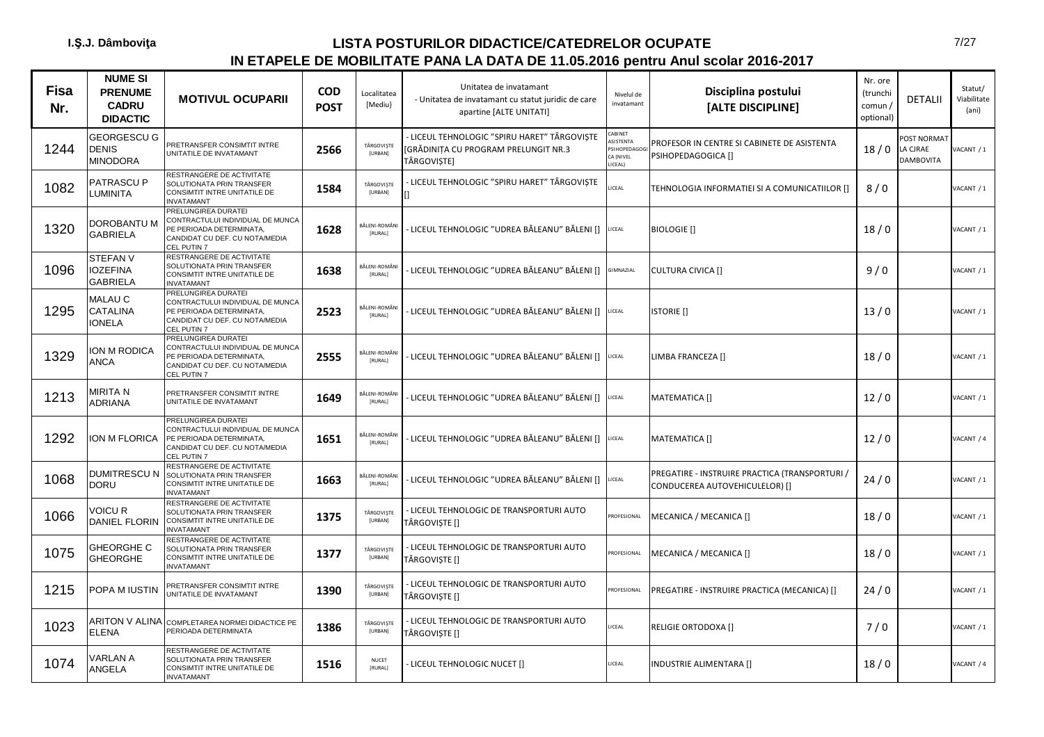I.Ş.J. Dâmboviţa

# LISTA POSTURILOR DIDACTICE/CATEDRELOR OCUPATE

## IN ETAPELE DE MOBILITATE PANA LA DATA DE 11.05.2016 pentru Anul scolar 2016-2017

| Fisa Nr. | NUME SI PRENUME CADRU DIDACTIC | MOTIVUL OCUPARII | COD POST | Localitatea [Mediu] | Unitatea de invatamant - Unitatea de invatamant cu statut juridic de care apartine [ALTE UNITATI] | Nivelul de invatamant | Disciplina postului [ALTE DISCIPLINE] | Nr. ore (trunchi comun / optional) | DETALII | Statut/ Viabilitate (ani) |
|---|---|---|---|---|---|---|---|---|---|---|
| 1244 | GEORGESCU G DENIS MINODORA | PRETRANSFER CONSIMTIT INTRE UNITATILE DE INVATAMANT | 2566 | TÂRGOVIŞTE [URBAN] | - LICEUL TEHNOLOGIC "SPIRU HARET" TÂRGOVIŞTE [GRĂDINIŢA CU PROGRAM PRELUNGIT NR.3 TÂRGOVIŞTE] | CABINET ASISTENTA PSIHOPEDAGOGICA (NIVEL LICEAL) | PROFESOR IN CENTRE SI CABINETE DE ASISTENTA PSIHOPEDAGOGICA [] | 18 / 0 | POST NORMAT LA CJRAE DAMBOVITA | VACANT / 1 |
| 1082 | PATRASCU P LUMINITA | RESTRANGERE DE ACTIVITATE SOLUTIONATA PRIN TRANSFER CONSIMTIT INTRE UNITATILE DE INVATAMANT | 1584 | TÂRGOVIŞTE [URBAN] | - LICEUL TEHNOLOGIC "SPIRU HARET" TÂRGOVIŞTE [] | LICEAL | TEHNOLOGIA INFORMATIEI SI A COMUNICATIILOR [] | 8 / 0 | | VACANT / 1 |
| 1320 | DOROBANTU M GABRIELA | PRELUNGIREA DURATEI CONTRACTULUI INDIVIDUAL DE MUNCA PE PERIOADA DETERMINATA, CANDIDAT CU DEF. CU NOTA/MEDIA CEL PUTIN 7 | 1628 | BĂLENI-ROMÂNI [RURAL] | - LICEUL TEHNOLOGIC "UDREA BĂLEANU" BĂLENI [] | LICEAL | BIOLOGIE [] | 18 / 0 | | VACANT / 1 |
| 1096 | STEFAN V IOZEFINA GABRIELA | RESTRANGERE DE ACTIVITATE SOLUTIONATA PRIN TRANSFER CONSIMTIT INTRE UNITATILE DE INVATAMANT | 1638 | BĂLENI-ROMÂNI [RURAL] | - LICEUL TEHNOLOGIC "UDREA BĂLEANU" BĂLENI [] | GIMNAZIAL | CULTURA CIVICA [] | 9 / 0 | | VACANT / 1 |
| 1295 | MALAU C CATALINA IONELA | PRELUNGIREA DURATEI CONTRACTULUI INDIVIDUAL DE MUNCA PE PERIOADA DETERMINATA, CANDIDAT CU DEF. CU NOTA/MEDIA CEL PUTIN 7 | 2523 | BĂLENI-ROMÂNI [RURAL] | - LICEUL TEHNOLOGIC "UDREA BĂLEANU" BĂLENI [] | LICEAL | ISTORIE [] | 13 / 0 | | VACANT / 1 |
| 1329 | ION M RODICA ANCA | PRELUNGIREA DURATEI CONTRACTULUI INDIVIDUAL DE MUNCA PE PERIOADA DETERMINATA, CANDIDAT CU DEF. CU NOTA/MEDIA CEL PUTIN 7 | 2555 | BĂLENI-ROMÂNI [RURAL] | - LICEUL TEHNOLOGIC "UDREA BĂLEANU" BĂLENI [] | LICEAL | LIMBA FRANCEZA [] | 18 / 0 | | VACANT / 1 |
| 1213 | MIRITA N ADRIANA | PRETRANSFER CONSIMTIT INTRE UNITATILE DE INVATAMANT | 1649 | BĂLENI-ROMÂNI [RURAL] | - LICEUL TEHNOLOGIC "UDREA BĂLEANU" BĂLENI [] | LICEAL | MATEMATICA [] | 12 / 0 | | VACANT / 1 |
| 1292 | ION M FLORICA | PRELUNGIREA DURATEI CONTRACTULUI INDIVIDUAL DE MUNCA PE PERIOADA DETERMINATA, CANDIDAT CU DEF. CU NOTA/MEDIA CEL PUTIN 7 | 1651 | BĂLENI-ROMÂNI [RURAL] | - LICEUL TEHNOLOGIC "UDREA BĂLEANU" BĂLENI [] | LICEAL | MATEMATICA [] | 12 / 0 | | VACANT / 4 |
| 1068 | DUMITRESCU N DORU | RESTRANGERE DE ACTIVITATE SOLUTIONATA PRIN TRANSFER CONSIMTIT INTRE UNITATILE DE INVATAMANT | 1663 | BĂLENI-ROMÂNI [RURAL] | - LICEUL TEHNOLOGIC "UDREA BĂLEANU" BĂLENI [] | LICEAL | PREGATIRE - INSTRUIRE PRACTICA (TRANSPORTURI / CONDUCEREA AUTOVEHICULELOR) [] | 24 / 0 | | VACANT / 1 |
| 1066 | VOICU R DANIEL FLORIN | RESTRANGERE DE ACTIVITATE SOLUTIONATA PRIN TRANSFER CONSIMTIT INTRE UNITATILE DE INVATAMANT | 1375 | TÂRGOVIŞTE [URBAN] | - LICEUL TEHNOLOGIC DE TRANSPORTURI AUTO TÂRGOVIŞTE [] | PROFESIONAL | MECANICA / MECANICA [] | 18 / 0 | | VACANT / 1 |
| 1075 | GHEORGHE C GHEORGHE | RESTRANGERE DE ACTIVITATE SOLUTIONATA PRIN TRANSFER CONSIMTIT INTRE UNITATILE DE INVATAMANT | 1377 | TÂRGOVIŞTE [URBAN] | - LICEUL TEHNOLOGIC DE TRANSPORTURI AUTO TÂRGOVIŞTE [] | PROFESIONAL | MECANICA / MECANICA [] | 18 / 0 | | VACANT / 1 |
| 1215 | POPA M IUSTIN | PRETRANSFER CONSIMTIT INTRE UNITATILE DE INVATAMANT | 1390 | TÂRGOVIŞTE [URBAN] | - LICEUL TEHNOLOGIC DE TRANSPORTURI AUTO TÂRGOVIŞTE [] | PROFESIONAL | PREGATIRE - INSTRUIRE PRACTICA (MECANICA) [] | 24 / 0 | | VACANT / 1 |
| 1023 | ARITON V ALINA ELENA | COMPLETAREA NORMEI DIDACTICE PE PERIOADA DETERMINATA | 1386 | TÂRGOVIŞTE [URBAN] | - LICEUL TEHNOLOGIC DE TRANSPORTURI AUTO TÂRGOVIŞTE [] | LICEAL | RELIGIE ORTODOXA [] | 7 / 0 | | VACANT / 1 |
| 1074 | VARLAN A ANGELA | RESTRANGERE DE ACTIVITATE SOLUTIONATA PRIN TRANSFER CONSIMTIT INTRE UNITATILE DE INVATAMANT | 1516 | NUCET [RURAL] | - LICEUL TEHNOLOGIC NUCET [] | LICEAL | INDUSTRIE ALIMENTARA [] | 18 / 0 | | VACANT / 4 |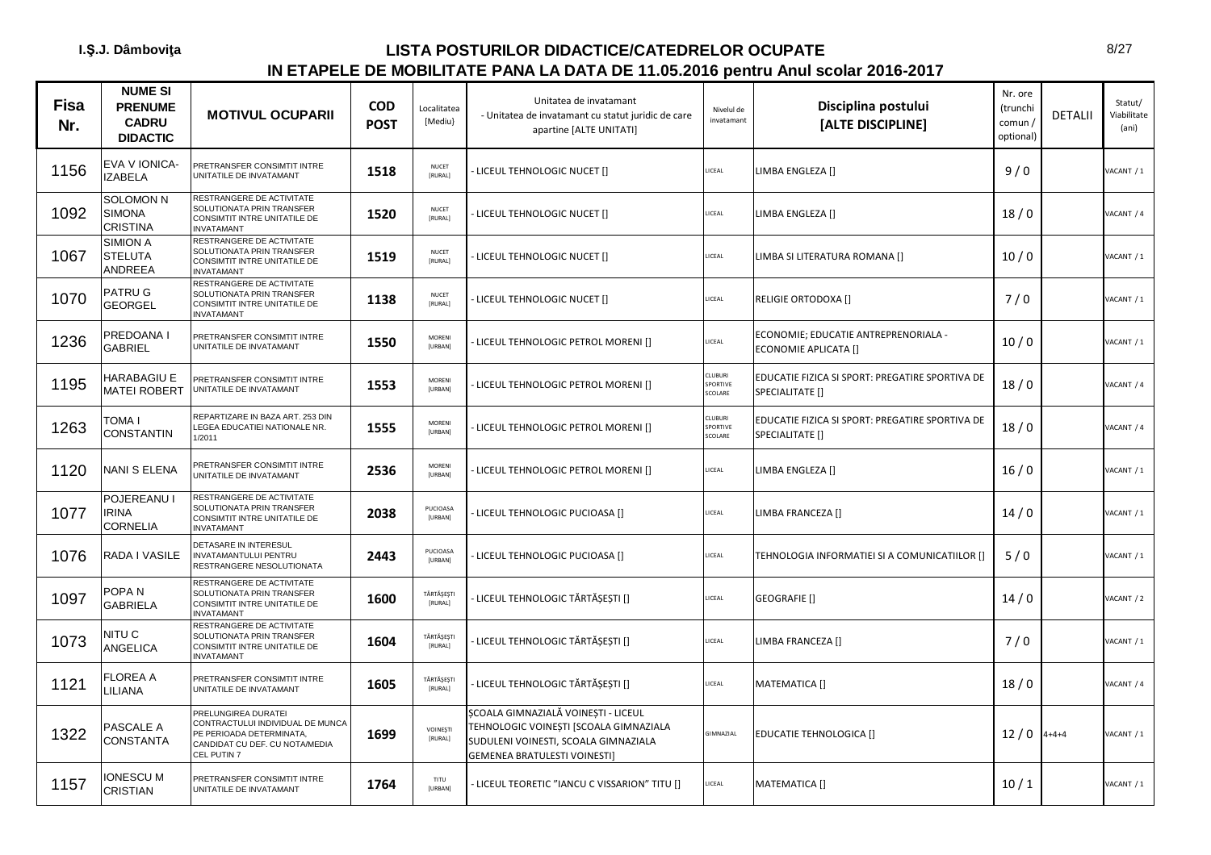I.Ş.J. Dâmboviţa

# LISTA POSTURILOR DIDACTICE/CATEDRELOR OCUPATE
## IN ETAPELE DE MOBILITATE PANA LA DATA DE 11.05.2016 pentru Anul scolar 2016-2017

| Fisa Nr. | NUME SI PRENUME CADRU DIDACTIC | MOTIVUL OCUPARII | COD POST | Localitatea [Mediu] | Unitatea de invatamant - Unitatea de invatamant cu statut juridic de care apartine [ALTE UNITATI] | Nivelul de invatamant | Disciplina postului [ALTE DISCIPLINE] | Nr. ore (trunchi comun / optional) | DETALII | Statut/ Viabilitate (ani) |
|---|---|---|---|---|---|---|---|---|---|---|
| 1156 | EVA V IONICA-IZABELA | PRETRANSFER CONSIMTIT INTRE UNITATILE DE INVATAMANT | 1518 | NUCET [RURAL] | - LICEUL TEHNOLOGIC NUCET [] | LICEAL | LIMBA ENGLEZA [] | 9 / 0 | | VACANT / 1 |
| 1092 | SOLOMON N SIMONA CRISTINA | RESTRANGERE DE ACTIVITATE SOLUTIONATA PRIN TRANSFER CONSIMTIT INTRE UNITATILE DE INVATAMANT | 1520 | NUCET [RURAL] | - LICEUL TEHNOLOGIC NUCET [] | LICEAL | LIMBA ENGLEZA [] | 18 / 0 | | VACANT / 4 |
| 1067 | SIMION A STELUTA ANDREEA | RESTRANGERE DE ACTIVITATE SOLUTIONATA PRIN TRANSFER CONSIMTIT INTRE UNITATILE DE INVATAMANT | 1519 | NUCET [RURAL] | - LICEUL TEHNOLOGIC NUCET [] | LICEAL | LIMBA SI LITERATURA ROMANA [] | 10 / 0 | | VACANT / 1 |
| 1070 | PATRU G GEORGEL | RESTRANGERE DE ACTIVITATE SOLUTIONATA PRIN TRANSFER CONSIMTIT INTRE UNITATILE DE INVATAMANT | 1138 | NUCET [RURAL] | - LICEUL TEHNOLOGIC NUCET [] | LICEAL | RELIGIE ORTODOXA [] | 7 / 0 | | VACANT / 1 |
| 1236 | PREDOANA I GABRIEL | PRETRANSFER CONSIMTIT INTRE UNITATILE DE INVATAMANT | 1550 | MORENI [URBAN] | - LICEUL TEHNOLOGIC PETROL MORENI [] | LICEAL | ECONOMIE; EDUCATIE ANTREPRENORIALA - ECONOMIE APLICATA [] | 10 / 0 | | VACANT / 1 |
| 1195 | HARABAGIU E MATEI ROBERT | PRETRANSFER CONSIMTIT INTRE UNITATILE DE INVATAMANT | 1553 | MORENI [URBAN] | - LICEUL TEHNOLOGIC PETROL MORENI [] | CLUBURI SPORTIVE SCOLARE | EDUCATIE FIZICA SI SPORT: PREGATIRE SPORTIVA DE SPECIALITATE [] | 18 / 0 | | VACANT / 4 |
| 1263 | TOMA I CONSTANTIN | REPARTIZARE IN BAZA ART. 253 DIN LEGEA EDUCATIEI NATIONALE NR. 1/2011 | 1555 | MORENI [URBAN] | - LICEUL TEHNOLOGIC PETROL MORENI [] | CLUBURI SPORTIVE SCOLARE | EDUCATIE FIZICA SI SPORT: PREGATIRE SPORTIVA DE SPECIALITATE [] | 18 / 0 | | VACANT / 4 |
| 1120 | NANI S ELENA | PRETRANSFER CONSIMTIT INTRE UNITATILE DE INVATAMANT | 2536 | MORENI [URBAN] | - LICEUL TEHNOLOGIC PETROL MORENI [] | LICEAL | LIMBA ENGLEZA [] | 16 / 0 | | VACANT / 1 |
| 1077 | POJEREANU I IRINA CORNELIA | RESTRANGERE DE ACTIVITATE SOLUTIONATA PRIN TRANSFER CONSIMTIT INTRE UNITATILE DE INVATAMANT | 2038 | PUCIOASA [URBAN] | - LICEUL TEHNOLOGIC PUCIOASA [] | LICEAL | LIMBA FRANCEZA [] | 14 / 0 | | VACANT / 1 |
| 1076 | RADA I VASILE | DETASARE IN INTERESUL INVATAMANTULUI PENTRU RESTRANGERE NESOLUTIONATA | 2443 | PUCIOASA [URBAN] | - LICEUL TEHNOLOGIC PUCIOASA [] | LICEAL | TEHNOLOGIA INFORMATIEI SI A COMUNICATIILOR [] | 5 / 0 | | VACANT / 1 |
| 1097 | POPA N GABRIELA | RESTRANGERE DE ACTIVITATE SOLUTIONATA PRIN TRANSFER CONSIMTIT INTRE UNITATILE DE INVATAMANT | 1600 | TĂRTĂŞEŞTI [RURAL] | - LICEUL TEHNOLOGIC TĂRTĂŞEŞTI [] | LICEAL | GEOGRAFIE [] | 14 / 0 | | VACANT / 2 |
| 1073 | NITU C ANGELICA | RESTRANGERE DE ACTIVITATE SOLUTIONATA PRIN TRANSFER CONSIMTIT INTRE UNITATILE DE INVATAMANT | 1604 | TĂRTĂŞEŞTI [RURAL] | - LICEUL TEHNOLOGIC TĂRTĂŞEŞTI [] | LICEAL | LIMBA FRANCEZA [] | 7 / 0 | | VACANT / 1 |
| 1121 | FLOREA A LILIANA | PRETRANSFER CONSIMTIT INTRE UNITATILE DE INVATAMANT | 1605 | TĂRTĂŞEŞTI [RURAL] | - LICEUL TEHNOLOGIC TĂRTĂŞEŞTI [] | LICEAL | MATEMATICA [] | 18 / 0 | | VACANT / 4 |
| 1322 | PASCALE A CONSTANTA | PRELUNGIREA DURATEI CONTRACTULUI INDIVIDUAL DE MUNCA PE PERIOADA DETERMINATA, CANDIDAT CU DEF. CU NOTA/MEDIA CEL PUTIN 7 | 1699 | VOINEŞTI [RURAL] | ŞCOALA GIMNAZIALĂ VOINEŞTI - LICEUL TEHNOLOGIC VOINEŞTI [SCOALA GIMNAZIALA SUDULENI VOINESTI, SCOALA GIMNAZIALA GEMENEA BRATULESTI VOINESTI] | GIMNAZIAL | EDUCATIE TEHNOLOGICA [] | 12 / 0 | 4+4+4 | VACANT / 1 |
| 1157 | IONESCU M CRISTIAN | PRETRANSFER CONSIMTIT INTRE UNITATILE DE INVATAMANT | 1764 | TITU [URBAN] | - LICEUL TEORETIC "IANCU C VISSARION" TITU [] | LICEAL | MATEMATICA [] | 10 / 1 | | VACANT / 1 |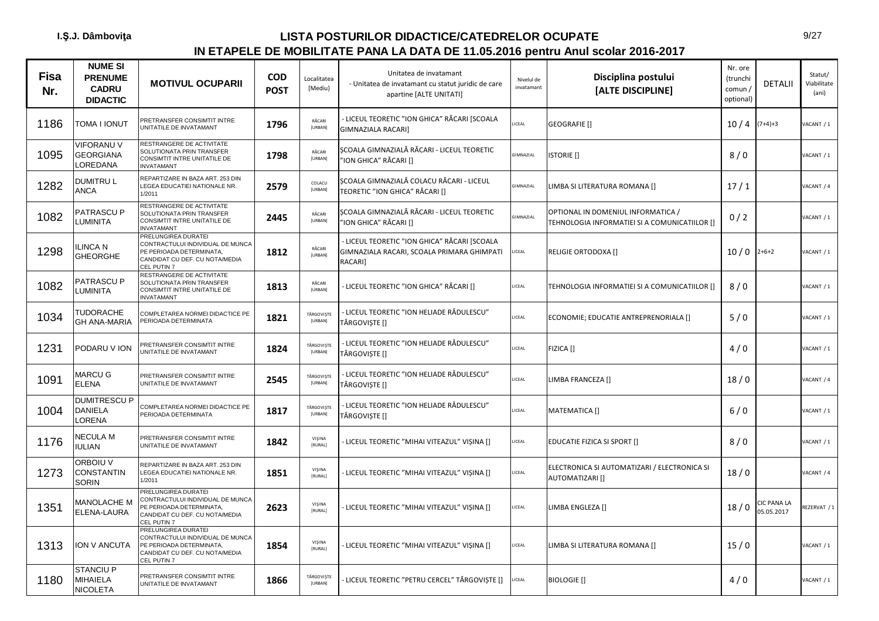I.Ş.J. Dâmboviţa

# LISTA POSTURILOR DIDACTICE/CATEDRELOR OCUPATE
## IN ETAPELE DE MOBILITATE PANA LA DATA DE 11.05.2016 pentru Anul scolar 2016-2017

| Fisa Nr. | NUME SI PRENUME CADRU DIDACTIC | MOTIVUL OCUPARII | COD POST | Localitatea [Mediu] | Unitatea de invatamant - Unitatea de invatamant cu statut juridic de care apartine [ALTE UNITATI] | Nivelul de invatamant | Disciplina postului [ALTE DISCIPLINE] | Nr. ore (trunchi comun / optional) | DETALII | Statut/ Viabilitate (ani) |
|---|---|---|---|---|---|---|---|---|---|---|
| 1186 | TOMA I IONUT | PRETRANSFER CONSIMTIT INTRE UNITATILE DE INVATAMANT | 1796 | RĂCARI [URBAN] | - LICEUL TEORETIC "ION GHICA" RĂCARI [SCOALA GIMNAZIALA RACARI] | LICEAL | GEOGRAFIE [] | 10 / 4 | (7+4)+3 | VACANT / 1 |
| 1095 | VIFORANU V GEORGIANA LOREDANA | RESTRANGERE DE ACTIVITATE SOLUTIONATA PRIN TRANSFER CONSIMTIT INTRE UNITATILE DE INVATAMANT | 1798 | RĂCARI [URBAN] | ŞCOALA GIMNAZIALĂ RĂCARI - LICEUL TEORETIC "ION GHICA" RĂCARI [] | GIMNAZIAL | ISTORIE [] | 8 / 0 | | VACANT / 1 |
| 1282 | DUMITRU L ANCA | REPARTIZARE IN BAZA ART. 253 DIN LEGEA EDUCATIEI NATIONALE NR. 1/2011 | 2579 | COLACU [URBAN] | ŞCOALA GIMNAZIALĂ COLACU RĂCARI - LICEUL TEORETIC "ION GHICA" RĂCARI [] | GIMNAZIAL | LIMBA SI LITERATURA ROMANA [] | 17 / 1 | | VACANT / 4 |
| 1082 | PATRASCU P LUMINITA | RESTRANGERE DE ACTIVITATE SOLUTIONATA PRIN TRANSFER CONSIMTIT INTRE UNITATILE DE INVATAMANT | 2445 | RĂCARI [URBAN] | ŞCOALA GIMNAZIALĂ RĂCARI - LICEUL TEORETIC "ION GHICA" RĂCARI [] | GIMNAZIAL | OPTIONAL IN DOMENIUL INFORMATICA / TEHNOLOGIA INFORMATIEI SI A COMUNICATIILOR [] | 0 / 2 | | VACANT / 1 |
| 1298 | ILINCA N GHEORGHE | PRELUNGIREA DURATEI CONTRACTULUI INDIVIDUAL DE MUNCA PE PERIOADA DETERMINATA, CANDIDAT CU DEF. CU NOTA/MEDIA CEL PUTIN 7 | 1812 | RĂCARI [URBAN] | - LICEUL TEORETIC "ION GHICA" RĂCARI [SCOALA GIMNAZIALA RACARI, SCOALA PRIMARA GHIMPATI RACARI] | LICEAL | RELIGIE ORTODOXA [] | 10 / 0 | 2+6+2 | VACANT / 1 |
| 1082 | PATRASCU P LUMINITA | RESTRANGERE DE ACTIVITATE SOLUTIONATA PRIN TRANSFER CONSIMTIT INTRE UNITATILE DE INVATAMANT | 1813 | RĂCARI [URBAN] | - LICEUL TEORETIC "ION GHICA" RĂCARI [] | LICEAL | TEHNOLOGIA INFORMATIEI SI A COMUNICATIILOR [] | 8 / 0 | | VACANT / 1 |
| 1034 | TUDORACHE GH ANA-MARIA | COMPLETAREA NORMEI DIDACTICE PE PERIOADA DETERMINATA | 1821 | TÂRGOVIŞTE [URBAN] | - LICEUL TEORETIC "ION HELIADE RĂDULESCU" TÂRGOVIŞTE [] | LICEAL | ECONOMIE; EDUCATIE ANTREPRENORIALA [] | 5 / 0 | | VACANT / 1 |
| 1231 | PODARU V ION | PRETRANSFER CONSIMTIT INTRE UNITATILE DE INVATAMANT | 1824 | TÂRGOVIŞTE [URBAN] | - LICEUL TEORETIC "ION HELIADE RĂDULESCU" TÂRGOVIŞTE [] | LICEAL | FIZICA [] | 4 / 0 | | VACANT / 1 |
| 1091 | MARCU G ELENA | PRETRANSFER CONSIMTIT INTRE UNITATILE DE INVATAMANT | 2545 | TÂRGOVIŞTE [URBAN] | - LICEUL TEORETIC "ION HELIADE RĂDULESCU" TÂRGOVIŞTE [] | LICEAL | LIMBA FRANCEZA [] | 18 / 0 | | VACANT / 4 |
| 1004 | DUMITRESCU P DANIELA LORENA | COMPLETAREA NORMEI DIDACTICE PE PERIOADA DETERMINATA | 1817 | TÂRGOVIŞTE [URBAN] | - LICEUL TEORETIC "ION HELIADE RĂDULESCU" TÂRGOVIŞTE [] | LICEAL | MATEMATICA [] | 6 / 0 | | VACANT / 1 |
| 1176 | NECULA M IULIAN | PRETRANSFER CONSIMTIT INTRE UNITATILE DE INVATAMANT | 1842 | VIŞINA [RURAL] | - LICEUL TEORETIC "MIHAI VITEAZUL" VIŞINA [] | LICEAL | EDUCATIE FIZICA SI SPORT [] | 8 / 0 | | VACANT / 1 |
| 1273 | ORBOIU V CONSTANTIN SORIN | REPARTIZARE IN BAZA ART. 253 DIN LEGEA EDUCATIEI NATIONALE NR. 1/2011 | 1851 | VIŞINA [RURAL] | - LICEUL TEORETIC "MIHAI VITEAZUL" VIŞINA [] | LICEAL | ELECTRONICA SI AUTOMATIZARI / ELECTRONICA SI AUTOMATIZARI [] | 18 / 0 | | VACANT / 4 |
| 1351 | MANOLACHE M ELENA-LAURA | PRELUNGIREA DURATEI CONTRACTULUI INDIVIDUAL DE MUNCA PE PERIOADA DETERMINATA, CANDIDAT CU DEF. CU NOTA/MEDIA CEL PUTIN 7 | 2623 | VIŞINA [RURAL] | - LICEUL TEORETIC "MIHAI VITEAZUL" VIŞINA [] | LICEAL | LIMBA ENGLEZA [] | 18 / 0 | CIC PANA LA 05.05.2017 | REZERVAT / 1 |
| 1313 | ION V ANCUTA | PRELUNGIREA DURATEI CONTRACTULUI INDIVIDUAL DE MUNCA PE PERIOADA DETERMINATA, CANDIDAT CU DEF. CU NOTA/MEDIA CEL PUTIN 7 | 1854 | VIŞINA [RURAL] | - LICEUL TEORETIC "MIHAI VITEAZUL" VIŞINA [] | LICEAL | LIMBA SI LITERATURA ROMANA [] | 15 / 0 | | VACANT / 1 |
| 1180 | STANCIU P MIHAIELA NICOLETA | PRETRANSFER CONSIMTIT INTRE UNITATILE DE INVATAMANT | 1866 | TÂRGOVIŞTE [URBAN] | - LICEUL TEORETIC "PETRU CERCEL" TÂRGOVIŞTE [] | LICEAL | BIOLOGIE [] | 4 / 0 | | VACANT / 1 |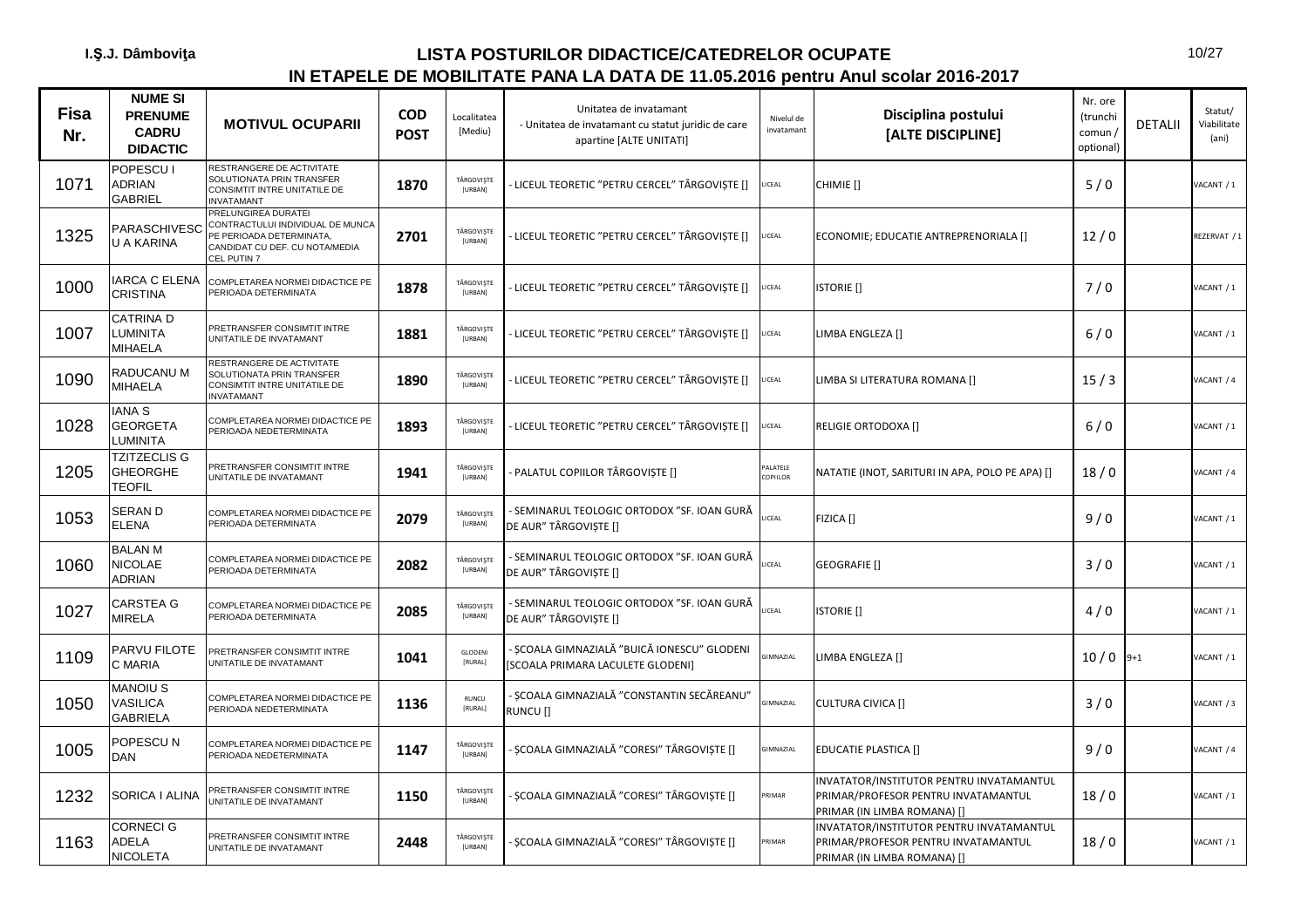I.Ș.J. Dâmbovița

# LISTA POSTURILOR DIDACTICE/CATEDRELOR OCUPATE
## IN ETAPELE DE MOBILITATE PANA LA DATA DE 11.05.2016 pentru Anul scolar 2016-2017

| Fisa Nr. | NUME SI PRENUME CADRU DIDACTIC | MOTIVUL OCUPARII | COD POST | Localitatea [Mediu] | Unitatea de invatamant - Unitatea de invatamant cu statut juridic de care apartine [ALTE UNITATI] | Nivelul de invatamant | Disciplina postului [ALTE DISCIPLINE] | Nr. ore (trunchi comun / optional) | DETALII | Statut/ Viabilitate (ani) |
|---|---|---|---|---|---|---|---|---|---|---|
| 1071 | POPESCU I ADRIAN GABRIEL | RESTRANGERE DE ACTIVITATE SOLUTIONATA PRIN TRANSFER CONSIMTIT INTRE UNITATILE DE INVATAMANT | 1870 | TÂRGOVIȘTE [URBAN] | - LICEUL TEORETIC ”PETRU CERCEL” TÂRGOVIȘTE [] | LICEAL | CHIMIE [] | 5 / 0 | | VACANT / 1 |
| 1325 | PARASCHIVESCU A KARINA | PRELUNGIREA DURATEI CONTRACTULUI INDIVIDUAL DE MUNCA PE PERIOADA DETERMINATA, CANDIDAT CU DEF. CU NOTA/MEDIA CEL PUTIN 7 | 2701 | TÂRGOVIȘTE [URBAN] | - LICEUL TEORETIC ”PETRU CERCEL” TÂRGOVIȘTE [] | LICEAL | ECONOMIE; EDUCATIE ANTREPRENORIALA [] | 12 / 0 | | REZERVAT / 1 |
| 1000 | IARCA C ELENA CRISTINA | COMPLETAREA NORMEI DIDACTICE PE PERIOADA DETERMINATA | 1878 | TÂRGOVIȘTE [URBAN] | - LICEUL TEORETIC ”PETRU CERCEL” TÂRGOVIȘTE [] | LICEAL | ISTORIE [] | 7 / 0 | | VACANT / 1 |
| 1007 | CATRINA D LUMINITA MIHAELA | PRETRANSFER CONSIMTIT INTRE UNITATILE DE INVATAMANT | 1881 | TÂRGOVIȘTE [URBAN] | - LICEUL TEORETIC ”PETRU CERCEL” TÂRGOVIȘTE [] | LICEAL | LIMBA ENGLEZA [] | 6 / 0 | | VACANT / 1 |
| 1090 | RADUCANU M MIHAELA | RESTRANGERE DE ACTIVITATE SOLUTIONATA PRIN TRANSFER CONSIMTIT INTRE UNITATILE DE INVATAMANT | 1890 | TÂRGOVIȘTE [URBAN] | - LICEUL TEORETIC ”PETRU CERCEL” TÂRGOVIȘTE [] | LICEAL | LIMBA SI LITERATURA ROMANA [] | 15 / 3 | | VACANT / 4 |
| 1028 | IANA S GEORGETA LUMINITA | COMPLETAREA NORMEI DIDACTICE PE PERIOADA NEDETERMINATA | 1893 | TÂRGOVIȘTE [URBAN] | - LICEUL TEORETIC ”PETRU CERCEL” TÂRGOVIȘTE [] | LICEAL | RELIGIE ORTODOXA [] | 6 / 0 | | VACANT / 1 |
| 1205 | TZITZECLIS G GHEORGHE TEOFIL | PRETRANSFER CONSIMTIT INTRE UNITATILE DE INVATAMANT | 1941 | TÂRGOVIȘTE [URBAN] | - PALATUL COPIILOR TÂRGOVIȘTE [] | PALATELE COPIILOR | NATATIE (INOT, SARITURI IN APA, POLO PE APA) [] | 18 / 0 | | VACANT / 4 |
| 1053 | SERAN D ELENA | COMPLETAREA NORMEI DIDACTICE PE PERIOADA DETERMINATA | 2079 | TÂRGOVIȘTE [URBAN] | - SEMINARUL TEOLOGIC ORTODOX ”SF. IOAN GURĂ DE AUR” TÂRGOVIȘTE [] | LICEAL | FIZICA [] | 9 / 0 | | VACANT / 1 |
| 1060 | BALAN M NICOLAE ADRIAN | COMPLETAREA NORMEI DIDACTICE PE PERIOADA DETERMINATA | 2082 | TÂRGOVIȘTE [URBAN] | - SEMINARUL TEOLOGIC ORTODOX ”SF. IOAN GURĂ DE AUR” TÂRGOVIȘTE [] | LICEAL | GEOGRAFIE [] | 3 / 0 | | VACANT / 1 |
| 1027 | CARSTEA G MIRELA | COMPLETAREA NORMEI DIDACTICE PE PERIOADA DETERMINATA | 2085 | TÂRGOVIȘTE [URBAN] | - SEMINARUL TEOLOGIC ORTODOX ”SF. IOAN GURĂ DE AUR” TÂRGOVIȘTE [] | LICEAL | ISTORIE [] | 4 / 0 | | VACANT / 1 |
| 1109 | PARVU FILOTE C MARIA | PRETRANSFER CONSIMTIT INTRE UNITATILE DE INVATAMANT | 1041 | GLODENI [RURAL] | - ȘCOALA GIMNAZIALĂ ”BUICĂ IONESCU” GLODENI [SCOALA PRIMARA LACULETE GLODENI] | GIMNAZIAL | LIMBA ENGLEZA [] | 10 / 0 | 9+1 | VACANT / 1 |
| 1050 | MANOIU S VASILICA GABRIELA | COMPLETAREA NORMEI DIDACTICE PE PERIOADA NEDETERMINATA | 1136 | RUNCU [RURAL] | - ȘCOALA GIMNAZIALĂ ”CONSTANTIN SECĂREANU” RUNCU [] | GIMNAZIAL | CULTURA CIVICA [] | 3 / 0 | | VACANT / 3 |
| 1005 | POPESCU N DAN | COMPLETAREA NORMEI DIDACTICE PE PERIOADA NEDETERMINATA | 1147 | TÂRGOVIȘTE [URBAN] | - ȘCOALA GIMNAZIALĂ ”CORESI” TÂRGOVIȘTE [] | GIMNAZIAL | EDUCATIE PLASTICA [] | 9 / 0 | | VACANT / 4 |
| 1232 | SORICA I ALINA | PRETRANSFER CONSIMTIT INTRE UNITATILE DE INVATAMANT | 1150 | TÂRGOVIȘTE [URBAN] | - ȘCOALA GIMNAZIALĂ ”CORESI” TÂRGOVIȘTE [] | PRIMAR | INVATATOR/INSTITUTOR PENTRU INVATAMANTUL PRIMAR/PROFESOR PENTRU INVATAMANTUL PRIMAR (IN LIMBA ROMANA) [] | 18 / 0 | | VACANT / 1 |
| 1163 | CORNECI G ADELA NICOLETA | PRETRANSFER CONSIMTIT INTRE UNITATILE DE INVATAMANT | 2448 | TÂRGOVIȘTE [URBAN] | - ȘCOALA GIMNAZIALĂ ”CORESI” TÂRGOVIȘTE [] | PRIMAR | INVATATOR/INSTITUTOR PENTRU INVATAMANTUL PRIMAR/PROFESOR PENTRU INVATAMANTUL PRIMAR (IN LIMBA ROMANA) [] | 18 / 0 | | VACANT / 1 |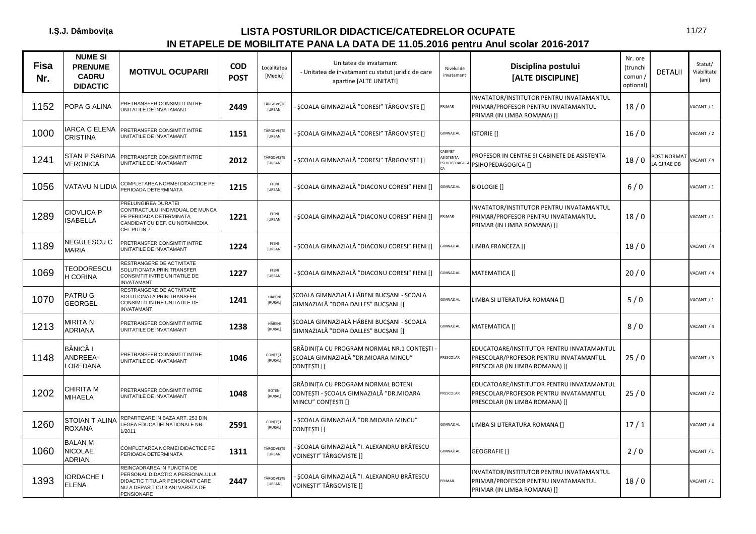I.Ș.J. Dâmbovița

# LISTA POSTURILOR DIDACTICE/CATEDRELOR OCUPATE
## IN ETAPELE DE MOBILITATE PANA LA DATA DE 11.05.2016 pentru Anul scolar 2016-2017

| Fisa Nr. | NUME SI PRENUME CADRU DIDACTIC | MOTIVUL OCUPARII | COD POST | Localitatea [Mediu] | Unitatea de invatamant - Unitatea de invatamant cu statut juridic de care apartine [ALTE UNITATI] | Nivelul de invatamant | Disciplina postului [ALTE DISCIPLINE] | Nr. ore (trunchi comun / optional) | DETALII | Statut/ Viabilitate (ani) |
|---|---|---|---|---|---|---|---|---|---|---|
| 1152 | POPA G ALINA | PRETRANSFER CONSIMTIT INTRE UNITATILE DE INVATAMANT | 2449 | TÂRGOVIȘTE [URBAN] | - ȘCOALA GIMNAZIALĂ "CORESI" TÂRGOVIȘTE [] | PRIMAR | INVATATOR/INSTITUTOR PENTRU INVATAMANTUL PRIMAR/PROFESOR PENTRU INVATAMANTUL PRIMAR (IN LIMBA ROMANA) [] | 18 / 0 | | VACANT / 1 |
| 1000 | IARCA C ELENA CRISTINA | PRETRANSFER CONSIMTIT INTRE UNITATILE DE INVATAMANT | 1151 | TÂRGOVIȘTE [URBAN] | - ȘCOALA GIMNAZIALĂ "CORESI" TÂRGOVIȘTE [] | GIMNAZIAL | ISTORIE [] | 16 / 0 | | VACANT / 2 |
| 1241 | STAN P SABINA VERONICA | PRETRANSFER CONSIMTIT INTRE UNITATILE DE INVATAMANT | 2012 | TÂRGOVIȘTE [URBAN] | - ȘCOALA GIMNAZIALĂ "CORESI" TÂRGOVIȘTE [] | CABINET ASISTENTA PSIHOPEDAGOGICA | PROFESOR IN CENTRE SI CABINETE DE ASISTENTA PSIHOPEDAGOGICA [] | 18 / 0 | POST NORMAT LA CJRAE DB | VACANT / 4 |
| 1056 | VATAVU N LIDIA | COMPLETAREA NORMEI DIDACTICE PE PERIOADA DETERMINATA | 1215 | FIENI [URBAN] | - ȘCOALA GIMNAZIALĂ "DIACONU CORESI" FIENI [] | GIMNAZIAL | BIOLOGIE [] | 6 / 0 | | VACANT / 1 |
| 1289 | CIOVLICA P ISABELLA | PRELUNGIREA DURATEI CONTRACTULUI INDIVIDUAL DE MUNCA PE PERIOADA DETERMINATA, CANDIDAT CU DEF. CU NOTA/MEDIA CEL PUTIN 7 | 1221 | FIENI [URBAN] | - ȘCOALA GIMNAZIALĂ "DIACONU CORESI" FIENI [] | PRIMAR | INVATATOR/INSTITUTOR PENTRU INVATAMANTUL PRIMAR/PROFESOR PENTRU INVATAMANTUL PRIMAR (IN LIMBA ROMANA) [] | 18 / 0 | | VACANT / 1 |
| 1189 | NEGULESCU C MARIA | PRETRANSFER CONSIMTIT INTRE UNITATILE DE INVATAMANT | 1224 | FIENI [URBAN] | - ȘCOALA GIMNAZIALĂ "DIACONU CORESI" FIENI [] | GIMNAZIAL | LIMBA FRANCEZA [] | 18 / 0 | | VACANT / 4 |
| 1069 | TEODORESCU H CORINA | RESTRANGERE DE ACTIVITATE SOLUTIONATA PRIN TRANSFER CONSIMTIT INTRE UNITATILE DE INVATAMANT | 1227 | FIENI [URBAN] | - ȘCOALA GIMNAZIALĂ "DIACONU CORESI" FIENI [] | GIMNAZIAL | MATEMATICA [] | 20 / 0 | | VACANT / 4 |
| 1070 | PATRU G GEORGEL | RESTRANGERE DE ACTIVITATE SOLUTIONATA PRIN TRANSFER CONSIMTIT INTRE UNITATILE DE INVATAMANT | 1241 | HĂBENI [RURAL] | ȘCOALA GIMNAZIALĂ HĂBENI BUCȘANI - ȘCOALA GIMNAZIALĂ "DORA DALLES" BUCȘANI [] | GIMNAZIAL | LIMBA SI LITERATURA ROMANA [] | 5 / 0 | | VACANT / 1 |
| 1213 | MIRITA N ADRIANA | PRETRANSFER CONSIMTIT INTRE UNITATILE DE INVATAMANT | 1238 | HĂBENI [RURAL] | ȘCOALA GIMNAZIALĂ HĂBENI BUCȘANI - ȘCOALA GIMNAZIALĂ "DORA DALLES" BUCȘANI [] | GIMNAZIAL | MATEMATICA [] | 8 / 0 | | VACANT / 4 |
| 1148 | BĂNICĂ I ANDREEA-LOREDANA | PRETRANSFER CONSIMTIT INTRE UNITATILE DE INVATAMANT | 1046 | CONȚEȘTI [RURAL] | GRĂDINIȚA CU PROGRAM NORMAL NR.1 CONȚEȘTI - ȘCOALA GIMNAZIALĂ "DR.MIOARA MINCU" CONȚEȘTI [] | PRESCOLAR | EDUCATOARE/INSTITUTOR PENTRU INVATAMANTUL PRESCOLAR/PROFESOR PENTRU INVATAMANTUL PRESCOLAR (IN LIMBA ROMANA) [] | 25 / 0 | | VACANT / 3 |
| 1202 | CHIRITA M MIHAELA | PRETRANSFER CONSIMTIT INTRE UNITATILE DE INVATAMANT | 1048 | BOTENI [RURAL] | GRĂDINIȚA CU PROGRAM NORMAL BOTENI CONȚEȘTI - ȘCOALA GIMNAZIALĂ "DR.MIOARA MINCU" CONȚEȘTI [] | PRESCOLAR | EDUCATOARE/INSTITUTOR PENTRU INVATAMANTUL PRESCOLAR/PROFESOR PENTRU INVATAMANTUL PRESCOLAR (IN LIMBA ROMANA) [] | 25 / 0 | | VACANT / 2 |
| 1260 | STOIAN T ALINA ROXANA | REPARTIZARE IN BAZA ART. 253 DIN LEGEA EDUCATIEI NATIONALE NR. 1/2011 | 2591 | CONȚEȘTI [RURAL] | - ȘCOALA GIMNAZIALĂ "DR.MIOARA MINCU" CONȚEȘTI [] | GIMNAZIAL | LIMBA SI LITERATURA ROMANA [] | 17 / 1 | | VACANT / 4 |
| 1060 | BALAN M NICOLAE ADRIAN | COMPLETAREA NORMEI DIDACTICE PE PERIOADA DETERMINATA | 1311 | TÂRGOVIȘTE [URBAN] | - ȘCOALA GIMNAZIALĂ "I. ALEXANDRU BRĂTESCU VOINEȘTI" TÂRGOVIȘTE [] | GIMNAZIAL | GEOGRAFIE [] | 2 / 0 | | VACANT / 1 |
| 1393 | IORDACHE I ELENA | REINCADRAREA IN FUNCTIA DE PERSONAL DIDACTIC A PERSONALULUI DIDACTIC TITULAR PENSIONAT CARE NU A DEPASIT CU 3 ANI VARSTA DE PENSIONARE | 2447 | TÂRGOVIȘTE [URBAN] | - ȘCOALA GIMNAZIALĂ "I. ALEXANDRU BRĂTESCU VOINEȘTI" TÂRGOVIȘTE [] | PRIMAR | INVATATOR/INSTITUTOR PENTRU INVATAMANTUL PRIMAR/PROFESOR PENTRU INVATAMANTUL PRIMAR (IN LIMBA ROMANA) [] | 18 / 0 | | VACANT / 1 |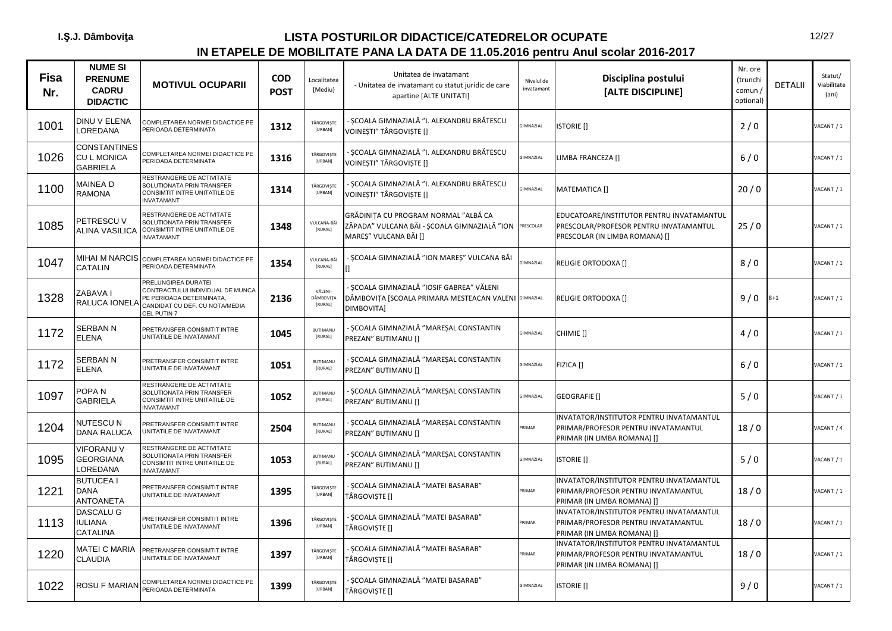I.Ş.J. Dâmboviţa

# LISTA POSTURILOR DIDACTICE/CATEDRELOR OCUPATE IN ETAPELE DE MOBILITATE PANA LA DATA DE 11.05.2016 pentru Anul scolar 2016-2017

| Fisa Nr. | NUME SI PRENUME CADRU DIDACTIC | MOTIVUL OCUPARII | COD POST | Localitatea [Mediu] | Unitatea de invatamant - Unitatea de invatamant cu statut juridic de care apartine [ALTE UNITATI] | Nivelul de invatamant | Disciplina postului [ALTE DISCIPLINE] | Nr. ore (trunchi comun / optional) | DETALII | Statut/ Viabilitate (ani) |
|---|---|---|---|---|---|---|---|---|---|---|
| 1001 | DINU V ELENA LOREDANA | COMPLETAREA NORMEI DIDACTICE PE PERIOADA DETERMINATA | 1312 | TÂRGOVIŞTE [URBAN] | - ŞCOALA GIMNAZIALĂ "I. ALEXANDRU BRĂTESCU VOINEŞTI" TÂRGOVIŞTE [] | GIMNAZIAL | ISTORIE [] | 2 / 0 | | VACANT / 1 |
| 1026 | CONSTANTINESCU L MONICA GABRIELA | COMPLETAREA NORMEI DIDACTICE PE PERIOADA DETERMINATA | 1316 | TÂRGOVIŞTE [URBAN] | - ŞCOALA GIMNAZIALĂ "I. ALEXANDRU BRĂTESCU VOINEŞTI" TÂRGOVIŞTE [] | GIMNAZIAL | LIMBA FRANCEZA [] | 6 / 0 | | VACANT / 1 |
| 1100 | MAINEA D RAMONA | RESTRANGERE DE ACTIVITATE SOLUTIONATA PRIN TRANSFER CONSIMTIT INTRE UNITATILE DE INVATAMANT | 1314 | TÂRGOVIŞTE [URBAN] | - ŞCOALA GIMNAZIALĂ "I. ALEXANDRU BRĂTESCU VOINEŞTI" TÂRGOVIŞTE [] | GIMNAZIAL | MATEMATICA [] | 20 / 0 | | VACANT / 1 |
| 1085 | PETRESCU V ALINA VASILICA | RESTRANGERE DE ACTIVITATE SOLUTIONATA PRIN TRANSFER CONSIMTIT INTRE UNITATILE DE INVATAMANT | 1348 | VULCANA-BĂI [RURAL] | GRĂDINIŢA CU PROGRAM NORMAL "ALBĂ CA ZĂPADA" VULCANA BĂI - ŞCOALA GIMNAZIALĂ "ION MAREŞ" VULCANA BĂI [] | PRESCOLAR | EDUCATOARE/INSTITUTOR PENTRU INVATAMANTUL PRESCOLAR/PROFESOR PENTRU INVATAMANTUL PRESCOLAR (IN LIMBA ROMANA) [] | 25 / 0 | | VACANT / 1 |
| 1047 | MIHAI M NARCIS CATALIN | COMPLETAREA NORMEI DIDACTICE PE PERIOADA DETERMINATA | 1354 | VULCANA-BĂI [RURAL] | - ŞCOALA GIMNAZIALĂ "ION MAREŞ" VULCANA BĂI [] | GIMNAZIAL | RELIGIE ORTODOXA [] | 8 / 0 | | VACANT / 1 |
| 1328 | ZABAVA I RALUCA IONELA | PRELUNGIREA DURATEI CONTRACTULUI INDIVIDUAL DE MUNCA PE PERIOADA DETERMINATA, CANDIDAT CU DEF. CU NOTA/MEDIA CEL PUTIN 7 | 2136 | VĂLENI-DÂMBOVIŢA [RURAL] | - ŞCOALA GIMNAZIALĂ "IOSIF GABREA" VĂLENI DÂMBOVIŢA [SCOALA PRIMARA MESTEACAN VALENI DIMBOVITA] | GIMNAZIAL | RELIGIE ORTODOXA [] | 9 / 0 | 8+1 | VACANT / 1 |
| 1172 | SERBAN N ELENA | PRETRANSFER CONSIMTIT INTRE UNITATILE DE INVATAMANT | 1045 | BUTIMANU [RURAL] | - ŞCOALA GIMNAZIALĂ "MAREŞAL CONSTANTIN PREZAN" BUTIMANU [] | GIMNAZIAL | CHIMIE [] | 4 / 0 | | VACANT / 1 |
| 1172 | SERBAN N ELENA | PRETRANSFER CONSIMTIT INTRE UNITATILE DE INVATAMANT | 1051 | BUTIMANU [RURAL] | - ŞCOALA GIMNAZIALĂ "MAREŞAL CONSTANTIN PREZAN" BUTIMANU [] | GIMNAZIAL | FIZICA [] | 6 / 0 | | VACANT / 1 |
| 1097 | POPA N GABRIELA | RESTRANGERE DE ACTIVITATE SOLUTIONATA PRIN TRANSFER CONSIMTIT INTRE UNITATILE DE INVATAMANT | 1052 | BUTIMANU [RURAL] | - ŞCOALA GIMNAZIALĂ "MAREŞAL CONSTANTIN PREZAN" BUTIMANU [] | GIMNAZIAL | GEOGRAFIE [] | 5 / 0 | | VACANT / 1 |
| 1204 | NUTESCU N DANA RALUCA | PRETRANSFER CONSIMTIT INTRE UNITATILE DE INVATAMANT | 2504 | BUTIMANU [RURAL] | - ŞCOALA GIMNAZIALĂ "MAREŞAL CONSTANTIN PREZAN" BUTIMANU [] | PRIMAR | INVATATOR/INSTITUTOR PENTRU INVATAMANTUL PRIMAR/PROFESOR PENTRU INVATAMANTUL PRIMAR (IN LIMBA ROMANA) [] | 18 / 0 | | VACANT / 4 |
| 1095 | VIFORANU V GEORGIANA LOREDANA | RESTRANGERE DE ACTIVITATE SOLUTIONATA PRIN TRANSFER CONSIMTIT INTRE UNITATILE DE INVATAMANT | 1053 | BUTIMANU [RURAL] | - ŞCOALA GIMNAZIALĂ "MAREŞAL CONSTANTIN PREZAN" BUTIMANU [] | GIMNAZIAL | ISTORIE [] | 5 / 0 | | VACANT / 1 |
| 1221 | BUTUCEA I DANA ANTOANETA | PRETRANSFER CONSIMTIT INTRE UNITATILE DE INVATAMANT | 1395 | TÂRGOVIŞTE [URBAN] | - ŞCOALA GIMNAZIALĂ "MATEI BASARAB" TÂRGOVIŞTE [] | PRIMAR | INVATATOR/INSTITUTOR PENTRU INVATAMANTUL PRIMAR/PROFESOR PENTRU INVATAMANTUL PRIMAR (IN LIMBA ROMANA) [] | 18 / 0 | | VACANT / 1 |
| 1113 | DASCALU G IULIANA CATALINA | PRETRANSFER CONSIMTIT INTRE UNITATILE DE INVATAMANT | 1396 | TÂRGOVIŞTE [URBAN] | - ŞCOALA GIMNAZIALĂ "MATEI BASARAB" TÂRGOVIŞTE [] | PRIMAR | INVATATOR/INSTITUTOR PENTRU INVATAMANTUL PRIMAR/PROFESOR PENTRU INVATAMANTUL PRIMAR (IN LIMBA ROMANA) [] | 18 / 0 | | VACANT / 1 |
| 1220 | MATEI C MARIA CLAUDIA | PRETRANSFER CONSIMTIT INTRE UNITATILE DE INVATAMANT | 1397 | TÂRGOVIŞTE [URBAN] | - ŞCOALA GIMNAZIALĂ "MATEI BASARAB" TÂRGOVIŞTE [] | PRIMAR | INVATATOR/INSTITUTOR PENTRU INVATAMANTUL PRIMAR/PROFESOR PENTRU INVATAMANTUL PRIMAR (IN LIMBA ROMANA) [] | 18 / 0 | | VACANT / 1 |
| 1022 | ROSU F MARIAN | COMPLETAREA NORMEI DIDACTICE PE PERIOADA DETERMINATA | 1399 | TÂRGOVIŞTE [URBAN] | - ŞCOALA GIMNAZIALĂ "MATEI BASARAB" TÂRGOVIŞTE [] | GIMNAZIAL | ISTORIE [] | 9 / 0 | | VACANT / 1 |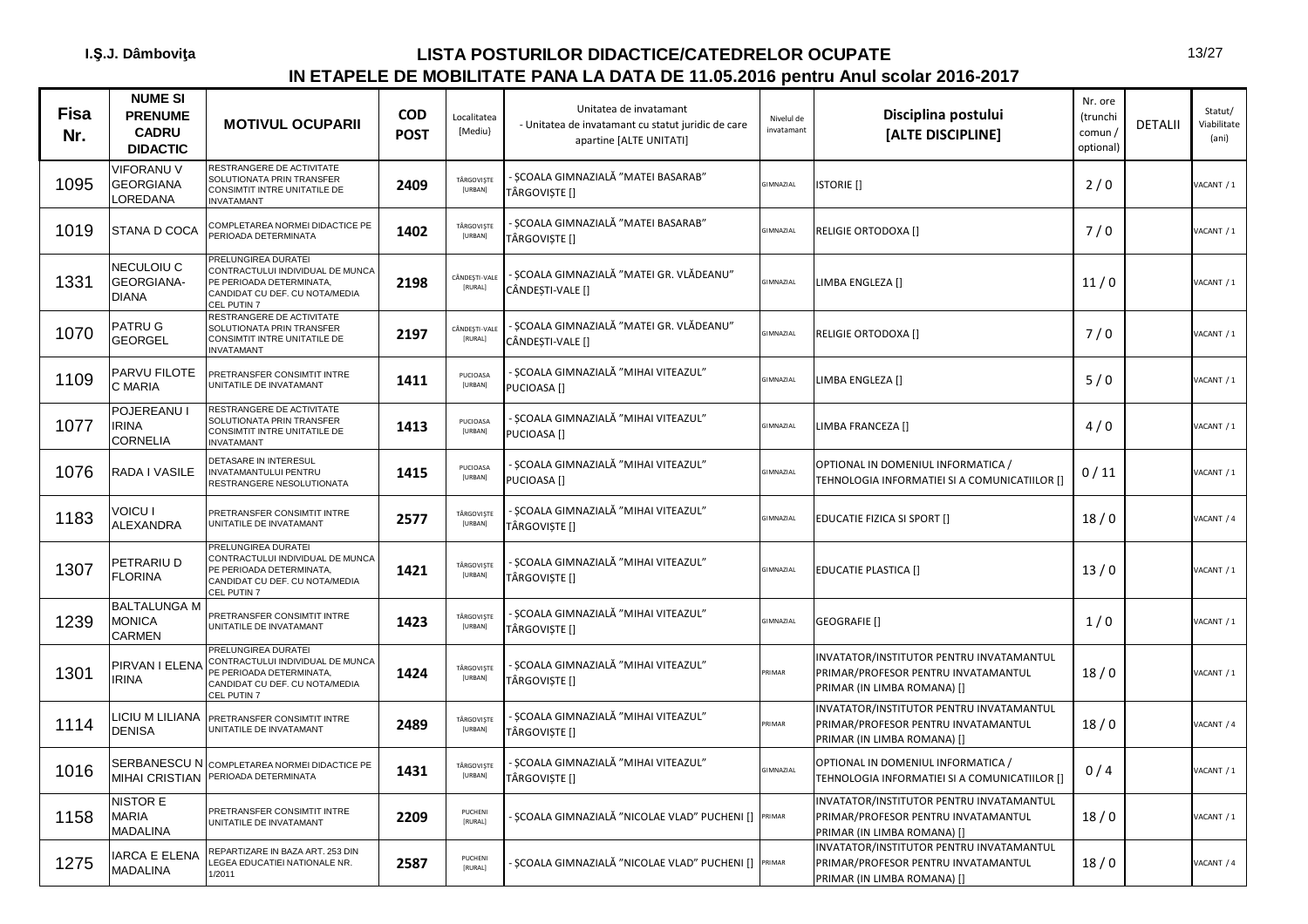I.Ş.J. Dâmboviţa

# LISTA POSTURILOR DIDACTICE/CATEDRELOR OCUPATE
## IN ETAPELE DE MOBILITATE PANA LA DATA DE 11.05.2016 pentru Anul scolar 2016-2017

| Fisa Nr. | NUME SI PRENUME CADRU DIDACTIC | MOTIVUL OCUPARII | COD POST | Localitatea [Mediu] | Unitatea de invatamant - Unitatea de invatamant cu statut juridic de care apartine [ALTE UNITATI] | Nivelul de invatamant | Disciplina postului [ALTE DISCIPLINE] | Nr. ore (trunchi comun / optional) | DETALII | Statut/ Viabilitate (ani) |
|---|---|---|---|---|---|---|---|---|---|---|
| 1095 | VIFORANU V GEORGIANA LOREDANA | RESTRANGERE DE ACTIVITATE SOLUTIONATA PRIN TRANSFER CONSIMTIT INTRE UNITATILE DE INVATAMANT | 2409 | TÂRGOVIŞTE [URBAN] | - ŞCOALA GIMNAZIALĂ "MATEI BASARAB" TÂRGOVIŞTE [] | GIMNAZIAL | ISTORIE [] | 2 / 0 | | VACANT / 1 |
| 1019 | STANA D COCA | COMPLETAREA NORMEI DIDACTICE PE PERIOADA DETERMINATA | 1402 | TÂRGOVIŞTE [URBAN] | - ŞCOALA GIMNAZIALĂ "MATEI BASARAB" TÂRGOVIŞTE [] | GIMNAZIAL | RELIGIE ORTODOXA [] | 7 / 0 | | VACANT / 1 |
| 1331 | NECULOIU C GEORGIANA-DIANA | PRELUNGIREA DURATEI CONTRACTULUI INDIVIDUAL DE MUNCA PE PERIOADA DETERMINATA, CANDIDAT CU DEF. CU NOTA/MEDIA CEL PUTIN 7 | 2198 | CÂNDEŞTI-VALE [RURAL] | - ŞCOALA GIMNAZIALĂ "MATEI GR. VLĂDEANU" CÂNDEŞTI-VALE [] | GIMNAZIAL | LIMBA ENGLEZA [] | 11 / 0 | | VACANT / 1 |
| 1070 | PATRU G GEORGEL | RESTRANGERE DE ACTIVITATE SOLUTIONATA PRIN TRANSFER CONSIMTIT INTRE UNITATILE DE INVATAMANT | 2197 | CÂNDEŞTI-VALE [RURAL] | - ŞCOALA GIMNAZIALĂ "MATEI GR. VLĂDEANU" CÂNDEŞTI-VALE [] | GIMNAZIAL | RELIGIE ORTODOXA [] | 7 / 0 | | VACANT / 1 |
| 1109 | PARVU FILOTE C MARIA | PRETRANSFER CONSIMTIT INTRE UNITATILE DE INVATAMANT | 1411 | PUCIOASA [URBAN] | - ŞCOALA GIMNAZIALĂ "MIHAI VITEAZUL" PUCIOASA [] | GIMNAZIAL | LIMBA ENGLEZA [] | 5 / 0 | | VACANT / 1 |
| 1077 | POJEREANU I IRINA CORNELIA | RESTRANGERE DE ACTIVITATE SOLUTIONATA PRIN TRANSFER CONSIMTIT INTRE UNITATILE DE INVATAMANT | 1413 | PUCIOASA [URBAN] | - ŞCOALA GIMNAZIALĂ "MIHAI VITEAZUL" PUCIOASA [] | GIMNAZIAL | LIMBA FRANCEZA [] | 4 / 0 | | VACANT / 1 |
| 1076 | RADA I VASILE | DETASARE IN INTERESUL INVATAMANTULUI PENTRU RESTRANGERE NESOLUTIONATA | 1415 | PUCIOASA [URBAN] | - ŞCOALA GIMNAZIALĂ "MIHAI VITEAZUL" PUCIOASA [] | GIMNAZIAL | OPTIONAL IN DOMENIUL INFORMATICA / TEHNOLOGIA INFORMATIEI SI A COMUNICATIILOR [] | 0 / 11 | | VACANT / 1 |
| 1183 | VOICU I ALEXANDRA | PRETRANSFER CONSIMTIT INTRE UNITATILE DE INVATAMANT | 2577 | TÂRGOVIŞTE [URBAN] | - ŞCOALA GIMNAZIALĂ "MIHAI VITEAZUL" TÂRGOVIŞTE [] | GIMNAZIAL | EDUCATIE FIZICA SI SPORT [] | 18 / 0 | | VACANT / 4 |
| 1307 | PETRARIU D FLORINA | PRELUNGIREA DURATEI CONTRACTULUI INDIVIDUAL DE MUNCA PE PERIOADA DETERMINATA, CANDIDAT CU DEF. CU NOTA/MEDIA CEL PUTIN 7 | 1421 | TÂRGOVIŞTE [URBAN] | - ŞCOALA GIMNAZIALĂ "MIHAI VITEAZUL" TÂRGOVIŞTE [] | GIMNAZIAL | EDUCATIE PLASTICA [] | 13 / 0 | | VACANT / 1 |
| 1239 | BALTALUNGA M MONICA CARMEN | PRETRANSFER CONSIMTIT INTRE UNITATILE DE INVATAMANT | 1423 | TÂRGOVIŞTE [URBAN] | - ŞCOALA GIMNAZIALĂ "MIHAI VITEAZUL" TÂRGOVIŞTE [] | GIMNAZIAL | GEOGRAFIE [] | 1 / 0 | | VACANT / 1 |
| 1301 | PIRVAN I ELENA IRINA | PRELUNGIREA DURATEI CONTRACTULUI INDIVIDUAL DE MUNCA PE PERIOADA DETERMINATA, CANDIDAT CU DEF. CU NOTA/MEDIA CEL PUTIN 7 | 1424 | TÂRGOVIŞTE [URBAN] | - ŞCOALA GIMNAZIALĂ "MIHAI VITEAZUL" TÂRGOVIŞTE [] | PRIMAR | INVATATOR/INSTITUTOR PENTRU INVATAMANTUL PRIMAR/PROFESOR PENTRU INVATAMANTUL PRIMAR (IN LIMBA ROMANA) [] | 18 / 0 | | VACANT / 1 |
| 1114 | LICIU M LILIANA DENISA | PRETRANSFER CONSIMTIT INTRE UNITATILE DE INVATAMANT | 2489 | TÂRGOVIŞTE [URBAN] | - ŞCOALA GIMNAZIALĂ "MIHAI VITEAZUL" TÂRGOVIŞTE [] | PRIMAR | INVATATOR/INSTITUTOR PENTRU INVATAMANTUL PRIMAR/PROFESOR PENTRU INVATAMANTUL PRIMAR (IN LIMBA ROMANA) [] | 18 / 0 | | VACANT / 4 |
| 1016 | SERBANESCU N MIHAI CRISTIAN | COMPLETAREA NORMEI DIDACTICE PE PERIOADA DETERMINATA | 1431 | TÂRGOVIŞTE [URBAN] | - ŞCOALA GIMNAZIALĂ "MIHAI VITEAZUL" TÂRGOVIŞTE [] | GIMNAZIAL | OPTIONAL IN DOMENIUL INFORMATICA / TEHNOLOGIA INFORMATIEI SI A COMUNICATIILOR [] | 0 / 4 | | VACANT / 1 |
| 1158 | NISTOR E MARIA MADALINA | PRETRANSFER CONSIMTIT INTRE UNITATILE DE INVATAMANT | 2209 | PUCHENI [RURAL] | - ŞCOALA GIMNAZIALĂ "NICOLAE VLAD" PUCHENI [] | PRIMAR | INVATATOR/INSTITUTOR PENTRU INVATAMANTUL PRIMAR/PROFESOR PENTRU INVATAMANTUL PRIMAR (IN LIMBA ROMANA) [] | 18 / 0 | | VACANT / 1 |
| 1275 | IARCA E ELENA MADALINA | REPARTIZARE IN BAZA ART. 253 DIN LEGEA EDUCATIEI NATIONALE NR. 1/2011 | 2587 | PUCHENI [RURAL] | - ŞCOALA GIMNAZIALĂ "NICOLAE VLAD" PUCHENI [] | PRIMAR | INVATATOR/INSTITUTOR PENTRU INVATAMANTUL PRIMAR/PROFESOR PENTRU INVATAMANTUL PRIMAR (IN LIMBA ROMANA) [] | 18 / 0 | | VACANT / 4 |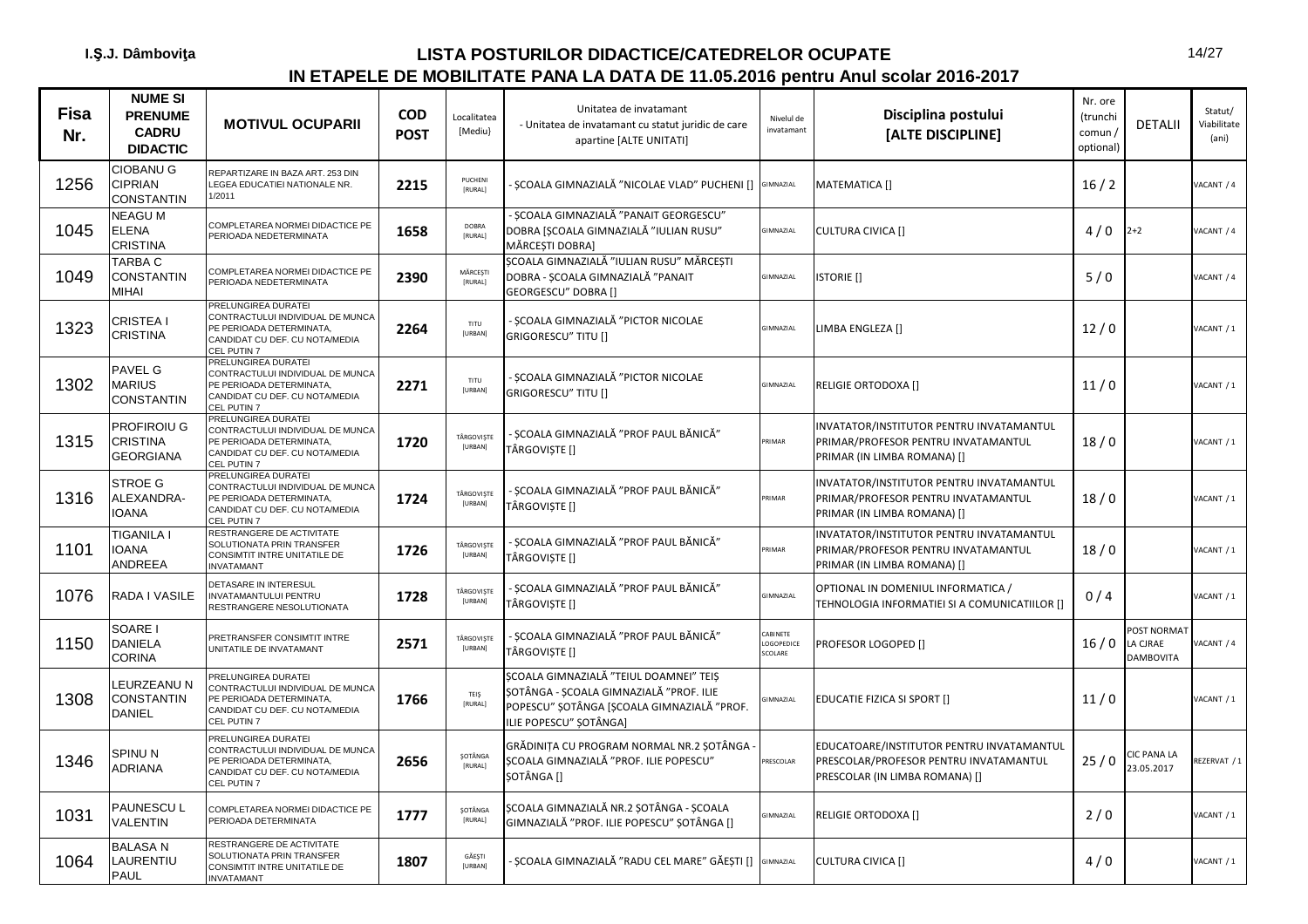I.Ș.J. Dâmbovița

# LISTA POSTURILOR DIDACTICE/CATEDRELOR OCUPATE
## IN ETAPELE DE MOBILITATE PANA LA DATA DE 11.05.2016 pentru Anul scolar 2016-2017

| Fisa Nr. | NUME SI PRENUME CADRU DIDACTIC | MOTIVUL OCUPARII | COD POST | Localitatea [Mediu] | Unitatea de invatamant - Unitatea de invatamant cu statut juridic de care apartine [ALTE UNITATI] | Nivelul de invatamant | Disciplina postului [ALTE DISCIPLINE] | Nr. ore (trunchi comun / optional) | DETALII | Statut/ Viabilitate (ani) |
|---|---|---|---|---|---|---|---|---|---|---|
| 1256 | CIOBANU G CIPRIAN CONSTANTIN | REPARTIZARE IN BAZA ART. 253 DIN LEGEA EDUCATIEI NATIONALE NR. 1/2011 | 2215 | PUCHENI [RURAL] | - ȘCOALA GIMNAZIALĂ ”NICOLAE VLAD” PUCHENI [] | GIMNAZIAL | MATEMATICA [] | 16 / 2 | | VACANT / 4 |
| 1045 | NEAGU M ELENA CRISTINA | COMPLETAREA NORMEI DIDACTICE PE PERIOADA NEDETERMINATA | 1658 | DOBRA [RURAL] | - ȘCOALA GIMNAZIALĂ ”PANAIT GEORGESCU” DOBRA [ȘCOALA GIMNAZIALĂ ”IULIAN RUSU” MĂRCEȘTI DOBRA] | GIMNAZIAL | CULTURA CIVICA [] | 4 / 0 | 2+2 | VACANT / 4 |
| 1049 | TARBA C CONSTANTIN MIHAI | COMPLETAREA NORMEI DIDACTICE PE PERIOADA NEDETERMINATA | 2390 | MĂRCEȘTI [RURAL] | ȘCOALA GIMNAZIALĂ ”IULIAN RUSU” MĂRCEȘTI DOBRA - ȘCOALA GIMNAZIALĂ ”PANAIT GEORGESCU” DOBRA [] | GIMNAZIAL | ISTORIE [] | 5 / 0 | | VACANT / 4 |
| 1323 | CRISTEA I CRISTINA | PRELUNGIREA DURATEI CONTRACTULUI INDIVIDUAL DE MUNCA PE PERIOADA DETERMINATA, CANDIDAT CU DEF. CU NOTA/MEDIA CEL PUTIN 7 | 2264 | TITU [URBAN] | - ȘCOALA GIMNAZIALĂ ”PICTOR NICOLAE GRIGORESCU” TITU [] | GIMNAZIAL | LIMBA ENGLEZA [] | 12 / 0 | | VACANT / 1 |
| 1302 | PAVEL G MARIUS CONSTANTIN | PRELUNGIREA DURATEI CONTRACTULUI INDIVIDUAL DE MUNCA PE PERIOADA DETERMINATA, CANDIDAT CU DEF. CU NOTA/MEDIA CEL PUTIN 7 | 2271 | TITU [URBAN] | - ȘCOALA GIMNAZIALĂ ”PICTOR NICOLAE GRIGORESCU” TITU [] | GIMNAZIAL | RELIGIE ORTODOXA [] | 11 / 0 | | VACANT / 1 |
| 1315 | PROFIROIU G CRISTINA GEORGIANA | PRELUNGIREA DURATEI CONTRACTULUI INDIVIDUAL DE MUNCA PE PERIOADA DETERMINATA, CANDIDAT CU DEF. CU NOTA/MEDIA CEL PUTIN 7 | 1720 | TÂRGOVIȘTE [URBAN] | - ȘCOALA GIMNAZIALĂ ”PROF PAUL BĂNICĂ” TÂRGOVIȘTE [] | PRIMAR | INVATATOR/INSTITUTOR PENTRU INVATAMANTUL PRIMAR/PROFESOR PENTRU INVATAMANTUL PRIMAR (IN LIMBA ROMANA) [] | 18 / 0 | | VACANT / 1 |
| 1316 | STROE G ALEXANDRA-IOANA | PRELUNGIREA DURATEI CONTRACTULUI INDIVIDUAL DE MUNCA PE PERIOADA DETERMINATA, CANDIDAT CU DEF. CU NOTA/MEDIA CEL PUTIN 7 | 1724 | TÂRGOVIȘTE [URBAN] | - ȘCOALA GIMNAZIALĂ ”PROF PAUL BĂNICĂ” TÂRGOVIȘTE [] | PRIMAR | INVATATOR/INSTITUTOR PENTRU INVATAMANTUL PRIMAR/PROFESOR PENTRU INVATAMANTUL PRIMAR (IN LIMBA ROMANA) [] | 18 / 0 | | VACANT / 1 |
| 1101 | TIGANILA I IOANA ANDREEA | RESTRANGERE DE ACTIVITATE SOLUTIONATA PRIN TRANSFER CONSIMTIT INTRE UNITATILE DE INVATAMANT | 1726 | TÂRGOVIȘTE [URBAN] | - ȘCOALA GIMNAZIALĂ ”PROF PAUL BĂNICĂ” TÂRGOVIȘTE [] | PRIMAR | INVATATOR/INSTITUTOR PENTRU INVATAMANTUL PRIMAR/PROFESOR PENTRU INVATAMANTUL PRIMAR (IN LIMBA ROMANA) [] | 18 / 0 | | VACANT / 1 |
| 1076 | RADA I VASILE | DETASARE IN INTERESUL INVATAMANTULUI PENTRU RESTRANGERE NESOLUTIONATA | 1728 | TÂRGOVIȘTE [URBAN] | - ȘCOALA GIMNAZIALĂ ”PROF PAUL BĂNICĂ” TÂRGOVIȘTE [] | GIMNAZIAL | OPTIONAL IN DOMENIUL INFORMATICA / TEHNOLOGIA INFORMATIEI SI A COMUNICATIILOR [] | 0 / 4 | | VACANT / 1 |
| 1150 | SOARE I DANIELA CORINA | PRETRANSFER CONSIMTIT INTRE UNITATILE DE INVATAMANT | 2571 | TÂRGOVIȘTE [URBAN] | - ȘCOALA GIMNAZIALĂ ”PROF PAUL BĂNICĂ” TÂRGOVIȘTE [] | CABINETE LOGOPEDICE SCOLARE | PROFESOR LOGOPED [] | 16 / 0 | POST NORMAT LA CJRAE DAMBOVITA | VACANT / 4 |
| 1308 | LEURZEANU N CONSTANTIN DANIEL | PRELUNGIREA DURATEI CONTRACTULUI INDIVIDUAL DE MUNCA PE PERIOADA DETERMINATA, CANDIDAT CU DEF. CU NOTA/MEDIA CEL PUTIN 7 | 1766 | TEIȘ [RURAL] | ȘCOALA GIMNAZIALĂ ”TEIUL DOAMNEI” TEIȘ ȘOTÂNGA - ȘCOALA GIMNAZIALĂ ”PROF. ILIE POPESCU” ȘOTÂNGA [ȘCOALA GIMNAZIALĂ ”PROF. ILIE POPESCU” ȘOTÂNGA] | GIMNAZIAL | EDUCATIE FIZICA SI SPORT [] | 11 / 0 | | VACANT / 1 |
| 1346 | SPINU N ADRIANA | PRELUNGIREA DURATEI CONTRACTULUI INDIVIDUAL DE MUNCA PE PERIOADA DETERMINATA, CANDIDAT CU DEF. CU NOTA/MEDIA CEL PUTIN 7 | 2656 | ȘOTÂNGA [RURAL] | GRĂDINIȚA CU PROGRAM NORMAL NR.2 ȘOTÂNGA - ȘCOALA GIMNAZIALĂ ”PROF. ILIE POPESCU” ȘOTÂNGA [] | PRESCOLAR | EDUCATOARE/INSTITUTOR PENTRU INVATAMANTUL PRESCOLAR/PROFESOR PENTRU INVATAMANTUL PRESCOLAR (IN LIMBA ROMANA) [] | 25 / 0 | CIC PANA LA 23.05.2017 | REZERVAT / 1 |
| 1031 | PAUNESCU L VALENTIN | COMPLETAREA NORMEI DIDACTICE PE PERIOADA DETERMINATA | 1777 | ȘOTÂNGA [RURAL] | ȘCOALA GIMNAZIALĂ NR.2 ȘOTÂNGA - ȘCOALA GIMNAZIALĂ ”PROF. ILIE POPESCU” ȘOTÂNGA [] | GIMNAZIAL | RELIGIE ORTODOXA [] | 2 / 0 | | VACANT / 1 |
| 1064 | BALASA N LAURENTIU PAUL | RESTRANGERE DE ACTIVITATE SOLUTIONATA PRIN TRANSFER CONSIMTIT INTRE UNITATILE DE INVATAMANT | 1807 | GĂEȘTI [URBAN] | - ȘCOALA GIMNAZIALĂ ”RADU CEL MARE” GĂEȘTI [] | GIMNAZIAL | CULTURA CIVICA [] | 4 / 0 | | VACANT / 1 |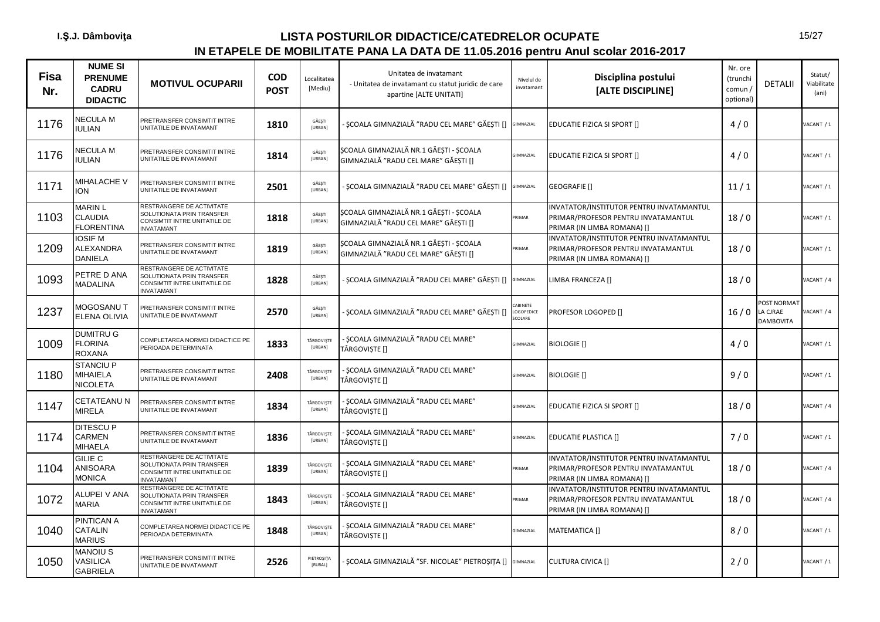I.Ş.J. Dâmboviţa

# LISTA POSTURILOR DIDACTICE/CATEDRELOR OCUPATE
## IN ETAPELE DE MOBILITATE PANA LA DATA DE 11.05.2016 pentru Anul scolar 2016-2017

| Fisa Nr. | NUME SI PRENUME CADRU DIDACTIC | MOTIVUL OCUPARII | COD POST | Localitatea [Mediu] | Unitatea de invatamant - Unitatea de invatamant cu statut juridic de care apartine [ALTE UNITATI] | Nivelul de invatamant | Disciplina postului [ALTE DISCIPLINE] | Nr. ore (trunchi comun / optional) | DETALII | Statut/ Viabilitate (ani) |
|---|---|---|---|---|---|---|---|---|---|---|
| 1176 | NECULA M IULIAN | PRETRANSFER CONSIMTIT INTRE UNITATILE DE INVATAMANT | 1810 | GĂEŞTI [URBAN] | - ŞCOALA GIMNAZIALĂ "RADU CEL MARE" GĂEŞTI [] | GIMNAZIAL | EDUCATIE FIZICA SI SPORT [] | 4 / 0 | | VACANT / 1 |
| 1176 | NECULA M IULIAN | PRETRANSFER CONSIMTIT INTRE UNITATILE DE INVATAMANT | 1814 | GĂEŞTI [URBAN] | ŞCOALA GIMNAZIALĂ NR.1 GĂEŞTI - ŞCOALA GIMNAZIALĂ "RADU CEL MARE" GĂEŞTI [] | GIMNAZIAL | EDUCATIE FIZICA SI SPORT [] | 4 / 0 | | VACANT / 1 |
| 1171 | MIHALACHE V ION | PRETRANSFER CONSIMTIT INTRE UNITATILE DE INVATAMANT | 2501 | GĂEŞTI [URBAN] | - ŞCOALA GIMNAZIALĂ "RADU CEL MARE" GĂEŞTI [] | GIMNAZIAL | GEOGRAFIE [] | 11 / 1 | | VACANT / 1 |
| 1103 | MARIN L CLAUDIA FLORENTINA | RESTRANGERE DE ACTIVITATE SOLUTIONATA PRIN TRANSFER CONSIMTIT INTRE UNITATILE DE INVATAMANT | 1818 | GĂEŞTI [URBAN] | ŞCOALA GIMNAZIALĂ NR.1 GĂEŞTI - ŞCOALA GIMNAZIALĂ "RADU CEL MARE" GĂEŞTI [] | PRIMAR | INVATATOR/INSTITUTOR PENTRU INVATAMANTUL PRIMAR/PROFESOR PENTRU INVATAMANTUL PRIMAR (IN LIMBA ROMANA) [] | 18 / 0 | | VACANT / 1 |
| 1209 | IOSIF M ALEXANDRA DANIELA | PRETRANSFER CONSIMTIT INTRE UNITATILE DE INVATAMANT | 1819 | GĂEŞTI [URBAN] | ŞCOALA GIMNAZIALĂ NR.1 GĂEŞTI - ŞCOALA GIMNAZIALĂ "RADU CEL MARE" GĂEŞTI [] | PRIMAR | INVATATOR/INSTITUTOR PENTRU INVATAMANTUL PRIMAR/PROFESOR PENTRU INVATAMANTUL PRIMAR (IN LIMBA ROMANA) [] | 18 / 0 | | VACANT / 1 |
| 1093 | PETRE D ANA MADALINA | RESTRANGERE DE ACTIVITATE SOLUTIONATA PRIN TRANSFER CONSIMTIT INTRE UNITATILE DE INVATAMANT | 1828 | GĂEŞTI [URBAN] | - ŞCOALA GIMNAZIALĂ "RADU CEL MARE" GĂEŞTI [] | GIMNAZIAL | LIMBA FRANCEZA [] | 18 / 0 | | VACANT / 4 |
| 1237 | MOGOSANU T ELENA OLIVIA | PRETRANSFER CONSIMTIT INTRE UNITATILE DE INVATAMANT | 2570 | GĂEŞTI [URBAN] | - ŞCOALA GIMNAZIALĂ "RADU CEL MARE" GĂEŞTI [] | CABINETE LOGOPEDICE SCOLARE | PROFESOR LOGOPED [] | 16 / 0 | POST NORMAT LA CJRAE DAMBOVITA | VACANT / 4 |
| 1009 | DUMITRU G FLORINA ROXANA | COMPLETAREA NORMEI DIDACTICE PE PERIOADA DETERMINATA | 1833 | TÂRGOVIŞTE [URBAN] | - ŞCOALA GIMNAZIALĂ "RADU CEL MARE" TÂRGOVIŞTE [] | GIMNAZIAL | BIOLOGIE [] | 4 / 0 | | VACANT / 1 |
| 1180 | STANCIU P MIHAIELA NICOLETA | PRETRANSFER CONSIMTIT INTRE UNITATILE DE INVATAMANT | 2408 | TÂRGOVIŞTE [URBAN] | - ŞCOALA GIMNAZIALĂ "RADU CEL MARE" TÂRGOVIŞTE [] | GIMNAZIAL | BIOLOGIE [] | 9 / 0 | | VACANT / 1 |
| 1147 | CETATEANU N MIRELA | PRETRANSFER CONSIMTIT INTRE UNITATILE DE INVATAMANT | 1834 | TÂRGOVIŞTE [URBAN] | - ŞCOALA GIMNAZIALĂ "RADU CEL MARE" TÂRGOVIŞTE [] | GIMNAZIAL | EDUCATIE FIZICA SI SPORT [] | 18 / 0 | | VACANT / 4 |
| 1174 | DITESCU P CARMEN MIHAELA | PRETRANSFER CONSIMTIT INTRE UNITATILE DE INVATAMANT | 1836 | TÂRGOVIŞTE [URBAN] | - ŞCOALA GIMNAZIALĂ "RADU CEL MARE" TÂRGOVIŞTE [] | GIMNAZIAL | EDUCATIE PLASTICA [] | 7 / 0 | | VACANT / 1 |
| 1104 | GILIE C ANISOARA MONICA | RESTRANGERE DE ACTIVITATE SOLUTIONATA PRIN TRANSFER CONSIMTIT INTRE UNITATILE DE INVATAMANT | 1839 | TÂRGOVIŞTE [URBAN] | - ŞCOALA GIMNAZIALĂ "RADU CEL MARE" TÂRGOVIŞTE [] | PRIMAR | INVATATOR/INSTITUTOR PENTRU INVATAMANTUL PRIMAR/PROFESOR PENTRU INVATAMANTUL PRIMAR (IN LIMBA ROMANA) [] | 18 / 0 | | VACANT / 4 |
| 1072 | ALUPEI V ANA MARIA | RESTRANGERE DE ACTIVITATE SOLUTIONATA PRIN TRANSFER CONSIMTIT INTRE UNITATILE DE INVATAMANT | 1843 | TÂRGOVIŞTE [URBAN] | - ŞCOALA GIMNAZIALĂ "RADU CEL MARE" TÂRGOVIŞTE [] | PRIMAR | INVATATOR/INSTITUTOR PENTRU INVATAMANTUL PRIMAR/PROFESOR PENTRU INVATAMANTUL PRIMAR (IN LIMBA ROMANA) [] | 18 / 0 | | VACANT / 4 |
| 1040 | PINTICAN A CATALIN MARIUS | COMPLETAREA NORMEI DIDACTICE PE PERIOADA DETERMINATA | 1848 | TÂRGOVIŞTE [URBAN] | - ŞCOALA GIMNAZIALĂ "RADU CEL MARE" TÂRGOVIŞTE [] | GIMNAZIAL | MATEMATICA [] | 8 / 0 | | VACANT / 1 |
| 1050 | MANOIU S VASILICA GABRIELA | PRETRANSFER CONSIMTIT INTRE UNITATILE DE INVATAMANT | 2526 | PIETROŞIŢA [RURAL] | - ŞCOALA GIMNAZIALĂ "SF. NICOLAE" PIETROŞIŢA [] | GIMNAZIAL | CULTURA CIVICA [] | 2 / 0 | | VACANT / 1 |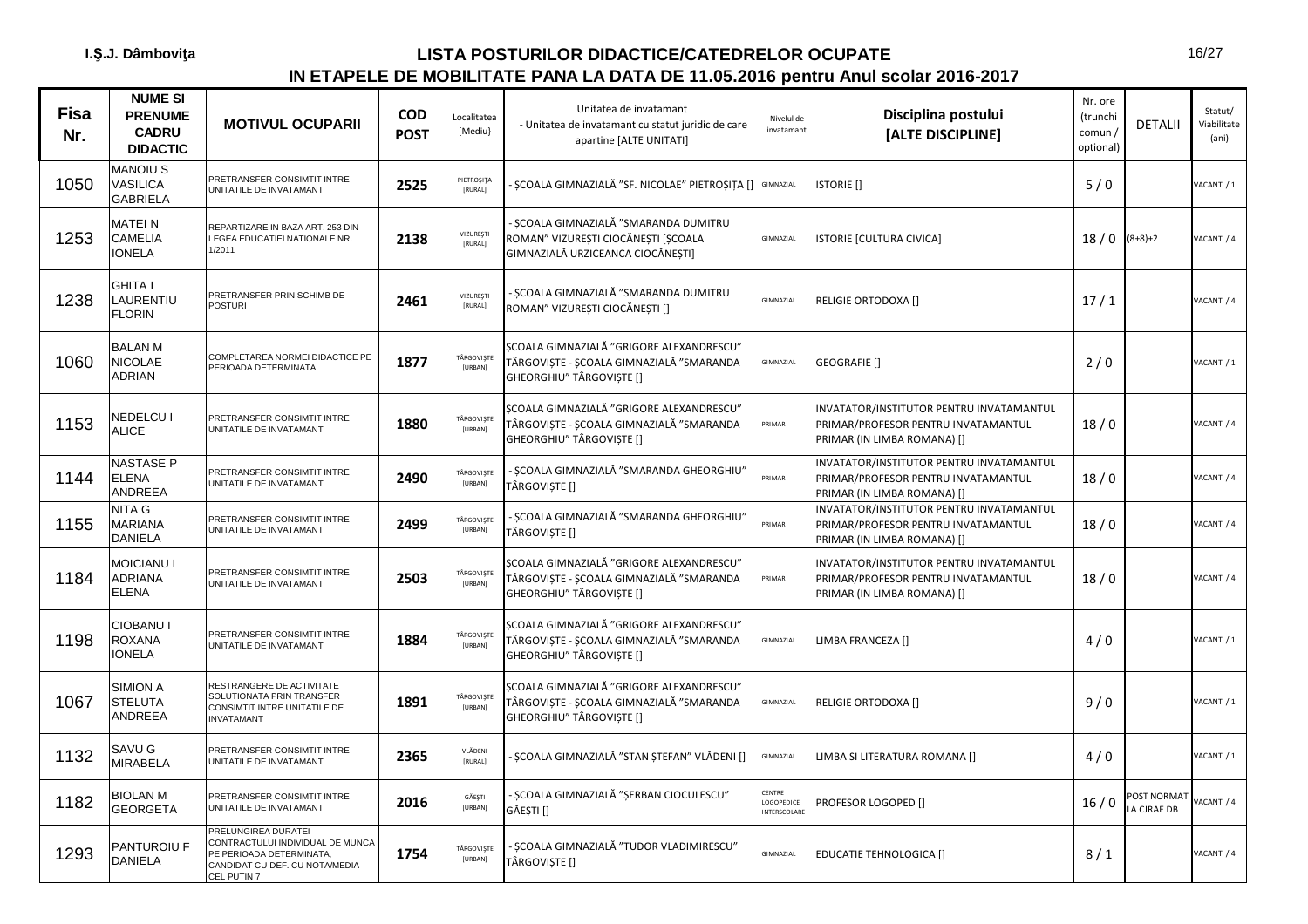I.Ş.J. Dâmboviţa

# LISTA POSTURILOR DIDACTICE/CATEDRELOR OCUPATE
## IN ETAPELE DE MOBILITATE PANA LA DATA DE 11.05.2016 pentru Anul scolar 2016-2017

| Fisa Nr. | NUME SI PRENUME CADRU DIDACTIC | MOTIVUL OCUPARII | COD POST | Localitatea [Mediu] | Unitatea de invatamant - Unitatea de invatamant cu statut juridic de care apartine [ALTE UNITATI] | Nivelul de invatamant | Disciplina postului [ALTE DISCIPLINE] | Nr. ore (trunchi comun / optional) | DETALII | Statut/ Viabilitate (ani) |
|---|---|---|---|---|---|---|---|---|---|---|
| 1050 | MANOIU S VASILICA GABRIELA | PRETRANSFER CONSIMTIT INTRE UNITATILE DE INVATAMANT | 2525 | PIETROŞIŢA [RURAL] | - ŞCOALA GIMNAZIALĂ "SF. NICOLAE" PIETROŞIŢA [] | GIMNAZIAL | ISTORIE [] | 5 / 0 | | VACANT / 1 |
| 1253 | MATEI N CAMELIA IONELA | REPARTIZARE IN BAZA ART. 253 DIN LEGEA EDUCATIEI NATIONALE NR. 1/2011 | 2138 | VIZUREŞTI [RURAL] | - ŞCOALA GIMNAZIALĂ "SMARANDA DUMITRU ROMAN" VIZUREŞTI CIOCĂNEŞTI [ŞCOALA GIMNAZIALĂ URZICEANCA CIOCĂNEŞTI] | GIMNAZIAL | ISTORIE [CULTURA CIVICA] | 18 / 0 | (8+8)+2 | VACANT / 4 |
| 1238 | GHITA I LAURENTIU FLORIN | PRETRANSFER PRIN SCHIMB DE POSTURI | 2461 | VIZUREŞTI [RURAL] | - ŞCOALA GIMNAZIALĂ "SMARANDA DUMITRU ROMAN" VIZUREŞTI CIOCĂNEŞTI [] | GIMNAZIAL | RELIGIE ORTODOXA [] | 17 / 1 | | VACANT / 4 |
| 1060 | BALAN M NICOLAE ADRIAN | COMPLETAREA NORMEI DIDACTICE PE PERIOADA DETERMINATA | 1877 | TÂRGOVIŞTE [URBAN] | ŞCOALA GIMNAZIALĂ "GRIGORE ALEXANDRESCU" TÂRGOVIŞTE - ŞCOALA GIMNAZIALĂ "SMARANDA GHEORGHIU" TÂRGOVIŞTE [] | GIMNAZIAL | GEOGRAFIE [] | 2 / 0 | | VACANT / 1 |
| 1153 | NEDELCU I ALICE | PRETRANSFER CONSIMTIT INTRE UNITATILE DE INVATAMANT | 1880 | TÂRGOVIŞTE [URBAN] | ŞCOALA GIMNAZIALĂ "GRIGORE ALEXANDRESCU" TÂRGOVIŞTE - ŞCOALA GIMNAZIALĂ "SMARANDA GHEORGHIU" TÂRGOVIŞTE [] | PRIMAR | INVATATOR/INSTITUTOR PENTRU INVATAMANTUL PRIMAR/PROFESOR PENTRU INVATAMANTUL PRIMAR (IN LIMBA ROMANA) [] | 18 / 0 | | VACANT / 4 |
| 1144 | NASTASE P ELENA ANDREEA | PRETRANSFER CONSIMTIT INTRE UNITATILE DE INVATAMANT | 2490 | TÂRGOVIŞTE [URBAN] | - ŞCOALA GIMNAZIALĂ "SMARANDA GHEORGHIU" TÂRGOVIŞTE [] | PRIMAR | INVATATOR/INSTITUTOR PENTRU INVATAMANTUL PRIMAR/PROFESOR PENTRU INVATAMANTUL PRIMAR (IN LIMBA ROMANA) [] | 18 / 0 | | VACANT / 4 |
| 1155 | NITA G MARIANA DANIELA | PRETRANSFER CONSIMTIT INTRE UNITATILE DE INVATAMANT | 2499 | TÂRGOVIŞTE [URBAN] | - ŞCOALA GIMNAZIALĂ "SMARANDA GHEORGHIU" TÂRGOVIŞTE [] | PRIMAR | INVATATOR/INSTITUTOR PENTRU INVATAMANTUL PRIMAR/PROFESOR PENTRU INVATAMANTUL PRIMAR (IN LIMBA ROMANA) [] | 18 / 0 | | VACANT / 4 |
| 1184 | MOICIANU I ADRIANA ELENA | PRETRANSFER CONSIMTIT INTRE UNITATILE DE INVATAMANT | 2503 | TÂRGOVIŞTE [URBAN] | ŞCOALA GIMNAZIALĂ "GRIGORE ALEXANDRESCU" TÂRGOVIŞTE - ŞCOALA GIMNAZIALĂ "SMARANDA GHEORGHIU" TÂRGOVIŞTE [] | PRIMAR | INVATATOR/INSTITUTOR PENTRU INVATAMANTUL PRIMAR/PROFESOR PENTRU INVATAMANTUL PRIMAR (IN LIMBA ROMANA) [] | 18 / 0 | | VACANT / 4 |
| 1198 | CIOBANU I ROXANA IONELA | PRETRANSFER CONSIMTIT INTRE UNITATILE DE INVATAMANT | 1884 | TÂRGOVIŞTE [URBAN] | ŞCOALA GIMNAZIALĂ "GRIGORE ALEXANDRESCU" TÂRGOVIŞTE - ŞCOALA GIMNAZIALĂ "SMARANDA GHEORGHIU" TÂRGOVIŞTE [] | GIMNAZIAL | LIMBA FRANCEZA [] | 4 / 0 | | VACANT / 1 |
| 1067 | SIMION A STELUTA ANDREEA | RESTRANGERE DE ACTIVITATE SOLUTIONATA PRIN TRANSFER CONSIMTIT INTRE UNITATILE DE INVATAMANT | 1891 | TÂRGOVIŞTE [URBAN] | ŞCOALA GIMNAZIALĂ "GRIGORE ALEXANDRESCU" TÂRGOVIŞTE - ŞCOALA GIMNAZIALĂ "SMARANDA GHEORGHIU" TÂRGOVIŞTE [] | GIMNAZIAL | RELIGIE ORTODOXA [] | 9 / 0 | | VACANT / 1 |
| 1132 | SAVU G MIRABELA | PRETRANSFER CONSIMTIT INTRE UNITATILE DE INVATAMANT | 2365 | VLĂDENI [RURAL] | - ŞCOALA GIMNAZIALĂ "STAN ŞTEFAN" VLĂDENI [] | GIMNAZIAL | LIMBA SI LITERATURA ROMANA [] | 4 / 0 | | VACANT / 1 |
| 1182 | BIOLAN M GEORGETA | PRETRANSFER CONSIMTIT INTRE UNITATILE DE INVATAMANT | 2016 | GĂEŞTI [URBAN] | - ŞCOALA GIMNAZIALĂ "ŞERBAN CIOCULESCU" GĂEŞTI [] | CENTRE LOGOPEDICE INTERSCOLARE | PROFESOR LOGOPED [] | 16 / 0 | POST NORMAT LA CJRAE DB | VACANT / 4 |
| 1293 | PANTUROIU F DANIELA | PRELUNGIREA DURATEI CONTRACTULUI INDIVIDUAL DE MUNCA PE PERIOADA DETERMINATA, CANDIDAT CU DEF. CU NOTA/MEDIA CEL PUTIN 7 | 1754 | TÂRGOVIŞTE [URBAN] | - ŞCOALA GIMNAZIALĂ "TUDOR VLADIMIRESCU" TÂRGOVIŞTE [] | GIMNAZIAL | EDUCATIE TEHNOLOGICA [] | 8 / 1 | | VACANT / 4 |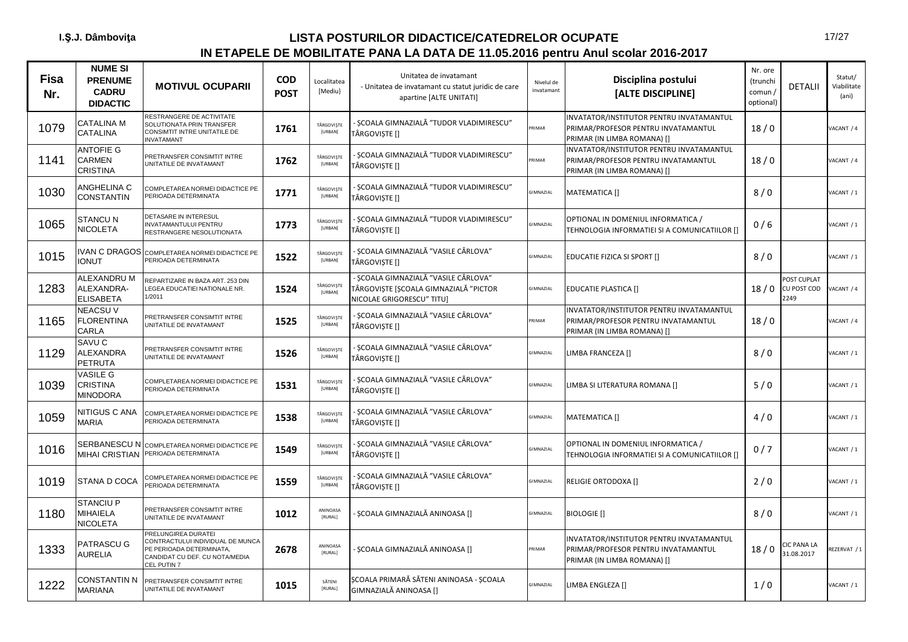I.Ş.J. Dâmboviţa

# LISTA POSTURILOR DIDACTICE/CATEDRELOR OCUPATE
## IN ETAPELE DE MOBILITATE PANA LA DATA DE 11.05.2016 pentru Anul scolar 2016-2017

| Fisa Nr. | NUME SI PRENUME CADRU DIDACTIC | MOTIVUL OCUPARII | COD POST | Localitatea [Mediu] | Unitatea de invatamant - Unitatea de invatamant cu statut juridic de care apartine [ALTE UNITATI] | Nivelul de invatamant | Disciplina postului [ALTE DISCIPLINE] | Nr. ore (trunchi comun / optional) | DETALII | Statut/ Viabilitate (ani) |
|---|---|---|---|---|---|---|---|---|---|---|
| 1079 | CATALINA M CATALINA | RESTRANGERE DE ACTIVITATE SOLUTIONATA PRIN TRANSFER CONSIMTIT INTRE UNITATILE DE INVATAMANT | 1761 | TÂRGOVIŞTE [URBAN] | - ŞCOALA GIMNAZIALĂ "TUDOR VLADIMIRESCU" TÂRGOVIŞTE [] | PRIMAR | INVATATOR/INSTITUTOR PENTRU INVATAMANTUL PRIMAR/PROFESOR PENTRU INVATAMANTUL PRIMAR (IN LIMBA ROMANA) [] | 18 / 0 | | VACANT / 4 |
| 1141 | ANTOFIE G CARMEN CRISTINA | PRETRANSFER CONSIMTIT INTRE UNITATILE DE INVATAMANT | 1762 | TÂRGOVIŞTE [URBAN] | - ŞCOALA GIMNAZIALĂ "TUDOR VLADIMIRESCU" TÂRGOVIŞTE [] | PRIMAR | INVATATOR/INSTITUTOR PENTRU INVATAMANTUL PRIMAR/PROFESOR PENTRU INVATAMANTUL PRIMAR (IN LIMBA ROMANA) [] | 18 / 0 | | VACANT / 4 |
| 1030 | ANGHELINA C CONSTANTIN | COMPLETAREA NORMEI DIDACTICE PE PERIOADA DETERMINATA | 1771 | TÂRGOVIŞTE [URBAN] | - ŞCOALA GIMNAZIALĂ "TUDOR VLADIMIRESCU" TÂRGOVIŞTE [] | GIMNAZIAL | MATEMATICA [] | 8 / 0 | | VACANT / 1 |
| 1065 | STANCU N NICOLETA | DETASARE IN INTERESUL INVATAMANTULUI PENTRU RESTRANGERE NESOLUTIONATA | 1773 | TÂRGOVIŞTE [URBAN] | - ŞCOALA GIMNAZIALĂ "TUDOR VLADIMIRESCU" TÂRGOVIŞTE [] | GIMNAZIAL | OPTIONAL IN DOMENIUL INFORMATICA / TEHNOLOGIA INFORMATIEI SI A COMUNICATIILOR [] | 0 / 6 | | VACANT / 1 |
| 1015 | IVAN C DRAGOS IONUT | COMPLETAREA NORMEI DIDACTICE PE PERIOADA DETERMINATA | 1522 | TÂRGOVIŞTE [URBAN] | - ŞCOALA GIMNAZIALĂ "VASILE CÂRLOVA" TÂRGOVIŞTE [] | GIMNAZIAL | EDUCATIE FIZICA SI SPORT [] | 8 / 0 | | VACANT / 1 |
| 1283 | ALEXANDRU M ALEXANDRA-ELISABETA | REPARTIZARE IN BAZA ART. 253 DIN LEGEA EDUCATIEI NATIONALE NR. 1/2011 | 1524 | TÂRGOVIŞTE [URBAN] | - ŞCOALA GIMNAZIALĂ "VASILE CÂRLOVA" TÂRGOVIŞTE [ŞCOALA GIMNAZIALĂ "PICTOR NICOLAE GRIGORESCU" TITU] | GIMNAZIAL | EDUCATIE PLASTICA [] | 18 / 0 | POST CUPLAT CU POST COD 2249 | VACANT / 4 |
| 1165 | NEACSU V FLORENTINA CARLA | PRETRANSFER CONSIMTIT INTRE UNITATILE DE INVATAMANT | 1525 | TÂRGOVIŞTE [URBAN] | - ŞCOALA GIMNAZIALĂ "VASILE CÂRLOVA" TÂRGOVIŞTE [] | PRIMAR | INVATATOR/INSTITUTOR PENTRU INVATAMANTUL PRIMAR/PROFESOR PENTRU INVATAMANTUL PRIMAR (IN LIMBA ROMANA) [] | 18 / 0 | | VACANT / 4 |
| 1129 | SAVU C ALEXANDRA PETRUTA | PRETRANSFER CONSIMTIT INTRE UNITATILE DE INVATAMANT | 1526 | TÂRGOVIŞTE [URBAN] | - ŞCOALA GIMNAZIALĂ "VASILE CÂRLOVA" TÂRGOVIŞTE [] | GIMNAZIAL | LIMBA FRANCEZA [] | 8 / 0 | | VACANT / 1 |
| 1039 | VASILE G CRISTINA MINODORA | COMPLETAREA NORMEI DIDACTICE PE PERIOADA DETERMINATA | 1531 | TÂRGOVIŞTE [URBAN] | - ŞCOALA GIMNAZIALĂ "VASILE CÂRLOVA" TÂRGOVIŞTE [] | GIMNAZIAL | LIMBA SI LITERATURA ROMANA [] | 5 / 0 | | VACANT / 1 |
| 1059 | NITIGUS C ANA MARIA | COMPLETAREA NORMEI DIDACTICE PE PERIOADA DETERMINATA | 1538 | TÂRGOVIŞTE [URBAN] | - ŞCOALA GIMNAZIALĂ "VASILE CÂRLOVA" TÂRGOVIŞTE [] | GIMNAZIAL | MATEMATICA [] | 4 / 0 | | VACANT / 1 |
| 1016 | SERBANESCU N MIHAI CRISTIAN | COMPLETAREA NORMEI DIDACTICE PE PERIOADA DETERMINATA | 1549 | TÂRGOVIŞTE [URBAN] | - ŞCOALA GIMNAZIALĂ "VASILE CÂRLOVA" TÂRGOVIŞTE [] | GIMNAZIAL | OPTIONAL IN DOMENIUL INFORMATICA / TEHNOLOGIA INFORMATIEI SI A COMUNICATIILOR [] | 0 / 7 | | VACANT / 1 |
| 1019 | STANA D COCA | COMPLETAREA NORMEI DIDACTICE PE PERIOADA DETERMINATA | 1559 | TÂRGOVIŞTE [URBAN] | - ŞCOALA GIMNAZIALĂ "VASILE CÂRLOVA" TÂRGOVIŞTE [] | GIMNAZIAL | RELIGIE ORTODOXA [] | 2 / 0 | | VACANT / 1 |
| 1180 | STANCIU P MIHAIELA NICOLETA | PRETRANSFER CONSIMTIT INTRE UNITATILE DE INVATAMANT | 1012 | ANINOASA [RURAL] | - ŞCOALA GIMNAZIALĂ ANINOASA [] | GIMNAZIAL | BIOLOGIE [] | 8 / 0 | | VACANT / 1 |
| 1333 | PATRASCU G AURELIA | PRELUNGIREA DURATEI CONTRACTULUI INDIVIDUAL DE MUNCA PE PERIOADA DETERMINATA, CANDIDAT CU DEF. CU NOTA/MEDIA CEL PUTIN 7 | 2678 | ANINOASA [RURAL] | - ŞCOALA GIMNAZIALĂ ANINOASA [] | PRIMAR | INVATATOR/INSTITUTOR PENTRU INVATAMANTUL PRIMAR/PROFESOR PENTRU INVATAMANTUL PRIMAR (IN LIMBA ROMANA) [] | 18 / 0 | CIC PANA LA 31.08.2017 | REZERVAT / 1 |
| 1222 | CONSTANTIN N MARIANA | PRETRANSFER CONSIMTIT INTRE UNITATILE DE INVATAMANT | 1015 | SĂTENI [RURAL] | ŞCOALA PRIMARĂ SĂTENI ANINOASA - ŞCOALA GIMNAZIALĂ ANINOASA [] | GIMNAZIAL | LIMBA ENGLEZA [] | 1 / 0 | | VACANT / 1 |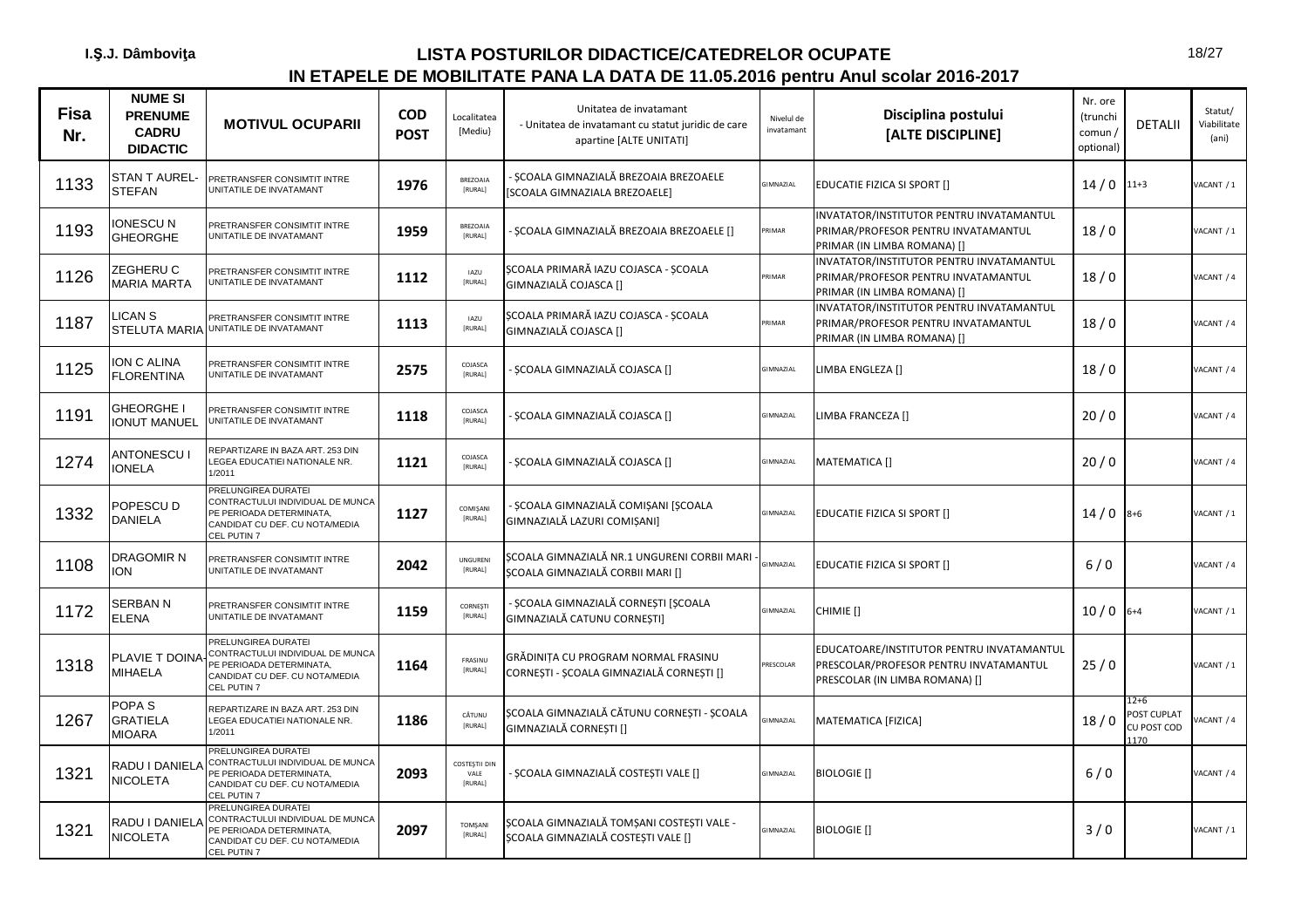I.Ş.J. Dâmboviţa

# LISTA POSTURILOR DIDACTICE/CATEDRELOR OCUPATE
## IN ETAPELE DE MOBILITATE PANA LA DATA DE 11.05.2016 pentru Anul scolar 2016-2017

| Fisa Nr. | NUME SI PRENUME CADRU DIDACTIC | MOTIVUL OCUPARII | COD POST | Localitatea [Mediu] | Unitatea de invatamant - Unitatea de invatamant cu statut juridic de care apartine [ALTE UNITATI] | Nivelul de invatamant | Disciplina postului [ALTE DISCIPLINE] | Nr. ore (trunchi comun / optional) | DETALII | Statut/ Viabilitate (ani) |
|---|---|---|---|---|---|---|---|---|---|---|
| 1133 | STAN T AUREL-STEFAN | PRETRANSFER CONSIMTIT INTRE UNITATILE DE INVATAMANT | 1976 | BREZOAIA [RURAL] | - ŞCOALA GIMNAZIALĂ BREZOAIA BREZOAELE [SCOALA GIMNAZIALA BREZOAELE] | GIMNAZIAL | EDUCATIE FIZICA SI SPORT [] | 14 / 0 | 11+3 | VACANT / 1 |
| 1193 | IONESCU N GHEORGHE | PRETRANSFER CONSIMTIT INTRE UNITATILE DE INVATAMANT | 1959 | BREZOAIA [RURAL] | - ŞCOALA GIMNAZIALĂ BREZOAIA BREZOAELE [] | PRIMAR | INVATATOR/INSTITUTOR PENTRU INVATAMANTUL PRIMAR/PROFESOR PENTRU INVATAMANTUL PRIMAR (IN LIMBA ROMANA) [] | 18 / 0 | | VACANT / 1 |
| 1126 | ZEGHERU C MARIA MARTA | PRETRANSFER CONSIMTIT INTRE UNITATILE DE INVATAMANT | 1112 | IAZU [RURAL] | ŞCOALA PRIMARĂ IAZU COJASCA - ŞCOALA GIMNAZIALĂ COJASCA [] | PRIMAR | INVATATOR/INSTITUTOR PENTRU INVATAMANTUL PRIMAR/PROFESOR PENTRU INVATAMANTUL PRIMAR (IN LIMBA ROMANA) [] | 18 / 0 | | VACANT / 4 |
| 1187 | LICAN S STELUTA MARIA | PRETRANSFER CONSIMTIT INTRE UNITATILE DE INVATAMANT | 1113 | IAZU [RURAL] | ŞCOALA PRIMARĂ IAZU COJASCA - ŞCOALA GIMNAZIALĂ COJASCA [] | PRIMAR | INVATATOR/INSTITUTOR PENTRU INVATAMANTUL PRIMAR/PROFESOR PENTRU INVATAMANTUL PRIMAR (IN LIMBA ROMANA) [] | 18 / 0 | | VACANT / 4 |
| 1125 | ION C ALINA FLORENTINA | PRETRANSFER CONSIMTIT INTRE UNITATILE DE INVATAMANT | 2575 | COJASCA [RURAL] | - ŞCOALA GIMNAZIALĂ COJASCA [] | GIMNAZIAL | LIMBA ENGLEZA [] | 18 / 0 | | VACANT / 4 |
| 1191 | GHEORGHE I IONUT MANUEL | PRETRANSFER CONSIMTIT INTRE UNITATILE DE INVATAMANT | 1118 | COJASCA [RURAL] | - ŞCOALA GIMNAZIALĂ COJASCA [] | GIMNAZIAL | LIMBA FRANCEZA [] | 20 / 0 | | VACANT / 4 |
| 1274 | ANTONESCU I IONELA | REPARTIZARE IN BAZA ART. 253 DIN LEGEA EDUCATIEI NATIONALE NR. 1/2011 | 1121 | COJASCA [RURAL] | - ŞCOALA GIMNAZIALĂ COJASCA [] | GIMNAZIAL | MATEMATICA [] | 20 / 0 | | VACANT / 4 |
| 1332 | POPESCU D DANIELA | PRELUNGIREA DURATEI CONTRACTULUI INDIVIDUAL DE MUNCA PE PERIOADA DETERMINATA, CANDIDAT CU DEF. CU NOTA/MEDIA CEL PUTIN 7 | 1127 | COMIŞANI [RURAL] | - ŞCOALA GIMNAZIALĂ COMIŞANI [ŞCOALA GIMNAZIALĂ LAZURI COMIŞANI] | GIMNAZIAL | EDUCATIE FIZICA SI SPORT [] | 14 / 0 | 8+6 | VACANT / 1 |
| 1108 | DRAGOMIR N ION | PRETRANSFER CONSIMTIT INTRE UNITATILE DE INVATAMANT | 2042 | UNGURENI [RURAL] | ŞCOALA GIMNAZIALĂ NR.1 UNGURENI CORBII MARI - ŞCOALA GIMNAZIALĂ CORBII MARI [] | GIMNAZIAL | EDUCATIE FIZICA SI SPORT [] | 6 / 0 | | VACANT / 4 |
| 1172 | SERBAN N ELENA | PRETRANSFER CONSIMTIT INTRE UNITATILE DE INVATAMANT | 1159 | CORNEŞTI [RURAL] | - ŞCOALA GIMNAZIALĂ CORNEŞTI [ŞCOALA GIMNAZIALĂ CATUNU CORNEŞTI] | GIMNAZIAL | CHIMIE [] | 10 / 0 | 6+4 | VACANT / 1 |
| 1318 | PLAVIE T DOINA-MIHAELA | PRELUNGIREA DURATEI CONTRACTULUI INDIVIDUAL DE MUNCA PE PERIOADA DETERMINATA, CANDIDAT CU DEF. CU NOTA/MEDIA CEL PUTIN 7 | 1164 | FRASINU [RURAL] | GRĂDINIŢA CU PROGRAM NORMAL FRASINU CORNEŞTI - ŞCOALA GIMNAZIALĂ CORNEŞTI [] | PRESCOLAR | EDUCATOARE/INSTITUTOR PENTRU INVATAMANTUL PRESCOLAR/PROFESOR PENTRU INVATAMANTUL PRESCOLAR (IN LIMBA ROMANA) [] | 25 / 0 | | VACANT / 1 |
| 1267 | POPA S GRATIELA MIOARA | REPARTIZARE IN BAZA ART. 253 DIN LEGEA EDUCATIEI NATIONALE NR. 1/2011 | 1186 | CĂTUNU [RURAL] | ŞCOALA GIMNAZIALĂ CĂTUNU CORNEŞTI - ŞCOALA GIMNAZIALĂ CORNEŞTI [] | GIMNAZIAL | MATEMATICA [FIZICA] | 18 / 0 | 12+6 POST CUPLAT CU POST COD 1170 | VACANT / 4 |
| 1321 | RADU I DANIELA NICOLETA | PRELUNGIREA DURATEI CONTRACTULUI INDIVIDUAL DE MUNCA PE PERIOADA DETERMINATA, CANDIDAT CU DEF. CU NOTA/MEDIA CEL PUTIN 7 | 2093 | COSTEŞTII DIN VALE [RURAL] | - ŞCOALA GIMNAZIALĂ COSTEŞTI VALE [] | GIMNAZIAL | BIOLOGIE [] | 6 / 0 | | VACANT / 4 |
| 1321 | RADU I DANIELA NICOLETA | PRELUNGIREA DURATEI CONTRACTULUI INDIVIDUAL DE MUNCA PE PERIOADA DETERMINATA, CANDIDAT CU DEF. CU NOTA/MEDIA CEL PUTIN 7 | 2097 | TOMŞANI [RURAL] | ŞCOALA GIMNAZIALĂ TOMŞANI COSTEŞTI VALE - ŞCOALA GIMNAZIALĂ COSTEŞTI VALE [] | GIMNAZIAL | BIOLOGIE [] | 3 / 0 | | VACANT / 1 |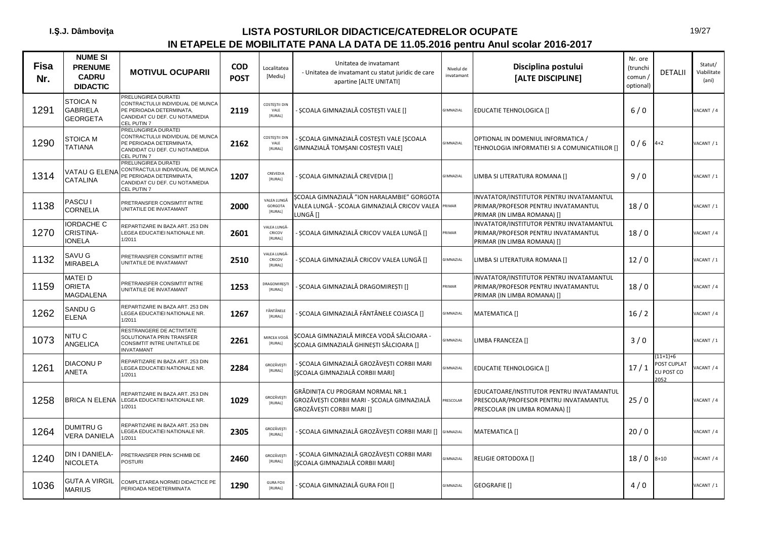I.Ş.J. Dâmboviţa

# LISTA POSTURILOR DIDACTICE/CATEDRELOR OCUPATE
## IN ETAPELE DE MOBILITATE PANA LA DATA DE 11.05.2016 pentru Anul scolar 2016-2017

| Fisa Nr. | NUME SI PRENUME CADRU DIDACTIC | MOTIVUL OCUPARII | COD POST | Localitatea [Mediu] | Unitatea de invatamant - Unitatea de invatamant cu statut juridic de care apartine [ALTE UNITATI] | Nivelul de invatamant | Disciplina postului [ALTE DISCIPLINE] | Nr. ore (trunchi comun / optional) | DETALII | Statut/ Viabilitate (ani) |
|---|---|---|---|---|---|---|---|---|---|---|
| 1291 | STOICA N GABRIELA GEORGETA | PRELUNGIREA DURATEI CONTRACTULUI INDIVIDUAL DE MUNCA PE PERIOADA DETERMINATA, CANDIDAT CU DEF. CU NOTA/MEDIA CEL PUTIN 7 | 2119 | COSTEŞTII DIN VALE [RURAL] | - ŞCOALA GIMNAZIALĂ COSTEŞTI VALE [] | GIMNAZIAL | EDUCATIE TEHNOLOGICA [] | 6 / 0 | | VACANT / 4 |
| 1290 | STOICA M TATIANA | PRELUNGIREA DURATEI CONTRACTULUI INDIVIDUAL DE MUNCA PE PERIOADA DETERMINATA, CANDIDAT CU DEF. CU NOTA/MEDIA CEL PUTIN 7 | 2162 | COSTEŞTII DIN VALE [RURAL] | - ŞCOALA GIMNAZIALĂ COSTEŞTI VALE [ŞCOALA GIMNAZIALĂ TOMŞANI COSTEŞTI VALE] | GIMNAZIAL | OPTIONAL IN DOMENIUL INFORMATICA / TEHNOLOGIA INFORMATIEI SI A COMUNICATIILOR [] | 0 / 6 | 4+2 | VACANT / 1 |
| 1314 | VATAU G ELENA CATALINA | PRELUNGIREA DURATEI CONTRACTULUI INDIVIDUAL DE MUNCA PE PERIOADA DETERMINATA, CANDIDAT CU DEF. CU NOTA/MEDIA CEL PUTIN 7 | 1207 | CREVEDIA [RURAL] | - ŞCOALA GIMNAZIALĂ CREVEDIA [] | GIMNAZIAL | LIMBA SI LITERATURA ROMANA [] | 9 / 0 | | VACANT / 1 |
| 1138 | PASCU I CORNELIA | PRETRANSFER CONSIMTIT INTRE UNITATILE DE INVATAMANT | 2000 | VALEA LUNGĂ GORGOTA [RURAL] | ŞCOALA GIMNAZIALĂ "ION HARALAMBIE" GORGOTA VALEA LUNGĂ - ŞCOALA GIMNAZIALĂ CRICOV VALEA LUNGĂ [] | PRIMAR | INVATATOR/INSTITUTOR PENTRU INVATAMANTUL PRIMAR/PROFESOR PENTRU INVATAMANTUL PRIMAR (IN LIMBA ROMANA) [] | 18 / 0 | | VACANT / 1 |
| 1270 | IORDACHE C CRISTINA-IONELA | REPARTIZARE IN BAZA ART. 253 DIN LEGEA EDUCATIEI NATIONALE NR. 1/2011 | 2601 | VALEA LUNGĂ-CRICOV [RURAL] | - ŞCOALA GIMNAZIALĂ CRICOV VALEA LUNGĂ [] | PRIMAR | INVATATOR/INSTITUTOR PENTRU INVATAMANTUL PRIMAR/PROFESOR PENTRU INVATAMANTUL PRIMAR (IN LIMBA ROMANA) [] | 18 / 0 | | VACANT / 4 |
| 1132 | SAVU G MIRABELA | PRETRANSFER CONSIMTIT INTRE UNITATILE DE INVATAMANT | 2510 | VALEA LUNGĂ-CRICOV [RURAL] | - ŞCOALA GIMNAZIALĂ CRICOV VALEA LUNGĂ [] | GIMNAZIAL | LIMBA SI LITERATURA ROMANA [] | 12 / 0 | | VACANT / 1 |
| 1159 | MATEI D ORIETA MAGDALENA | PRETRANSFER CONSIMTIT INTRE UNITATILE DE INVATAMANT | 1253 | DRAGOMIREŞTI [RURAL] | - ŞCOALA GIMNAZIALĂ DRAGOMIREŞTI [] | PRIMAR | INVATATOR/INSTITUTOR PENTRU INVATAMANTUL PRIMAR/PROFESOR PENTRU INVATAMANTUL PRIMAR (IN LIMBA ROMANA) [] | 18 / 0 | | VACANT / 4 |
| 1262 | SANDU G ELENA | REPARTIZARE IN BAZA ART. 253 DIN LEGEA EDUCATIEI NATIONALE NR. 1/2011 | 1267 | FÂNTÂNELE [RURAL] | - ŞCOALA GIMNAZIALĂ FÂNTÂNELE COJASCA [] | GIMNAZIAL | MATEMATICA [] | 16 / 2 | | VACANT / 4 |
| 1073 | NITU C ANGELICA | RESTRANGERE DE ACTIVITATE SOLUTIONATA PRIN TRANSFER CONSIMTIT INTRE UNITATILE DE INVATAMANT | 2261 | MIRCEA VODĂ [RURAL] | ŞCOALA GIMNAZIALĂ MIRCEA VODĂ SĂLCIOARA - ŞCOALA GIMNAZIALĂ GHINEŞTI SĂLCIOARA [] | GIMNAZIAL | LIMBA FRANCEZA [] | 3 / 0 | | VACANT / 1 |
| 1261 | DIACONU P ANETA | REPARTIZARE IN BAZA ART. 253 DIN LEGEA EDUCATIEI NATIONALE NR. 1/2011 | 2284 | GROZĂVEŞTI [RURAL] | - ŞCOALA GIMNAZIALĂ GROZĂVEŞTI CORBII MARI [ŞCOALA GIMNAZIALĂ CORBII MARI] | GIMNAZIAL | EDUCATIE TEHNOLOGICA [] | 17 / 1 | (11+1)+6 POST CUPLAT CU POST CO 2052 | VACANT / 4 |
| 1258 | BRICA N ELENA | REPARTIZARE IN BAZA ART. 253 DIN LEGEA EDUCATIEI NATIONALE NR. 1/2011 | 1029 | GROZĂVEŞTI [RURAL] | GRĂDINIŢA CU PROGRAM NORMAL NR.1 GROZĂVEŞTI CORBII MARI - ŞCOALA GIMNAZIALĂ GROZĂVEŞTI CORBII MARI [] | PRESCOLAR | EDUCATOARE/INSTITUTOR PENTRU INVATAMANTUL PRESCOLAR/PROFESOR PENTRU INVATAMANTUL PRESCOLAR (IN LIMBA ROMANA) [] | 25 / 0 | | VACANT / 4 |
| 1264 | DUMITRU G VERA DANIELA | REPARTIZARE IN BAZA ART. 253 DIN LEGEA EDUCATIEI NATIONALE NR. 1/2011 | 2305 | GROZĂVEŞTI [RURAL] | - ŞCOALA GIMNAZIALĂ GROZĂVEŞTI CORBII MARI [] | GIMNAZIAL | MATEMATICA [] | 20 / 0 | | VACANT / 4 |
| 1240 | DIN I DANIELA-NICOLETA | PRETRANSFER PRIN SCHIMB DE POSTURI | 2460 | GROZĂVEŞTI [RURAL] | - ŞCOALA GIMNAZIALĂ GROZĂVEŞTI CORBII MARI [ŞCOALA GIMNAZIALĂ CORBII MARI] | GIMNAZIAL | RELIGIE ORTODOXA [] | 18 / 0 | 8+10 | VACANT / 4 |
| 1036 | GUTA A VIRGIL MARIUS | COMPLETAREA NORMEI DIDACTICE PE PERIOADA NEDETERMINATA | 1290 | GURA FOII [RURAL] | - ŞCOALA GIMNAZIALĂ GURA FOII [] | GIMNAZIAL | GEOGRAFIE [] | 4 / 0 | | VACANT / 1 |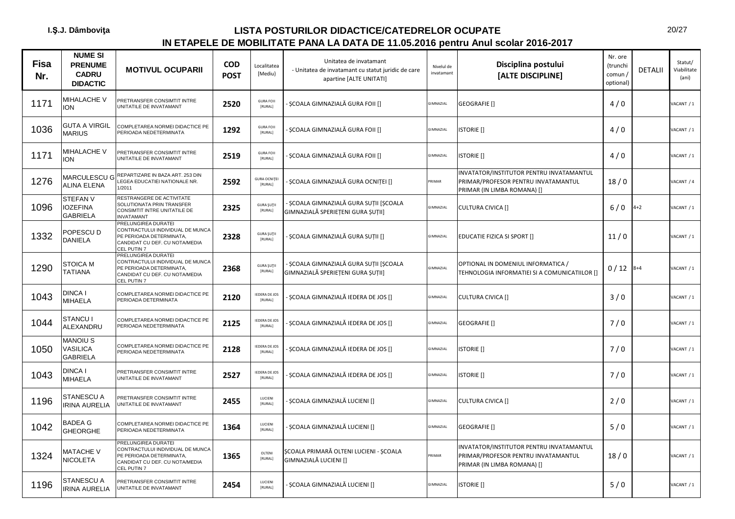I.Ş.J. Dâmboviţa

# LISTA POSTURILOR DIDACTICE/CATEDRELOR OCUPATE IN ETAPELE DE MOBILITATE PANA LA DATA DE 11.05.2016 pentru Anul scolar 2016-2017

| Fisa Nr. | NUME SI PRENUME CADRU DIDACTIC | MOTIVUL OCUPARII | COD POST | Localitatea [Mediu] | Unitatea de invatamant - Unitatea de invatamant cu statut juridic de care apartine [ALTE UNITATI] | Nivelul de invatamant | Disciplina postului [ALTE DISCIPLINE] | Nr. ore (trunchi comun / optional) | DETALII | Statut/ Viabilitate (ani) |
|---|---|---|---|---|---|---|---|---|---|---|
| 1171 | MIHALACHE V ION | PRETRANSFER CONSIMTIT INTRE UNITATILE DE INVATAMANT | 2520 | GURA FOII [RURAL] | - ŞCOALA GIMNAZIALĂ GURA FOII [] | GIMNAZIAL | GEOGRAFIE [] | 4 / 0 | | VACANT / 1 |
| 1036 | GUTA A VIRGIL MARIUS | COMPLETAREA NORMEI DIDACTICE PE PERIOADA NEDETERMINATA | 1292 | GURA FOII [RURAL] | - ŞCOALA GIMNAZIALĂ GURA FOII [] | GIMNAZIAL | ISTORIE [] | 4 / 0 | | VACANT / 1 |
| 1171 | MIHALACHE V ION | PRETRANSFER CONSIMTIT INTRE UNITATILE DE INVATAMANT | 2519 | GURA FOII [RURAL] | - ŞCOALA GIMNAZIALĂ GURA FOII [] | GIMNAZIAL | ISTORIE [] | 4 / 0 | | VACANT / 1 |
| 1276 | MARCULESCU G ALINA ELENA | REPARTIZARE IN BAZA ART. 253 DIN LEGEA EDUCATIEI NATIONALE NR. 1/2011 | 2592 | GURA OCNIŢEI [RURAL] | - ŞCOALA GIMNAZIALĂ GURA OCNIŢEI [] | PRIMAR | INVATATOR/INSTITUTOR PENTRU INVATAMANTUL PRIMAR/PROFESOR PENTRU INVATAMANTUL PRIMAR (IN LIMBA ROMANA) [] | 18 / 0 | | VACANT / 4 |
| 1096 | STEFAN V IOZEFINA GABRIELA | RESTRANGERE DE ACTIVITATE SOLUTIONATA PRIN TRANSFER CONSIMTIT INTRE UNITATILE DE INVATAMANT | 2325 | GURA ŞUŢII [RURAL] | - ŞCOALA GIMNAZIALĂ GURA SUŢII [ŞCOALA GIMNAZIALĂ SPERIEŢENI GURA ŞUŢII] | GIMNAZIAL | CULTURA CIVICA [] | 6 / 0 | 4+2 | VACANT / 1 |
| 1332 | POPESCU D DANIELA | PRELUNGIREA DURATEI CONTRACTULUI INDIVIDUAL DE MUNCA PE PERIOADA DETERMINATA, CANDIDAT CU DEF. CU NOTA/MEDIA CEL PUTIN 7 | 2328 | GURA ŞUŢII [RURAL] | - ŞCOALA GIMNAZIALĂ GURA SUŢII [] | GIMNAZIAL | EDUCATIE FIZICA SI SPORT [] | 11 / 0 | | VACANT / 1 |
| 1290 | STOICA M TATIANA | PRELUNGIREA DURATEI CONTRACTULUI INDIVIDUAL DE MUNCA PE PERIOADA DETERMINATA, CANDIDAT CU DEF. CU NOTA/MEDIA CEL PUTIN 7 | 2368 | GURA ŞUŢII [RURAL] | - ŞCOALA GIMNAZIALĂ GURA SUŢII [ŞCOALA GIMNAZIALĂ SPERIEŢENI GURA ŞUŢII] | GIMNAZIAL | OPTIONAL IN DOMENIUL INFORMATICA / TEHNOLOGIA INFORMATIEI SI A COMUNICATIILOR [] | 0 / 12 | 8+4 | VACANT / 1 |
| 1043 | DINCA I MIHAELA | COMPLETAREA NORMEI DIDACTICE PE PERIOADA DETERMINATA | 2120 | IEDERA DE JOS [RURAL] | - ŞCOALA GIMNAZIALĂ IEDERA DE JOS [] | GIMNAZIAL | CULTURA CIVICA [] | 3 / 0 | | VACANT / 1 |
| 1044 | STANCU I ALEXANDRU | COMPLETAREA NORMEI DIDACTICE PE PERIOADA NEDETERMINATA | 2125 | IEDERA DE JOS [RURAL] | - ŞCOALA GIMNAZIALĂ IEDERA DE JOS [] | GIMNAZIAL | GEOGRAFIE [] | 7 / 0 | | VACANT / 1 |
| 1050 | MANOIU S VASILICA GABRIELA | COMPLETAREA NORMEI DIDACTICE PE PERIOADA NEDETERMINATA | 2128 | IEDERA DE JOS [RURAL] | - ŞCOALA GIMNAZIALĂ IEDERA DE JOS [] | GIMNAZIAL | ISTORIE [] | 7 / 0 | | VACANT / 1 |
| 1043 | DINCA I MIHAELA | PRETRANSFER CONSIMTIT INTRE UNITATILE DE INVATAMANT | 2527 | IEDERA DE JOS [RURAL] | - ŞCOALA GIMNAZIALĂ IEDERA DE JOS [] | GIMNAZIAL | ISTORIE [] | 7 / 0 | | VACANT / 1 |
| 1196 | STANESCU A IRINA AURELIA | PRETRANSFER CONSIMTIT INTRE UNITATILE DE INVATAMANT | 2455 | LUCIENI [RURAL] | - ŞCOALA GIMNAZIALĂ LUCIENI [] | GIMNAZIAL | CULTURA CIVICA [] | 2 / 0 | | VACANT / 1 |
| 1042 | BADEA G GHEORGHE | COMPLETAREA NORMEI DIDACTICE PE PERIOADA NEDETERMINATA | 1364 | LUCIENI [RURAL] | - ŞCOALA GIMNAZIALĂ LUCIENI [] | GIMNAZIAL | GEOGRAFIE [] | 5 / 0 | | VACANT / 1 |
| 1324 | MATACHE V NICOLETA | PRELUNGIREA DURATEI CONTRACTULUI INDIVIDUAL DE MUNCA PE PERIOADA DETERMINATA, CANDIDAT CU DEF. CU NOTA/MEDIA CEL PUTIN 7 | 1365 | OLTENI [RURAL] | ŞCOALA PRIMARĂ OLTENI LUCIENI - ŞCOALA GIMNAZIALĂ LUCIENI [] | PRIMAR | INVATATOR/INSTITUTOR PENTRU INVATAMANTUL PRIMAR/PROFESOR PENTRU INVATAMANTUL PRIMAR (IN LIMBA ROMANA) [] | 18 / 0 | | VACANT / 1 |
| 1196 | STANESCU A IRINA AURELIA | PRETRANSFER CONSIMTIT INTRE UNITATILE DE INVATAMANT | 2454 | LUCIENI [RURAL] | - ŞCOALA GIMNAZIALĂ LUCIENI [] | GIMNAZIAL | ISTORIE [] | 5 / 0 | | VACANT / 1 |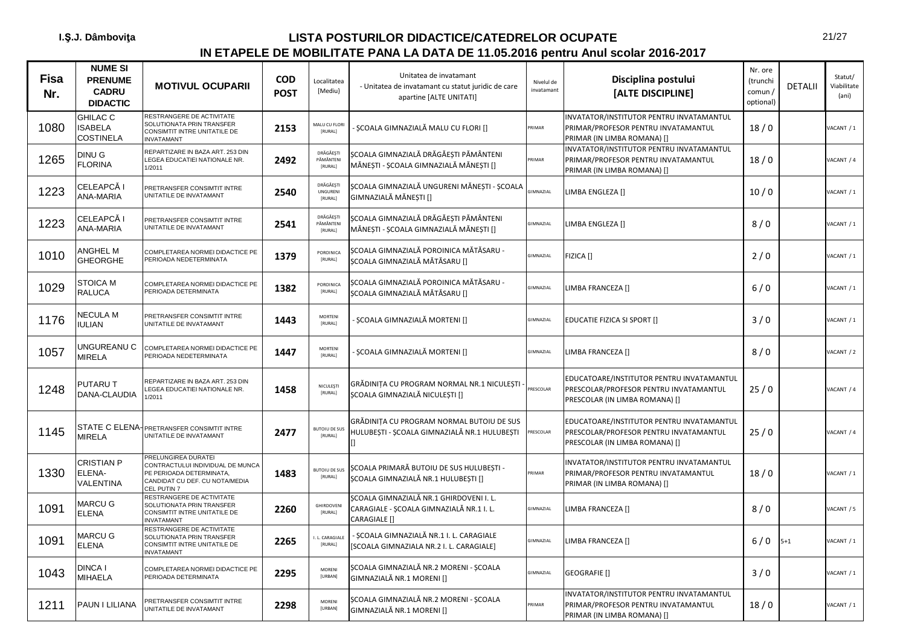I.Ş.J. Dâmboviţa

# LISTA POSTURILOR DIDACTICE/CATEDRELOR OCUPATE
## IN ETAPELE DE MOBILITATE PANA LA DATA DE 11.05.2016 pentru Anul scolar 2016-2017

| Fisa Nr. | NUME SI PRENUME CADRU DIDACTIC | MOTIVUL OCUPARII | COD POST | Localitatea [Mediu] | Unitatea de invatamant - Unitatea de invatamant cu statut juridic de care apartine [ALTE UNITATI] | Nivelul de invatamant | Disciplina postului [ALTE DISCIPLINE] | Nr. ore (trunchi comun / optional) | DETALII | Statut/ Viabilitate (ani) |
|---|---|---|---|---|---|---|---|---|---|---|
| 1080 | GHILAC C ISABELA COSTINELA | RESTRANGERE DE ACTIVITATE SOLUTIONATA PRIN TRANSFER CONSIMTIT INTRE UNITATILE DE INVATAMANT | 2153 | MALU CU FLORI [RURAL] | - ŞCOALA GIMNAZIALĂ MALU CU FLORI [] | PRIMAR | INVATATOR/INSTITUTOR PENTRU INVATAMANTUL PRIMAR/PROFESOR PENTRU INVATAMANTUL PRIMAR (IN LIMBA ROMANA) [] | 18 / 0 | | VACANT / 1 |
| 1265 | DINU G FLORINA | REPARTIZARE IN BAZA ART. 253 DIN LEGEA EDUCATIEI NATIONALE NR. 1/2011 | 2492 | DRĂGĂEŞTI PĂMÂNTENI [RURAL] | ŞCOALA GIMNAZIALĂ DRĂGĂEŞTI PĂMÂNTENI MĂNEŞTI - ŞCOALA GIMNAZIALĂ MĂNEŞTI [] | PRIMAR | INVATATOR/INSTITUTOR PENTRU INVATAMANTUL PRIMAR/PROFESOR PENTRU INVATAMANTUL PRIMAR (IN LIMBA ROMANA) [] | 18 / 0 | | VACANT / 4 |
| 1223 | CELEAPCĂ I ANA-MARIA | PRETRANSFER CONSIMTIT INTRE UNITATILE DE INVATAMANT | 2540 | DRĂGĂEŞTI UNGURENI [RURAL] | ŞCOALA GIMNAZIALĂ UNGURENI MĂNEŞTI - ŞCOALA GIMNAZIALĂ MĂNEŞTI [] | GIMNAZIAL | LIMBA ENGLEZA [] | 10 / 0 | | VACANT / 1 |
| 1223 | CELEAPCĂ I ANA-MARIA | PRETRANSFER CONSIMTIT INTRE UNITATILE DE INVATAMANT | 2541 | DRĂGĂEŞTI PĂMÂNTENI [RURAL] | ŞCOALA GIMNAZIALĂ DRĂGĂEŞTI PĂMÂNTENI MĂNEŞTI - ŞCOALA GIMNAZIALĂ MĂNEŞTI [] | GIMNAZIAL | LIMBA ENGLEZA [] | 8 / 0 | | VACANT / 1 |
| 1010 | ANGHEL M GHEORGHE | COMPLETAREA NORMEI DIDACTICE PE PERIOADA NEDETERMINATA | 1379 | POROINICA [RURAL] | ŞCOALA GIMNAZIALĂ POROINICA MĂTĂSARU - ŞCOALA GIMNAZIALĂ MĂTĂSARU [] | GIMNAZIAL | FIZICA [] | 2 / 0 | | VACANT / 1 |
| 1029 | STOICA M RALUCA | COMPLETAREA NORMEI DIDACTICE PE PERIOADA DETERMINATA | 1382 | POROINICA [RURAL] | ŞCOALA GIMNAZIALĂ POROINICA MĂTĂSARU - ŞCOALA GIMNAZIALĂ MĂTĂSARU [] | GIMNAZIAL | LIMBA FRANCEZA [] | 6 / 0 | | VACANT / 1 |
| 1176 | NECULA M IULIAN | PRETRANSFER CONSIMTIT INTRE UNITATILE DE INVATAMANT | 1443 | MORTENI [RURAL] | - ŞCOALA GIMNAZIALĂ MORTENI [] | GIMNAZIAL | EDUCATIE FIZICA SI SPORT [] | 3 / 0 | | VACANT / 1 |
| 1057 | UNGUREANU C MIRELA | COMPLETAREA NORMEI DIDACTICE PE PERIOADA NEDETERMINATA | 1447 | MORTENI [RURAL] | - ŞCOALA GIMNAZIALĂ MORTENI [] | GIMNAZIAL | LIMBA FRANCEZA [] | 8 / 0 | | VACANT / 2 |
| 1248 | PUTARU T DANA-CLAUDIA | REPARTIZARE IN BAZA ART. 253 DIN LEGEA EDUCATIEI NATIONALE NR. 1/2011 | 1458 | NICULEŞTI [RURAL] | GRĂDINIŢA CU PROGRAM NORMAL NR.1 NICULEŞTI - ŞCOALA GIMNAZIALĂ NICULEŞTI [] | PRESCOLAR | EDUCATOARE/INSTITUTOR PENTRU INVATAMANTUL PRESCOLAR/PROFESOR PENTRU INVATAMANTUL PRESCOLAR (IN LIMBA ROMANA) [] | 25 / 0 | | VACANT / 4 |
| 1145 | STATE C ELENA-MIRELA | PRETRANSFER CONSIMTIT INTRE UNITATILE DE INVATAMANT | 2477 | BUTOIU DE SUS [RURAL] | GRĂDINIŢA CU PROGRAM NORMAL BUTOIU DE SUS HULUBEŞTI - ŞCOALA GIMNAZIALĂ NR.1 HULUBEŞTI [] | PRESCOLAR | EDUCATOARE/INSTITUTOR PENTRU INVATAMANTUL PRESCOLAR/PROFESOR PENTRU INVATAMANTUL PRESCOLAR (IN LIMBA ROMANA) [] | 25 / 0 | | VACANT / 4 |
| 1330 | CRISTIAN P ELENA-VALENTINA | PRELUNGIREA DURATEI CONTRACTULUI INDIVIDUAL DE MUNCA PE PERIOADA DETERMINATA, CANDIDAT CU DEF. CU NOTA/MEDIA CEL PUTIN 7 | 1483 | BUTOIU DE SUS [RURAL] | ŞCOALA PRIMARĂ BUTOIU DE SUS HULUBEŞTI - ŞCOALA GIMNAZIALĂ NR.1 HULUBEŞTI [] | PRIMAR | INVATATOR/INSTITUTOR PENTRU INVATAMANTUL PRIMAR/PROFESOR PENTRU INVATAMANTUL PRIMAR (IN LIMBA ROMANA) [] | 18 / 0 | | VACANT / 1 |
| 1091 | MARCU G ELENA | RESTRANGERE DE ACTIVITATE SOLUTIONATA PRIN TRANSFER CONSIMTIT INTRE UNITATILE DE INVATAMANT | 2260 | GHIRDOVENI [RURAL] | ŞCOALA GIMNAZIALĂ NR.1 GHIRDOVENI I. L. CARAGIALE - ŞCOALA GIMNAZIALĂ NR.1 I. L. CARAGIALE [] | GIMNAZIAL | LIMBA FRANCEZA [] | 8 / 0 | | VACANT / 5 |
| 1091 | MARCU G ELENA | RESTRANGERE DE ACTIVITATE SOLUTIONATA PRIN TRANSFER CONSIMTIT INTRE UNITATILE DE INVATAMANT | 2265 | I. L. CARAGIALE [RURAL] | - ŞCOALA GIMNAZIALĂ NR.1 I. L. CARAGIALE [SCOALA GIMNAZIALA NR.2 I. L. CARAGIALE] | GIMNAZIAL | LIMBA FRANCEZA [] | 6 / 0 | 5+1 | VACANT / 1 |
| 1043 | DINCA I MIHAELA | COMPLETAREA NORMEI DIDACTICE PE PERIOADA DETERMINATA | 2295 | MORENI [URBAN] | ŞCOALA GIMNAZIALĂ NR.2 MORENI - ŞCOALA GIMNAZIALĂ NR.1 MORENI [] | GIMNAZIAL | GEOGRAFIE [] | 3 / 0 | | VACANT / 1 |
| 1211 | PAUN I LILIANA | PRETRANSFER CONSIMTIT INTRE UNITATILE DE INVATAMANT | 2298 | MORENI [URBAN] | ŞCOALA GIMNAZIALĂ NR.2 MORENI - ŞCOALA GIMNAZIALĂ NR.1 MORENI [] | PRIMAR | INVATATOR/INSTITUTOR PENTRU INVATAMANTUL PRIMAR/PROFESOR PENTRU INVATAMANTUL PRIMAR (IN LIMBA ROMANA) [] | 18 / 0 | | VACANT / 1 |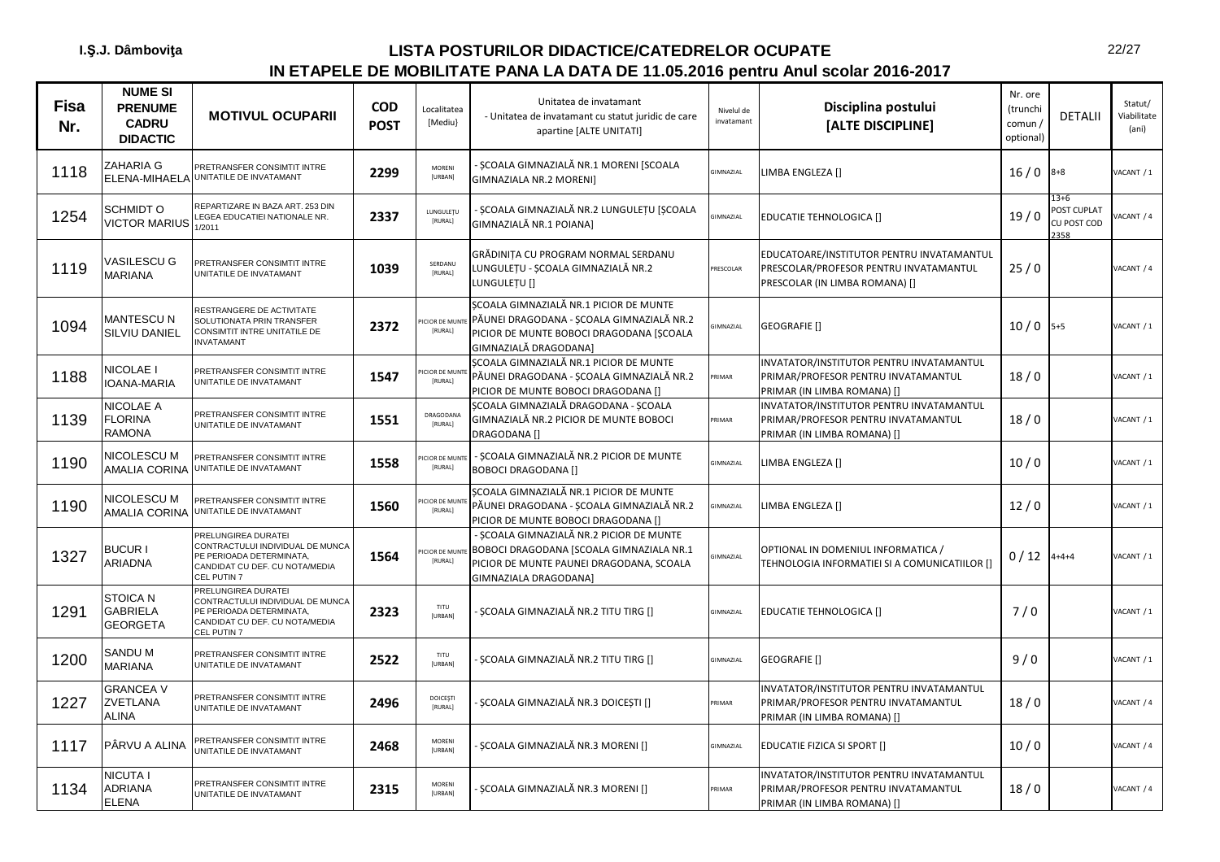I.Ş.J. Dâmboviţa

# LISTA POSTURILOR DIDACTICE/CATEDRELOR OCUPATE IN ETAPELE DE MOBILITATE PANA LA DATA DE 11.05.2016 pentru Anul scolar 2016-2017

| Fisa Nr. | NUME SI PRENUME CADRU DIDACTIC | MOTIVUL OCUPARII | COD POST | Localitatea [Mediu] | Unitatea de invatamant - Unitatea de invatamant cu statut juridic de care apartine [ALTE UNITATI] | Nivelul de invatamant | Disciplina postului [ALTE DISCIPLINE] | Nr. ore (trunchi comun / optional) | DETALII | Statut/ Viabilitate (ani) |
|---|---|---|---|---|---|---|---|---|---|---|
| 1118 | ZAHARIA G ELENA-MIHAELA | PRETRANSFER CONSIMTIT INTRE UNITATILE DE INVATAMANT | 2299 | MORENI [URBAN] | - ŞCOALA GIMNAZIALĂ NR.1 MORENI [ŞCOALA GIMNAZIALA NR.2 MORENI] | GIMNAZIAL | LIMBA ENGLEZA [] | 16 / 0 | 8+8 | VACANT / 1 |
| 1254 | SCHMIDT O VICTOR MARIUS | REPARTIZARE IN BAZA ART. 253 DIN LEGEA EDUCATIEI NATIONALE NR. 1/2011 | 2337 | LUNGULEŢU [RURAL] | - ŞCOALA GIMNAZIALĂ NR.2 LUNGULEŢU [ŞCOALA GIMNAZIALĂ NR.1 POIANA] | GIMNAZIAL | EDUCATIE TEHNOLOGICA [] | 19 / 0 | 13+6 POST CUPLAT CU POST COD 2358 | VACANT / 4 |
| 1119 | VASILESCU G MARIANA | PRETRANSFER CONSIMTIT INTRE UNITATILE DE INVATAMANT | 1039 | SERDANU [RURAL] | GRĂDINIŢA CU PROGRAM NORMAL SERDANU LUNGULEŢU - ŞCOALA GIMNAZIALĂ NR.2 LUNGULEŢU [] | PRESCOLAR | EDUCATOARE/INSTITUTOR PENTRU INVATAMANTUL PRESCOLAR/PROFESOR PENTRU INVATAMANTUL PRESCOLAR (IN LIMBA ROMANA) [] | 25 / 0 | | VACANT / 4 |
| 1094 | MANTESCU N SILVIU DANIEL | RESTRANGERE DE ACTIVITATE SOLUTIONATA PRIN TRANSFER CONSIMTIT INTRE UNITATILE DE INVATAMANT | 2372 | PICIOR DE MUNTE [RURAL] | ŞCOALA GIMNAZIALĂ NR.1 PICIOR DE MUNTE PĂUNEI DRAGODANA - ŞCOALA GIMNAZIALĂ NR.2 PICIOR DE MUNTE BOBOCI DRAGODANA [ŞCOALA GIMNAZIALĂ DRAGODANA] | GIMNAZIAL | GEOGRAFIE [] | 10 / 0 | 5+5 | VACANT / 1 |
| 1188 | NICOLAE I IOANA-MARIA | PRETRANSFER CONSIMTIT INTRE UNITATILE DE INVATAMANT | 1547 | PICIOR DE MUNTE [RURAL] | ŞCOALA GIMNAZIALĂ NR.1 PICIOR DE MUNTE PĂUNEI DRAGODANA - ŞCOALA GIMNAZIALĂ NR.2 PICIOR DE MUNTE BOBOCI DRAGODANA [] | PRIMAR | INVATATOR/INSTITUTOR PENTRU INVATAMANTUL PRIMAR/PROFESOR PENTRU INVATAMANTUL PRIMAR (IN LIMBA ROMANA) [] | 18 / 0 | | VACANT / 1 |
| 1139 | NICOLAE A FLORINA RAMONA | PRETRANSFER CONSIMTIT INTRE UNITATILE DE INVATAMANT | 1551 | DRAGODANA [RURAL] | ŞCOALA GIMNAZIALĂ DRAGODANA - ŞCOALA GIMNAZIALĂ NR.2 PICIOR DE MUNTE BOBOCI DRAGODANA [] | PRIMAR | INVATATOR/INSTITUTOR PENTRU INVATAMANTUL PRIMAR/PROFESOR PENTRU INVATAMANTUL PRIMAR (IN LIMBA ROMANA) [] | 18 / 0 | | VACANT / 1 |
| 1190 | NICOLESCU M AMALIA CORINA | PRETRANSFER CONSIMTIT INTRE UNITATILE DE INVATAMANT | 1558 | PICIOR DE MUNTE [RURAL] | - ŞCOALA GIMNAZIALĂ NR.2 PICIOR DE MUNTE BOBOCI DRAGODANA [] | GIMNAZIAL | LIMBA ENGLEZA [] | 10 / 0 | | VACANT / 1 |
| 1190 | NICOLESCU M AMALIA CORINA | PRETRANSFER CONSIMTIT INTRE UNITATILE DE INVATAMANT | 1560 | PICIOR DE MUNTE [RURAL] | ŞCOALA GIMNAZIALĂ NR.1 PICIOR DE MUNTE PĂUNEI DRAGODANA - ŞCOALA GIMNAZIALĂ NR.2 PICIOR DE MUNTE BOBOCI DRAGODANA [] | GIMNAZIAL | LIMBA ENGLEZA [] | 12 / 0 | | VACANT / 1 |
| 1327 | BUCUR I ARIADNA | PRELUNGIREA DURATEI CONTRACTULUI INDIVIDUAL DE MUNCA PE PERIOADA DETERMINATA, CANDIDAT CU DEF. CU NOTA/MEDIA CEL PUTIN 7 | 1564 | PICIOR DE MUNTE [RURAL] | - ŞCOALA GIMNAZIALĂ NR.2 PICIOR DE MUNTE BOBOCI DRAGODANA [SCOALA GIMNAZIALA NR.1 PICIOR DE MUNTE PAUNEI DRAGODANA, SCOALA GIMNAZIALA DRAGODANA] | GIMNAZIAL | OPTIONAL IN DOMENIUL INFORMATICA / TEHNOLOGIA INFORMATIEI SI A COMUNICATIILOR [] | 0 / 12 | 4+4+4 | VACANT / 1 |
| 1291 | STOICA N GABRIELA GEORGETA | PRELUNGIREA DURATEI CONTRACTULUI INDIVIDUAL DE MUNCA PE PERIOADA DETERMINATA, CANDIDAT CU DEF. CU NOTA/MEDIA CEL PUTIN 7 | 2323 | TITU [URBAN] | - ŞCOALA GIMNAZIALĂ NR.2 TITU TIRG [] | GIMNAZIAL | EDUCATIE TEHNOLOGICA [] | 7 / 0 | | VACANT / 1 |
| 1200 | SANDU M MARIANA | PRETRANSFER CONSIMTIT INTRE UNITATILE DE INVATAMANT | 2522 | TITU [URBAN] | - ŞCOALA GIMNAZIALĂ NR.2 TITU TIRG [] | GIMNAZIAL | GEOGRAFIE [] | 9 / 0 | | VACANT / 1 |
| 1227 | GRANCEA V ZVETLANA ALINA | PRETRANSFER CONSIMTIT INTRE UNITATILE DE INVATAMANT | 2496 | DOICEŞTI [RURAL] | - ŞCOALA GIMNAZIALĂ NR.3 DOICEŞTI [] | PRIMAR | INVATATOR/INSTITUTOR PENTRU INVATAMANTUL PRIMAR/PROFESOR PENTRU INVATAMANTUL PRIMAR (IN LIMBA ROMANA) [] | 18 / 0 | | VACANT / 4 |
| 1117 | PÂRVU A ALINA | PRETRANSFER CONSIMTIT INTRE UNITATILE DE INVATAMANT | 2468 | MORENI [URBAN] | - ŞCOALA GIMNAZIALĂ NR.3 MORENI [] | GIMNAZIAL | EDUCATIE FIZICA SI SPORT [] | 10 / 0 | | VACANT / 4 |
| 1134 | NICUTA I ADRIANA ELENA | PRETRANSFER CONSIMTIT INTRE UNITATILE DE INVATAMANT | 2315 | MORENI [URBAN] | - ŞCOALA GIMNAZIALĂ NR.3 MORENI [] | PRIMAR | INVATATOR/INSTITUTOR PENTRU INVATAMANTUL PRIMAR/PROFESOR PENTRU INVATAMANTUL PRIMAR (IN LIMBA ROMANA) [] | 18 / 0 | | VACANT / 4 |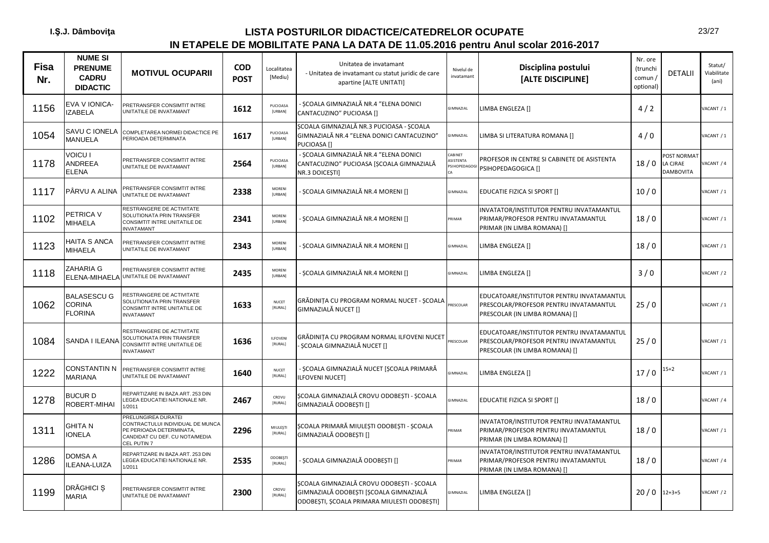I.Ş.J. Dâmboviţa

# LISTA POSTURILOR DIDACTICE/CATEDRELOR OCUPATE
## IN ETAPELE DE MOBILITATE PANA LA DATA DE 11.05.2016 pentru Anul scolar 2016-2017

| Fisa Nr. | NUME SI PRENUME CADRU DIDACTIC | MOTIVUL OCUPARII | COD POST | Localitatea [Mediu] | Unitatea de invatamant - Unitatea de invatamant cu statut juridic de care apartine [ALTE UNITATI] | Nivelul de invatamant | Disciplina postului [ALTE DISCIPLINE] | Nr. ore (trunchi comun / optional) | DETALII | Statut/ Viabilitate (ani) |
|---|---|---|---|---|---|---|---|---|---|---|
| 1156 | EVA V IONICA-IZABELA | PRETRANSFER CONSIMTIT INTRE UNITATILE DE INVATAMANT | 1612 | PUCIOASA [URBAN] | - ŞCOALA GIMNAZIALĂ NR.4 "ELENA DONICI CANTACUZINO" PUCIOASA [] | GIMNAZIAL | LIMBA ENGLEZA [] | 4 / 2 | | VACANT / 1 |
| 1054 | SAVU C IONELA MANUELA | COMPLETAREA NORMEI DIDACTICE PE PERIOADA DETERMINATA | 1617 | PUCIOASA [URBAN] | ŞCOALA GIMNAZIALĂ NR.3 PUCIOASA - ŞCOALA GIMNAZIALĂ NR.4 "ELENA DONICI CANTACUZINO" PUCIOASA [] | GIMNAZIAL | LIMBA SI LITERATURA ROMANA [] | 4 / 0 | | VACANT / 1 |
| 1178 | VOICU I ANDREEA ELENA | PRETRANSFER CONSIMTIT INTRE UNITATILE DE INVATAMANT | 2564 | PUCIOASA [URBAN] | - ŞCOALA GIMNAZIALĂ NR.4 "ELENA DONICI CANTACUZINO" PUCIOASA [ŞCOALA GIMNAZIALĂ NR.3 DOICEŞTI] | CABINET ASISTENTA PSIHOPEDAGOGICA | PROFESOR IN CENTRE SI CABINETE DE ASISTENTA PSIHOPEDAGOGICA [] | 18 / 0 | POST NORMAT LA CJRAE DAMBOVITA | VACANT / 4 |
| 1117 | PÂRVU A ALINA | PRETRANSFER CONSIMTIT INTRE UNITATILE DE INVATAMANT | 2338 | MORENI [URBAN] | - ŞCOALA GIMNAZIALĂ NR.4 MORENI [] | GIMNAZIAL | EDUCATIE FIZICA SI SPORT [] | 10 / 0 | | VACANT / 1 |
| 1102 | PETRICA V MIHAELA | RESTRANGERE DE ACTIVITATE SOLUTIONATA PRIN TRANSFER CONSIMTIT INTRE UNITATILE DE INVATAMANT | 2341 | MORENI [URBAN] | - ŞCOALA GIMNAZIALĂ NR.4 MORENI [] | PRIMAR | INVATATOR/INSTITUTOR PENTRU INVATAMANTUL PRIMAR/PROFESOR PENTRU INVATAMANTUL PRIMAR (IN LIMBA ROMANA) [] | 18 / 0 | | VACANT / 1 |
| 1123 | HAITA S ANCA MIHAELA | PRETRANSFER CONSIMTIT INTRE UNITATILE DE INVATAMANT | 2343 | MORENI [URBAN] | - ŞCOALA GIMNAZIALĂ NR.4 MORENI [] | GIMNAZIAL | LIMBA ENGLEZA [] | 18 / 0 | | VACANT / 1 |
| 1118 | ZAHARIA G ELENA-MIHAELA | PRETRANSFER CONSIMTIT INTRE UNITATILE DE INVATAMANT | 2435 | MORENI [URBAN] | - ŞCOALA GIMNAZIALĂ NR.4 MORENI [] | GIMNAZIAL | LIMBA ENGLEZA [] | 3 / 0 | | VACANT / 2 |
| 1062 | BALASESCU G CORINA FLORINA | RESTRANGERE DE ACTIVITATE SOLUTIONATA PRIN TRANSFER CONSIMTIT INTRE UNITATILE DE INVATAMANT | 1633 | NUCET [RURAL] | GRĂDINIŢA CU PROGRAM NORMAL NUCET - ŞCOALA GIMNAZIALĂ NUCET [] | PRESCOLAR | EDUCATOARE/INSTITUTOR PENTRU INVATAMANTUL PRESCOLAR/PROFESOR PENTRU INVATAMANTUL PRESCOLAR (IN LIMBA ROMANA) [] | 25 / 0 | | VACANT / 1 |
| 1084 | SANDA I ILEANA | RESTRANGERE DE ACTIVITATE SOLUTIONATA PRIN TRANSFER CONSIMTIT INTRE UNITATILE DE INVATAMANT | 1636 | ILFOVENI [RURAL] | GRĂDINIŢA CU PROGRAM NORMAL ILFOVENI NUCET - ŞCOALA GIMNAZIALĂ NUCET [] | PRESCOLAR | EDUCATOARE/INSTITUTOR PENTRU INVATAMANTUL PRESCOLAR/PROFESOR PENTRU INVATAMANTUL PRESCOLAR (IN LIMBA ROMANA) [] | 25 / 0 | | VACANT / 1 |
| 1222 | CONSTANTIN N MARIANA | PRETRANSFER CONSIMTIT INTRE UNITATILE DE INVATAMANT | 1640 | NUCET [RURAL] | - ŞCOALA GIMNAZIALĂ NUCET [ŞCOALA PRIMARĂ ILFOVENI NUCET] | GIMNAZIAL | LIMBA ENGLEZA [] | 17 / 0 | 15+2 | VACANT / 1 |
| 1278 | BUCUR D ROBERT-MIHAI | REPARTIZARE IN BAZA ART. 253 DIN LEGEA EDUCATIEI NATIONALE NR. 1/2011 | 2467 | CROVU [RURAL] | ŞCOALA GIMNAZIALĂ CROVU ODOBEŞTI - ŞCOALA GIMNAZIALĂ ODOBEŞTI [] | GIMNAZIAL | EDUCATIE FIZICA SI SPORT [] | 18 / 0 | | VACANT / 4 |
| 1311 | GHITA N IONELA | PRELUNGIREA DURATEI CONTRACTULUI INDIVIDUAL DE MUNCA PE PERIOADA DETERMINATA, CANDIDAT CU DEF. CU NOTA/MEDIA CEL PUTIN 7 | 2296 | MIULEŞTI [RURAL] | ŞCOALA PRIMARĂ MIULEŞTI ODOBEŞTI - ŞCOALA GIMNAZIALĂ ODOBEŞTI [] | PRIMAR | INVATATOR/INSTITUTOR PENTRU INVATAMANTUL PRIMAR/PROFESOR PENTRU INVATAMANTUL PRIMAR (IN LIMBA ROMANA) [] | 18 / 0 | | VACANT / 1 |
| 1286 | DOMSA A ILEANA-LUIZA | REPARTIZARE IN BAZA ART. 253 DIN LEGEA EDUCATIEI NATIONALE NR. 1/2011 | 2535 | ODOBEŞTI [RURAL] | - ŞCOALA GIMNAZIALĂ ODOBEŞTI [] | PRIMAR | INVATATOR/INSTITUTOR PENTRU INVATAMANTUL PRIMAR/PROFESOR PENTRU INVATAMANTUL PRIMAR (IN LIMBA ROMANA) [] | 18 / 0 | | VACANT / 4 |
| 1199 | DRĂGHICI Ş MARIA | PRETRANSFER CONSIMTIT INTRE UNITATILE DE INVATAMANT | 2300 | CROVU [RURAL] | ŞCOALA GIMNAZIALĂ CROVU ODOBEŞTI - ŞCOALA GIMNAZIALĂ ODOBEŞTI [ŞCOALA GIMNAZIALĂ ODOBEŞTI, ŞCOALA PRIMARA MIULESTI ODOBEŞTI] | GIMNAZIAL | LIMBA ENGLEZA [] | 20 / 0 | 12+3+5 | VACANT / 2 |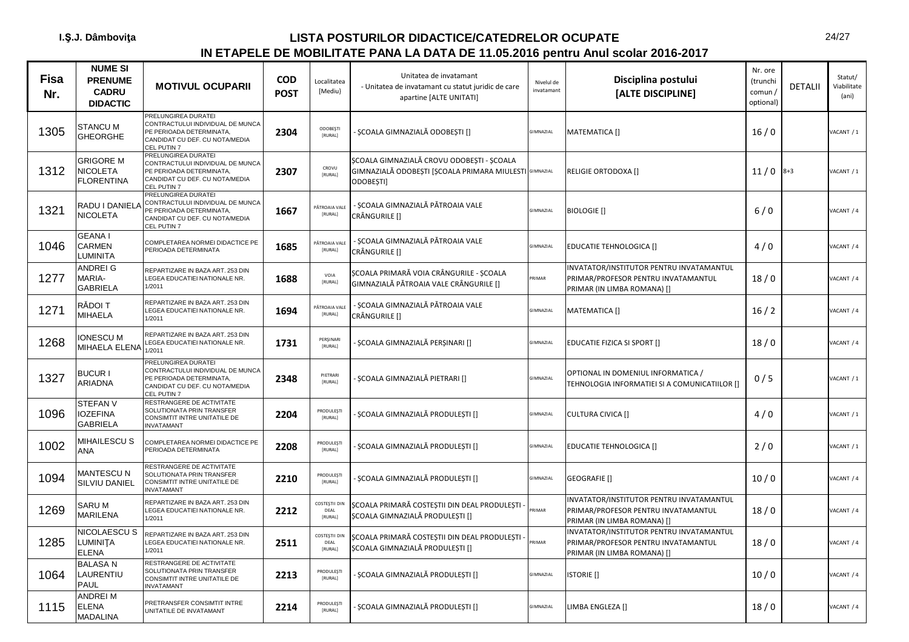I.Ș.J. Dâmbovița

# LISTA POSTURILOR DIDACTICE/CATEDRELOR OCUPATE
## IN ETAPELE DE MOBILITATE PANA LA DATA DE 11.05.2016 pentru Anul scolar 2016-2017

| Fisa Nr. | NUME SI PRENUME CADRU DIDACTIC | MOTIVUL OCUPARII | COD POST | Localitatea [Mediu] | Unitatea de invatamant - Unitatea de invatamant cu statut juridic de care apartine [ALTE UNITATI] | Nivelul de invatamant | Disciplina postului [ALTE DISCIPLINE] | Nr. ore (trunchi comun / optional) | DETALII | Statut/ Viabilitate (ani) |
|---|---|---|---|---|---|---|---|---|---|---|
| 1305 | STANCU M GHEORGHE | PRELUNGIREA DURATEI CONTRACTULUI INDIVIDUAL DE MUNCA PE PERIOADA DETERMINATA, CANDIDAT CU DEF. CU NOTA/MEDIA CEL PUTIN 7 | 2304 | ODOBEȘTI [RURAL] | - ȘCOALA GIMNAZIALĂ ODOBEȘTI [] | GIMNAZIAL | MATEMATICA [] | 16 / 0 | | VACANT / 1 |
| 1312 | GRIGORE M NICOLETA FLORENTINA | PRELUNGIREA DURATEI CONTRACTULUI INDIVIDUAL DE MUNCA PE PERIOADA DETERMINATA, CANDIDAT CU DEF. CU NOTA/MEDIA CEL PUTIN 7 | 2307 | CROVU [RURAL] | ȘCOALA GIMNAZIALĂ CROVU ODOBEȘTI - ȘCOALA GIMNAZIALĂ ODOBEȘTI [ȘCOALA PRIMARA MIULESTI ODOBEȘTI] | GIMNAZIAL | RELIGIE ORTODOXA [] | 11 / 0 | 8+3 | VACANT / 1 |
| 1321 | RADU I DANIELA NICOLETA | PRELUNGIREA DURATEI CONTRACTULUI INDIVIDUAL DE MUNCA PE PERIOADA DETERMINATA, CANDIDAT CU DEF. CU NOTA/MEDIA CEL PUTIN 7 | 1667 | PĂTROAIA VALE [RURAL] | - ȘCOALA GIMNAZIALĂ PĂTROAIA VALE CRÂNGURILE [] | GIMNAZIAL | BIOLOGIE [] | 6 / 0 | | VACANT / 4 |
| 1046 | GEANA I CARMEN LUMINITA | COMPLETAREA NORMEI DIDACTICE PE PERIOADA DETERMINATA | 1685 | PĂTROAIA VALE [RURAL] | - ȘCOALA GIMNAZIALĂ PĂTROAIA VALE CRÂNGURILE [] | GIMNAZIAL | EDUCATIE TEHNOLOGICA [] | 4 / 0 | | VACANT / 4 |
| 1277 | ANDREI G MARIA-GABRIELA | REPARTIZARE IN BAZA ART. 253 DIN LEGEA EDUCATIEI NATIONALE NR. 1/2011 | 1688 | VOIA [RURAL] | ȘCOALA PRIMARĂ VOIA CRÂNGURILE - ȘCOALA GIMNAZIALĂ PĂTROAIA VALE CRÂNGURILE [] | PRIMAR | INVATATOR/INSTITUTOR PENTRU INVATAMANTUL PRIMAR/PROFESOR PENTRU INVATAMANTUL PRIMAR (IN LIMBA ROMANA) [] | 18 / 0 | | VACANT / 4 |
| 1271 | RĂDOI T MIHAELA | REPARTIZARE IN BAZA ART. 253 DIN LEGEA EDUCATIEI NATIONALE NR. 1/2011 | 1694 | PĂTROAIA VALE [RURAL] | - ȘCOALA GIMNAZIALĂ PĂTROAIA VALE CRÂNGURILE [] | GIMNAZIAL | MATEMATICA [] | 16 / 2 | | VACANT / 4 |
| 1268 | IONESCU M MIHAELA ELENA | REPARTIZARE IN BAZA ART. 253 DIN LEGEA EDUCATIEI NATIONALE NR. 1/2011 | 1731 | PERȘINARI [RURAL] | - ȘCOALA GIMNAZIALĂ PERȘINARI [] | GIMNAZIAL | EDUCATIE FIZICA SI SPORT [] | 18 / 0 | | VACANT / 4 |
| 1327 | BUCUR I ARIADNA | PRELUNGIREA DURATEI CONTRACTULUI INDIVIDUAL DE MUNCA PE PERIOADA DETERMINATA, CANDIDAT CU DEF. CU NOTA/MEDIA CEL PUTIN 7 | 2348 | PIETRARI [RURAL] | - ȘCOALA GIMNAZIALĂ PIETRARI [] | GIMNAZIAL | OPTIONAL IN DOMENIUL INFORMATICA / TEHNOLOGIA INFORMATIEI SI A COMUNICATIILOR [] | 0 / 5 | | VACANT / 1 |
| 1096 | STEFAN V IOZEFINA GABRIELA | RESTRANGERE DE ACTIVITATE SOLUTIONATA PRIN TRANSFER CONSIMTIT INTRE UNITATILE DE INVATAMANT | 2204 | PRODULEȘTI [RURAL] | - ȘCOALA GIMNAZIALĂ PRODULEȘTI [] | GIMNAZIAL | CULTURA CIVICA [] | 4 / 0 | | VACANT / 1 |
| 1002 | MIHAILESCU S ANA | COMPLETAREA NORMEI DIDACTICE PE PERIOADA DETERMINATA | 2208 | PRODULEȘTI [RURAL] | - ȘCOALA GIMNAZIALĂ PRODULEȘTI [] | GIMNAZIAL | EDUCATIE TEHNOLOGICA [] | 2 / 0 | | VACANT / 1 |
| 1094 | MANTESCU N SILVIU DANIEL | RESTRANGERE DE ACTIVITATE SOLUTIONATA PRIN TRANSFER CONSIMTIT INTRE UNITATILE DE INVATAMANT | 2210 | PRODULEȘTI [RURAL] | - ȘCOALA GIMNAZIALĂ PRODULEȘTI [] | GIMNAZIAL | GEOGRAFIE [] | 10 / 0 | | VACANT / 4 |
| 1269 | SARU M MARILENA | REPARTIZARE IN BAZA ART. 253 DIN LEGEA EDUCATIEI NATIONALE NR. 1/2011 | 2212 | COSTEȘTII DIN DEAL [RURAL] | ȘCOALA PRIMARĂ COSTEȘTII DIN DEAL PRODULEȘTI - ȘCOALA GIMNAZIALĂ PRODULEȘTI [] | PRIMAR | INVATATOR/INSTITUTOR PENTRU INVATAMANTUL PRIMAR/PROFESOR PENTRU INVATAMANTUL PRIMAR (IN LIMBA ROMANA) [] | 18 / 0 | | VACANT / 4 |
| 1285 | NICOLAESCU S LUMINIȚA ELENA | REPARTIZARE IN BAZA ART. 253 DIN LEGEA EDUCATIEI NATIONALE NR. 1/2011 | 2511 | COSTEȘTII DIN DEAL [RURAL] | ȘCOALA PRIMARĂ COSTEȘTII DIN DEAL PRODULEȘTI - ȘCOALA GIMNAZIALĂ PRODULEȘTI [] | PRIMAR | INVATATOR/INSTITUTOR PENTRU INVATAMANTUL PRIMAR/PROFESOR PENTRU INVATAMANTUL PRIMAR (IN LIMBA ROMANA) [] | 18 / 0 | | VACANT / 4 |
| 1064 | BALASA N LAURENTIU PAUL | RESTRANGERE DE ACTIVITATE SOLUTIONATA PRIN TRANSFER CONSIMTIT INTRE UNITATILE DE INVATAMANT | 2213 | PRODULEȘTI [RURAL] | - ȘCOALA GIMNAZIALĂ PRODULEȘTI [] | GIMNAZIAL | ISTORIE [] | 10 / 0 | | VACANT / 4 |
| 1115 | ANDREI M ELENA MADALINA | PRETRANSFER CONSIMTIT INTRE UNITATILE DE INVATAMANT | 2214 | PRODULEȘTI [RURAL] | - ȘCOALA GIMNAZIALĂ PRODULEȘTI [] | GIMNAZIAL | LIMBA ENGLEZA [] | 18 / 0 | | VACANT / 4 |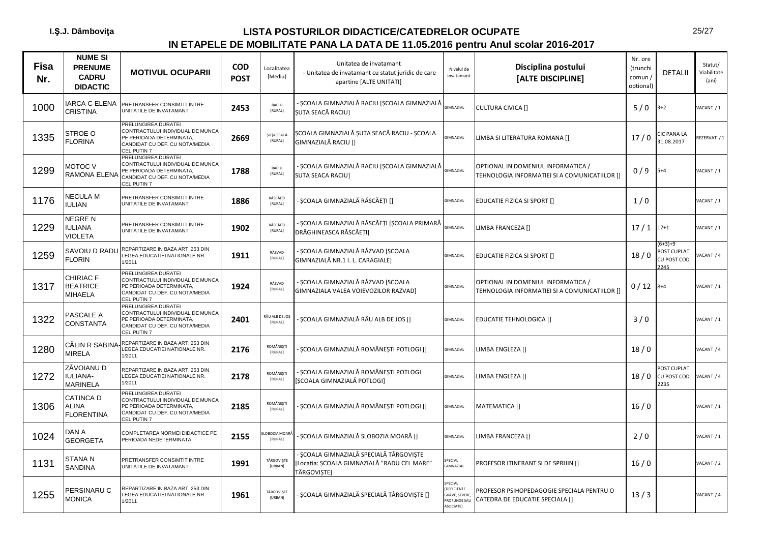I.Ș.J. Dâmbovița

# LISTA POSTURILOR DIDACTICE/CATEDRELOR OCUPATE
## IN ETAPELE DE MOBILITATE PANA LA DATA DE 11.05.2016 pentru Anul scolar 2016-2017

| Fisa Nr. | NUME SI PRENUME CADRU DIDACTIC | MOTIVUL OCUPARII | COD POST | Localitatea [Mediu] | Unitatea de invatamant - Unitatea de invatamant cu statut juridic de care apartine [ALTE UNITATI] | Nivelul de invatamant | Disciplina postului [ALTE DISCIPLINE] | Nr. ore (trunchi comun / optional) | DETALII | Statut/ Viabilitate (ani) |
|---|---|---|---|---|---|---|---|---|---|---|
| 1000 | IARCA C ELENA CRISTINA | PRETRANSFER CONSIMTIT INTRE UNITATILE DE INVATAMANT | 2453 | RACIU [RURAL] | - ȘCOALA GIMNAZIALĂ RACIU [ȘCOALA GIMNAZIALĂ ȘUȚA SEACĂ RACIU] | GIMNAZIAL | CULTURA CIVICA [] | 5 / 0 | 3+2 | VACANT / 1 |
| 1335 | STROE O FLORINA | PRELUNGIREA DURATEI CONTRACTULUI INDIVIDUAL DE MUNCA PE PERIOADA DETERMINATA, CANDIDAT CU DEF. CU NOTA/MEDIA CEL PUTIN 7 | 2669 | ȘUȚA SEACĂ [RURAL] | ȘCOALA GIMNAZIALĂ ȘUȚA SEACĂ RACIU - ȘCOALA GIMNAZIALĂ RACIU [] | GIMNAZIAL | LIMBA SI LITERATURA ROMANA [] | 17 / 0 | CIC PANA LA 31.08.2017 | REZERVAT / 1 |
| 1299 | MOTOC V RAMONA ELENA | PRELUNGIREA DURATEI CONTRACTULUI INDIVIDUAL DE MUNCA PE PERIOADA DETERMINATA, CANDIDAT CU DEF. CU NOTA/MEDIA CEL PUTIN 7 | 1788 | RACIU [RURAL] | - ȘCOALA GIMNAZIALĂ RACIU [ȘCOALA GIMNAZIALĂ SUTA SEACA RACIU] | GIMNAZIAL | OPTIONAL IN DOMENIUL INFORMATICA / TEHNOLOGIA INFORMATIEI SI A COMUNICATIILOR [] | 0 / 9 | 5+4 | VACANT / 1 |
| 1176 | NECULA M IULIAN | PRETRANSFER CONSIMTIT INTRE UNITATILE DE INVATAMANT | 1886 | RĂSCĂEȚI [RURAL] | - ȘCOALA GIMNAZIALĂ RĂSCĂEȚI [] | GIMNAZIAL | EDUCATIE FIZICA SI SPORT [] | 1 / 0 | | VACANT / 1 |
| 1229 | NEGRE N IULIANA VIOLETA | PRETRANSFER CONSIMTIT INTRE UNITATILE DE INVATAMANT | 1902 | RĂSCĂEȚI [RURAL] | - ȘCOALA GIMNAZIALĂ RĂSCĂEȚI [ȘCOALA PRIMARĂ DRĂGHINEASCA RĂSCĂEȚI] | GIMNAZIAL | LIMBA FRANCEZA [] | 17 / 1 | 17+1 | VACANT / 1 |
| 1259 | SAVOIU D RADU FLORIN | REPARTIZARE IN BAZA ART. 253 DIN LEGEA EDUCATIEI NATIONALE NR. 1/2011 | 1911 | RĂZVAD [RURAL] | - ȘCOALA GIMNAZIALĂ RĂZVAD [ȘCOALA GIMNAZIALĂ NR.1 I. L. CARAGIALE] | GIMNAZIAL | EDUCATIE FIZICA SI SPORT [] | 18 / 0 | (6+3)+9 POST CUPLAT CU POST COD 2245 | VACANT / 4 |
| 1317 | CHIRIAC F BEATRICE MIHAELA | PRELUNGIREA DURATEI CONTRACTULUI INDIVIDUAL DE MUNCA PE PERIOADA DETERMINATA, CANDIDAT CU DEF. CU NOTA/MEDIA CEL PUTIN 7 | 1924 | RĂZVAD [RURAL] | - ȘCOALA GIMNAZIALĂ RĂZVAD [SCOALA GIMNAZIALA VALEA VOIEVOZILOR RAZVAD] | GIMNAZIAL | OPTIONAL IN DOMENIUL INFORMATICA / TEHNOLOGIA INFORMATIEI SI A COMUNICATIILOR [] | 0 / 12 | 8+4 | VACANT / 1 |
| 1322 | PASCALE A CONSTANTA | PRELUNGIREA DURATEI CONTRACTULUI INDIVIDUAL DE MUNCA PE PERIOADA DETERMINATA, CANDIDAT CU DEF. CU NOTA/MEDIA CEL PUTIN 7 | 2401 | RÂU ALB DE JOS [RURAL] | - ȘCOALA GIMNAZIALĂ RÂU ALB DE JOS [] | GIMNAZIAL | EDUCATIE TEHNOLOGICA [] | 3 / 0 | | VACANT / 1 |
| 1280 | CĂLIN R SABINA-MIRELA | REPARTIZARE IN BAZA ART. 253 DIN LEGEA EDUCATIEI NATIONALE NR. 1/2011 | 2176 | ROMÂNEȘTI [RURAL] | - ȘCOALA GIMNAZIALĂ ROMÂNEȘTI POTLOGI [] | GIMNAZIAL | LIMBA ENGLEZA [] | 18 / 0 | | VACANT / 4 |
| 1272 | ZĂVOIANU D IULIANA-MARINELA | REPARTIZARE IN BAZA ART. 253 DIN LEGEA EDUCATIEI NATIONALE NR. 1/2011 | 2178 | ROMÂNEȘTI [RURAL] | - ȘCOALA GIMNAZIALĂ ROMÂNEȘTI POTLOGI [ȘCOALA GIMNAZIALĂ POTLOGI] | GIMNAZIAL | LIMBA ENGLEZA [] | 18 / 0 | POST CUPLAT CU POST COD 2235 | VACANT / 4 |
| 1306 | CATINCA D ALINA FLORENTINA | PRELUNGIREA DURATEI CONTRACTULUI INDIVIDUAL DE MUNCA PE PERIOADA DETERMINATA, CANDIDAT CU DEF. CU NOTA/MEDIA CEL PUTIN 7 | 2185 | ROMÂNEȘTI [RURAL] | - ȘCOALA GIMNAZIALĂ ROMÂNEȘTI POTLOGI [] | GIMNAZIAL | MATEMATICA [] | 16 / 0 | | VACANT / 1 |
| 1024 | DAN A GEORGETA | COMPLETAREA NORMEI DIDACTICE PE PERIOADA NEDETERMINATA | 2155 | SLOBOZIA MOARĂ [RURAL] | - ȘCOALA GIMNAZIALĂ SLOBOZIA MOARĂ [] | GIMNAZIAL | LIMBA FRANCEZA [] | 2 / 0 | | VACANT / 1 |
| 1131 | STANA N SANDINA | PRETRANSFER CONSIMTIT INTRE UNITATILE DE INVATAMANT | 1991 | TÂRGOVIȘTE [URBAN] | - ȘCOALA GIMNAZIALĂ SPECIALĂ TÂRGOVIȘTE [Locatia: ȘCOALA GIMNAZIALĂ "RADU CEL MARE" TÂRGOVIȘTE] | SPECIAL GIMNAZIAL | PROFESOR ITINERANT SI DE SPRIJIN [] | 16 / 0 | | VACANT / 2 |
| 1255 | PERSINARU C MONICA | REPARTIZARE IN BAZA ART. 253 DIN LEGEA EDUCATIEI NATIONALE NR. 1/2011 | 1961 | TÂRGOVIȘTE [URBAN] | - ȘCOALA GIMNAZIALĂ SPECIALĂ TÂRGOVIȘTE [] | SPECIAL (DEFICIENTE GRAVE, SEVERE, PROFUNDE SAU ASOCIATE) | PROFESOR PSIHOPEDAGOGIE SPECIALA PENTRU O CATEDRA DE EDUCATIE SPECIALA [] | 13 / 3 | | VACANT / 4 |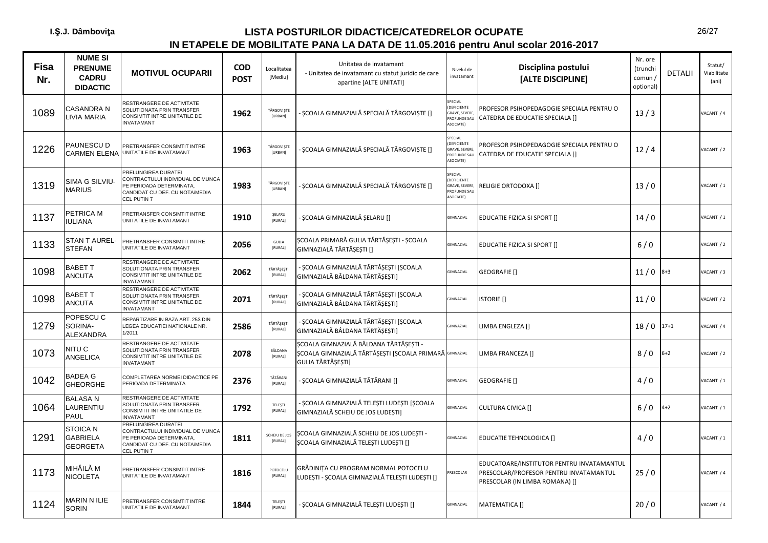I.Ş.J. Dâmboviţa

# LISTA POSTURILOR DIDACTICE/CATEDRELOR OCUPATE
## IN ETAPELE DE MOBILITATE PANA LA DATA DE 11.05.2016 pentru Anul scolar 2016-2017

| Fisa Nr. | NUME SI PRENUME CADRU DIDACTIC | MOTIVUL OCUPARII | COD POST | Localitatea [Mediu] | Unitatea de invatamant - Unitatea de invatamant cu statut juridic de care apartine [ALTE UNITATI] | Nivelul de invatamant | Disciplina postului [ALTE DISCIPLINE] | Nr. ore (trunchi comun / optional) | DETALII | Statut/ Viabilitate (ani) |
|---|---|---|---|---|---|---|---|---|---|---|
| 1089 | CASANDRA N LIVIA MARIA | RESTRANGERE DE ACTIVITATE SOLUTIONATA PRIN TRANSFER CONSIMTIT INTRE UNITATILE DE INVATAMANT | **1962** | TÂRGOVIŞTE [URBAN] | - ŞCOALA GIMNAZIALĂ SPECIALĂ TÂRGOVIŞTE [] | SPECIAL (DEFICIENTE GRAVE, SEVERE, PROFUNDE SAU ASOCIATE) | PROFESOR PSIHOPEDAGOGIE SPECIALA PENTRU O CATEDRA DE EDUCATIE SPECIALA [] | 13 / 3 | | VACANT / 4 |
| 1226 | PAUNESCU D CARMEN ELENA | PRETRANSFER CONSIMTIT INTRE UNITATILE DE INVATAMANT | **1963** | TÂRGOVIŞTE [URBAN] | - ŞCOALA GIMNAZIALĂ SPECIALĂ TÂRGOVIŞTE [] | SPECIAL (DEFICIENTE GRAVE, SEVERE, PROFUNDE SAU ASOCIATE) | PROFESOR PSIHOPEDAGOGIE SPECIALA PENTRU O CATEDRA DE EDUCATIE SPECIALA [] | 12 / 4 | | VACANT / 2 |
| 1319 | SIMA G SILVIU-MARIUS | PRELUNGIREA DURATEI CONTRACTULUI INDIVIDUAL DE MUNCA PE PERIOADA DETERMINATA, CANDIDAT CU DEF. CU NOTA/MEDIA CEL PUTIN 7 | **1983** | TÂRGOVIŞTE [URBAN] | - ŞCOALA GIMNAZIALĂ SPECIALĂ TÂRGOVIŞTE [] | SPECIAL (DEFICIENTE GRAVE, SEVERE, PROFUNDE SAU ASOCIATE) | RELIGIE ORTODOXA [] | 13 / 0 | | VACANT / 1 |
| 1137 | PETRICA M IULIANA | PRETRANSFER CONSIMTIT INTRE UNITATILE DE INVATAMANT | **1910** | ŞELARU [RURAL] | - ŞCOALA GIMNAZIALĂ ŞELARU [] | GIMNAZIAL | EDUCATIE FIZICA SI SPORT [] | 14 / 0 | | VACANT / 1 |
| 1133 | STAN T AUREL-STEFAN | PRETRANSFER CONSIMTIT INTRE UNITATILE DE INVATAMANT | **2056** | GULIA [RURAL] | ŞCOALA PRIMARĂ GULIA TĂRTĂŞEŞTI - ŞCOALA GIMNAZIALĂ TĂRTĂŞEŞTI [] | GIMNAZIAL | EDUCATIE FIZICA SI SPORT [] | 6 / 0 | | VACANT / 2 |
| 1098 | BABET T ANCUTA | RESTRANGERE DE ACTIVITATE SOLUTIONATA PRIN TRANSFER CONSIMTIT INTRE UNITATILE DE INVATAMANT | **2062** | TĂRTĂŞEŞTI [RURAL] | - ŞCOALA GIMNAZIALĂ TĂRTĂŞEŞTI [ŞCOALA GIMNAZIALĂ BÂLDANA TĂRTĂŞEŞTI] | GIMNAZIAL | GEOGRAFIE [] | 11 / 0 | 8+3 | VACANT / 3 |
| 1098 | BABET T ANCUTA | RESTRANGERE DE ACTIVITATE SOLUTIONATA PRIN TRANSFER CONSIMTIT INTRE UNITATILE DE INVATAMANT | **2071** | TĂRTĂŞEŞTI [RURAL] | - ŞCOALA GIMNAZIALĂ TĂRTĂŞEŞTI [ŞCOALA GIMNAZIALĂ BÂLDANA TĂRTĂŞEŞTI] | GIMNAZIAL | ISTORIE [] | 11 / 0 | | VACANT / 2 |
| 1279 | POPESCU C SORINA-ALEXANDRA | REPARTIZARE IN BAZA ART. 253 DIN LEGEA EDUCATIEI NATIONALE NR. 1/2011 | **2586** | TĂRTĂŞEŞTI [RURAL] | - ŞCOALA GIMNAZIALĂ TĂRTĂŞEŞTI [ŞCOALA GIMNAZIALĂ BÂLDANA TĂRTĂŞEŞTI] | GIMNAZIAL | LIMBA ENGLEZA [] | 18 / 0 | 17+1 | VACANT / 4 |
| 1073 | NITU C ANGELICA | RESTRANGERE DE ACTIVITATE SOLUTIONATA PRIN TRANSFER CONSIMTIT INTRE UNITATILE DE INVATAMANT | **2078** | BÂLDANA [RURAL] | ŞCOALA GIMNAZIALĂ BÂLDANA TĂRTĂŞEŞTI - ŞCOALA GIMNAZIALĂ TĂRTĂŞEŞTI [ŞCOALA PRIMARĂ GULIA TĂRTĂŞEŞTI] | GIMNAZIAL | LIMBA FRANCEZA [] | 8 / 0 | 6+2 | VACANT / 2 |
| 1042 | BADEA G GHEORGHE | COMPLETAREA NORMEI DIDACTICE PE PERIOADA DETERMINATA | **2376** | TĂTĂRANI [RURAL] | - ŞCOALA GIMNAZIALĂ TĂTĂRANI [] | GIMNAZIAL | GEOGRAFIE [] | 4 / 0 | | VACANT / 1 |
| 1064 | BALASA N LAURENTIU PAUL | RESTRANGERE DE ACTIVITATE SOLUTIONATA PRIN TRANSFER CONSIMTIT INTRE UNITATILE DE INVATAMANT | **1792** | TELEŞTI [RURAL] | - ŞCOALA GIMNAZIALĂ TELEŞTI LUDEŞTI [ŞCOALA GIMNAZIALĂ SCHEIU DE JOS LUDEŞTI] | GIMNAZIAL | CULTURA CIVICA [] | 6 / 0 | 4+2 | VACANT / 1 |
| 1291 | STOICA N GABRIELA GEORGETA | PRELUNGIREA DURATEI CONTRACTULUI INDIVIDUAL DE MUNCA PE PERIOADA DETERMINATA, CANDIDAT CU DEF. CU NOTA/MEDIA CEL PUTIN 7 | **1811** | SCHEIU DE JOS [RURAL] | ŞCOALA GIMNAZIALĂ SCHEIU DE JOS LUDEŞTI - ŞCOALA GIMNAZIALĂ TELEŞTI LUDEŞTI [] | GIMNAZIAL | EDUCATIE TEHNOLOGICA [] | 4 / 0 | | VACANT / 1 |
| 1173 | MIHĂILĂ M NICOLETA | PRETRANSFER CONSIMTIT INTRE UNITATILE DE INVATAMANT | **1816** | POTOCELU [RURAL] | GRĂDINIŢA CU PROGRAM NORMAL POTOCELU LUDEŞTI - ŞCOALA GIMNAZIALĂ TELEŞTI LUDEŞTI [] | PRESCOLAR | EDUCATOARE/INSTITUTOR PENTRU INVATAMANTUL PRESCOLAR/PROFESOR PENTRU INVATAMANTUL PRESCOLAR (IN LIMBA ROMANA) [] | 25 / 0 | | VACANT / 4 |
| 1124 | MARIN N ILIE SORIN | PRETRANSFER CONSIMTIT INTRE UNITATILE DE INVATAMANT | **1844** | TELEŞTI [RURAL] | - ŞCOALA GIMNAZIALĂ TELEŞTI LUDEŞTI [] | GIMNAZIAL | MATEMATICA [] | 20 / 0 | | VACANT / 4 |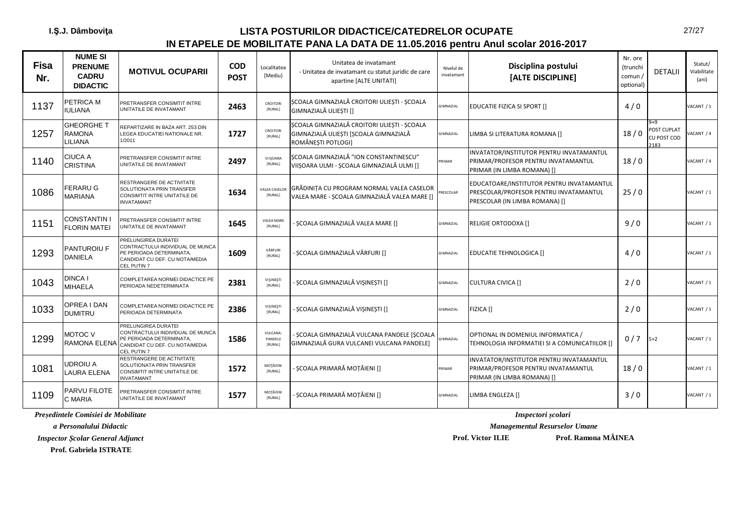I.Ş.J. Dâmboviţa

# LISTA POSTURILOR DIDACTICE/CATEDRELOR OCUPATE IN ETAPELE DE MOBILITATE PANA LA DATA DE 11.05.2016 pentru Anul scolar 2016-2017

| Fisa Nr. | NUME SI PRENUME CADRU DIDACTIC | MOTIVUL OCUPARII | COD POST | Localitatea [Mediu] | Unitatea de invatamant - Unitatea de invatamant cu statut juridic de care apartine [ALTE UNITATI] | Nivelul de invatamant | Disciplina postului [ALTE DISCIPLINE] | Nr. ore (trunchi comun / optional) | DETALII | Statut/ Viabilitate (ani) |
|---|---|---|---|---|---|---|---|---|---|---|
| 1137 | PETRICA M IULIANA | PRETRANSFER CONSIMTIT INTRE UNITATILE DE INVATAMANT | 2463 | CROITORI [RURAL] | ŞCOALA GIMNAZIALĂ CROITORI ULIEŞTI - ŞCOALA GIMNAZIALĂ ULIEŞTI [] | GIMNAZIAL | EDUCATIE FIZICA SI SPORT [] | 4 / 0 | | VACANT / 1 |
| 1257 | GHEORGHE T RAMONA LILIANA | REPARTIZARE IN BAZA ART. 253 DIN LEGEA EDUCATIEI NATIONALE NR. 1/2011 | 1727 | CROITORI [RURAL] | ŞCOALA GIMNAZIALĂ CROITORI ULIEŞTI - ŞCOALA GIMNAZIALĂ ULIEŞTI [ŞCOALA GIMNAZIALĂ ROMÂNEŞTI POTLOGI] | GIMNAZIAL | LIMBA SI LITERATURA ROMANA [] | 18 / 0 | 9+9 POST CUPLAT CU POST COD 2183 | VACANT / 4 |
| 1140 | CIUCA A CRISTINA | PRETRANSFER CONSIMTIT INTRE UNITATILE DE INVATAMANT | 2497 | VIIŞOARA [RURAL] | ŞCOALA GIMNAZIALĂ "ION CONSTANTINESCU" VIIŞOARA ULMI - ŞCOALA GIMNAZIALĂ ULMI [] | PRIMAR | INVATATOR/INSTITUTOR PENTRU INVATAMANTUL PRIMAR/PROFESOR PENTRU INVATAMANTUL PRIMAR (IN LIMBA ROMANA) [] | 18 / 0 | | VACANT / 4 |
| 1086 | FERARU G MARIANA | RESTRANGERE DE ACTIVITATE SOLUTIONATA PRIN TRANSFER CONSIMTIT INTRE UNITATILE DE INVATAMANT | 1634 | VALEA CASELOR [RURAL] | GRĂDINIŢA CU PROGRAM NORMAL VALEA CASELOR VALEA MARE - ŞCOALA GIMNAZIALĂ VALEA MARE [] | PRESCOLAR | EDUCATOARE/INSTITUTOR PENTRU INVATAMANTUL PRESCOLAR/PROFESOR PENTRU INVATAMANTUL PRESCOLAR (IN LIMBA ROMANA) [] | 25 / 0 | | VACANT / 1 |
| 1151 | CONSTANTIN I FLORIN MATEI | PRETRANSFER CONSIMTIT INTRE UNITATILE DE INVATAMANT | 1645 | VALEA MARE [RURAL] | - ŞCOALA GIMNAZIALĂ VALEA MARE [] | GIMNAZIAL | RELIGIE ORTODOXA [] | 9 / 0 | | VACANT / 1 |
| 1293 | PANTUROIU F DANIELA | PRELUNGIREA DURATEI CONTRACTULUI INDIVIDUAL DE MUNCA PE PERIOADA DETERMINATA, CANDIDAT CU DEF. CU NOTA/MEDIA CEL PUTIN 7 | 1609 | VÂRFURI [RURAL] | - ŞCOALA GIMNAZIALĂ VÂRFURI [] | GIMNAZIAL | EDUCATIE TEHNOLOGICA [] | 4 / 0 | | VACANT / 1 |
| 1043 | DINCA I MIHAELA | COMPLETAREA NORMEI DIDACTICE PE PERIOADA NEDETERMINATA | 2381 | VIŞINEŞTI [RURAL] | - ŞCOALA GIMNAZIALĂ VIŞINEŞTI [] | GIMNAZIAL | CULTURA CIVICA [] | 2 / 0 | | VACANT / 1 |
| 1033 | OPREA I DAN DUMITRU | COMPLETAREA NORMEI DIDACTICE PE PERIOADA DETERMINATA | 2386 | VIŞINEŞTI [RURAL] | - ŞCOALA GIMNAZIALĂ VIŞINEŞTI [] | GIMNAZIAL | FIZICA [] | 2 / 0 | | VACANT / 1 |
| 1299 | MOTOC V RAMONA ELENA | PRELUNGIREA DURATEI CONTRACTULUI INDIVIDUAL DE MUNCA PE PERIOADA DETERMINATA, CANDIDAT CU DEF. CU NOTA/MEDIA CEL PUTIN 7 | 1586 | VULCANA-PANDELE [RURAL] | - ŞCOALA GIMNAZIALĂ VULCANA PANDELE [ŞCOALA GIMNAZIALĂ GURA VULCANEI VULCANA PANDELE] | GIMNAZIAL | OPTIONAL IN DOMENIUL INFORMATICA / TEHNOLOGIA INFORMATIEI SI A COMUNICATIILOR [] | 0 / 7 | 5+2 | VACANT / 1 |
| 1081 | UDROIU A LAURA ELENA | RESTRANGERE DE ACTIVITATE SOLUTIONATA PRIN TRANSFER CONSIMTIT INTRE UNITATILE DE INVATAMANT | 1572 | MOŢĂIENI [RURAL] | - ŞCOALA PRIMARĂ MOŢĂIENI [] | PRIMAR | INVATATOR/INSTITUTOR PENTRU INVATAMANTUL PRIMAR/PROFESOR PENTRU INVATAMANTUL PRIMAR (IN LIMBA ROMANA) [] | 18 / 0 | | VACANT / 1 |
| 1109 | PARVU FILOTE C MARIA | PRETRANSFER CONSIMTIT INTRE UNITATILE DE INVATAMANT | 1577 | MOŢĂIENI [RURAL] | - ŞCOALA PRIMARĂ MOŢĂIENI [] | GIMNAZIAL | LIMBA ENGLEZA [] | 3 / 0 | | VACANT / 1 |

***Preşedintele Comisiei de Mobilitate***
***a Personalului Didactic***
***Inspector Şcolar General Adjunct***
**Prof. Gabriela ISTRATE**

***Inspectori şcolari***
***Managementul Resurselor Umane***
**Prof. Victor ILIE** **Prof. Ramona MÂINEA**